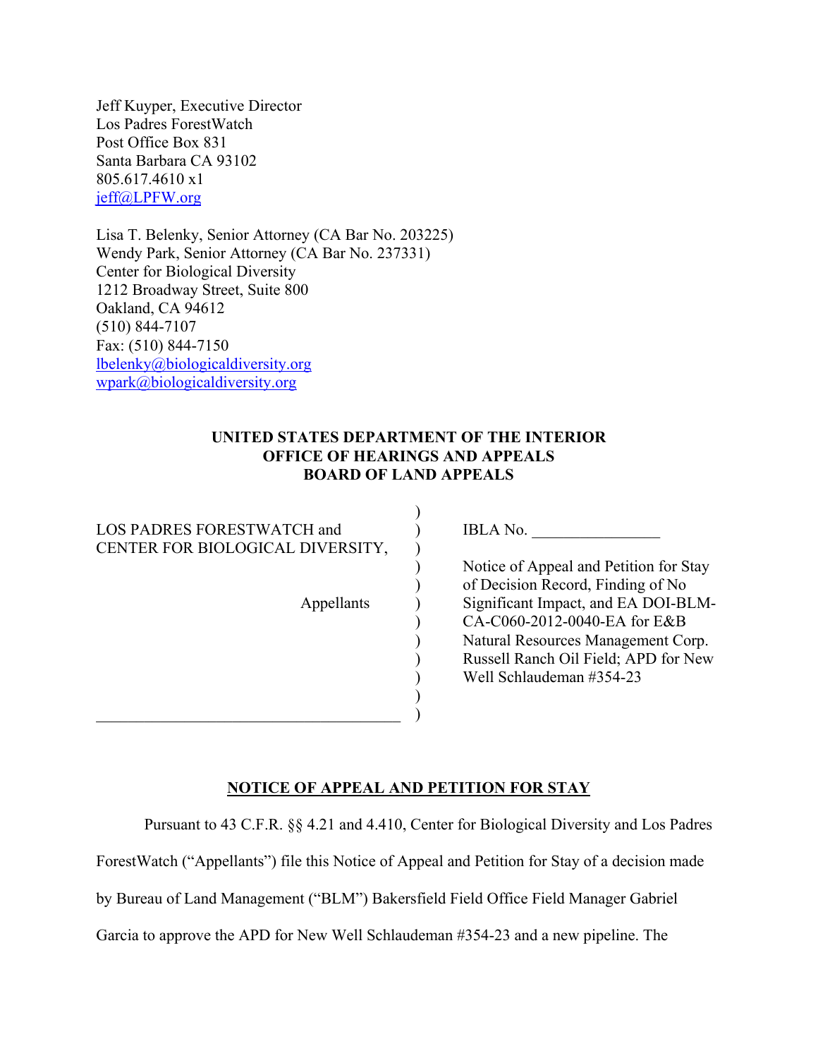Jeff Kuyper, Executive Director
Los Padres ForestWatch
Post Office Box 831
Santa Barbara CA 93102
805.617.4610 x1
jeff@LPFW.org

Lisa T. Belenky, Senior Attorney (CA Bar No. 203225)
Wendy Park, Senior Attorney (CA Bar No. 237331)
Center for Biological Diversity
1212 Broadway Street, Suite 800
Oakland, CA 94612
(510) 844-7107
Fax: (510) 844-7150
lbelenky@biologicaldiversity.org
wpark@biologicaldiversity.org

**UNITED STATES DEPARTMENT OF THE INTERIOR**
**OFFICE OF HEARINGS AND APPEALS**
**BOARD OF LAND APPEALS**

| | |
|---|---|
| LOS PADRES FORESTWATCH and CENTER FOR BIOLOGICAL DIVERSITY,<br><br>Appellants | IBLA No. ________________<br><br>Notice of Appeal and Petition for Stay of Decision Record, Finding of No Significant Impact, and EA DOI-BLM-CA-C060-2012-0040-EA for E&B Natural Resources Management Corp. Russell Ranch Oil Field; APD for New Well Schlaudeman #354-23 |

**NOTICE OF APPEAL AND PETITION FOR STAY**

Pursuant to 43 C.F.R. §§ 4.21 and 4.410, Center for Biological Diversity and Los Padres ForestWatch ("Appellants") file this Notice of Appeal and Petition for Stay of a decision made by Bureau of Land Management ("BLM") Bakersfield Field Office Field Manager Gabriel Garcia to approve the APD for New Well Schlaudeman #354-23 and a new pipeline. The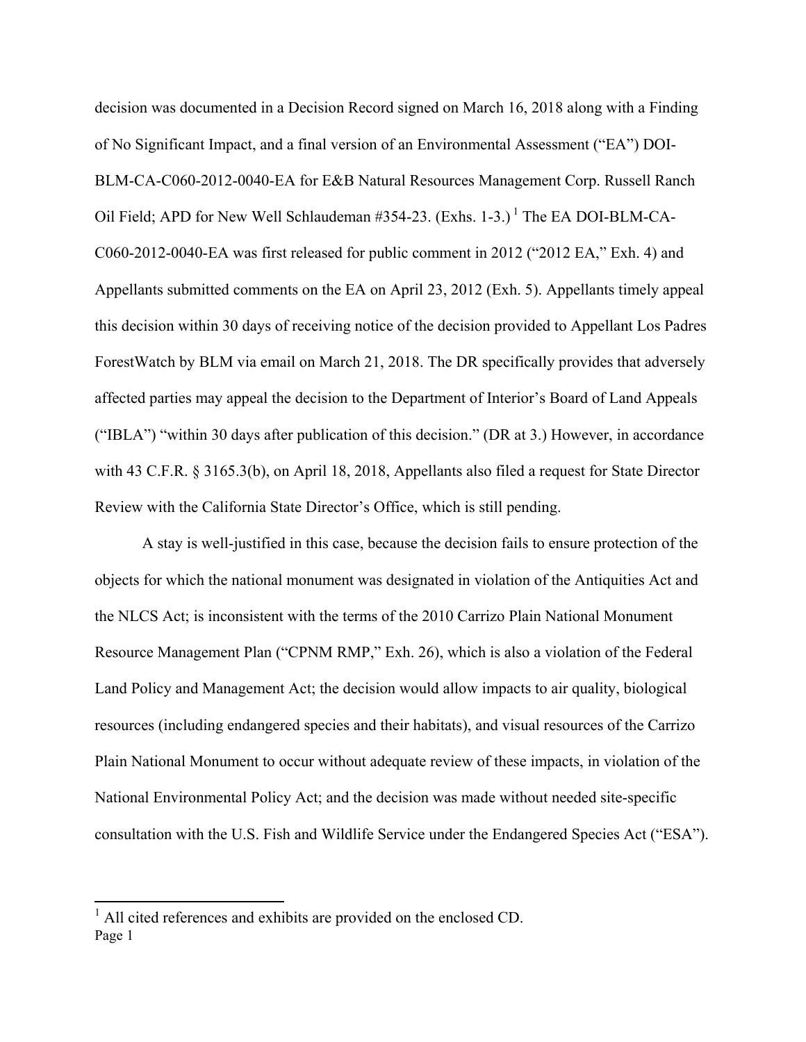decision was documented in a Decision Record signed on March 16, 2018 along with a Finding of No Significant Impact, and a final version of an Environmental Assessment ("EA") DOI-BLM-CA-C060-2012-0040-EA for E&B Natural Resources Management Corp. Russell Ranch Oil Field; APD for New Well Schlaudeman #354-23. (Exhs. 1-3.) [1] The EA DOI-BLM-CA-C060-2012-0040-EA was first released for public comment in 2012 ("2012 EA," Exh. 4) and Appellants submitted comments on the EA on April 23, 2012 (Exh. 5). Appellants timely appeal this decision within 30 days of receiving notice of the decision provided to Appellant Los Padres ForestWatch by BLM via email on March 21, 2018. The DR specifically provides that adversely affected parties may appeal the decision to the Department of Interior's Board of Land Appeals ("IBLA") "within 30 days after publication of this decision." (DR at 3.) However, in accordance with 43 C.F.R. § 3165.3(b), on April 18, 2018, Appellants also filed a request for State Director Review with the California State Director's Office, which is still pending.

A stay is well-justified in this case, because the decision fails to ensure protection of the objects for which the national monument was designated in violation of the Antiquities Act and the NLCS Act; is inconsistent with the terms of the 2010 Carrizo Plain National Monument Resource Management Plan ("CPNM RMP," Exh. 26), which is also a violation of the Federal Land Policy and Management Act; the decision would allow impacts to air quality, biological resources (including endangered species and their habitats), and visual resources of the Carrizo Plain National Monument to occur without adequate review of these impacts, in violation of the National Environmental Policy Act; and the decision was made without needed site-specific consultation with the U.S. Fish and Wildlife Service under the Endangered Species Act ("ESA").

[1] All cited references and exhibits are provided on the enclosed CD.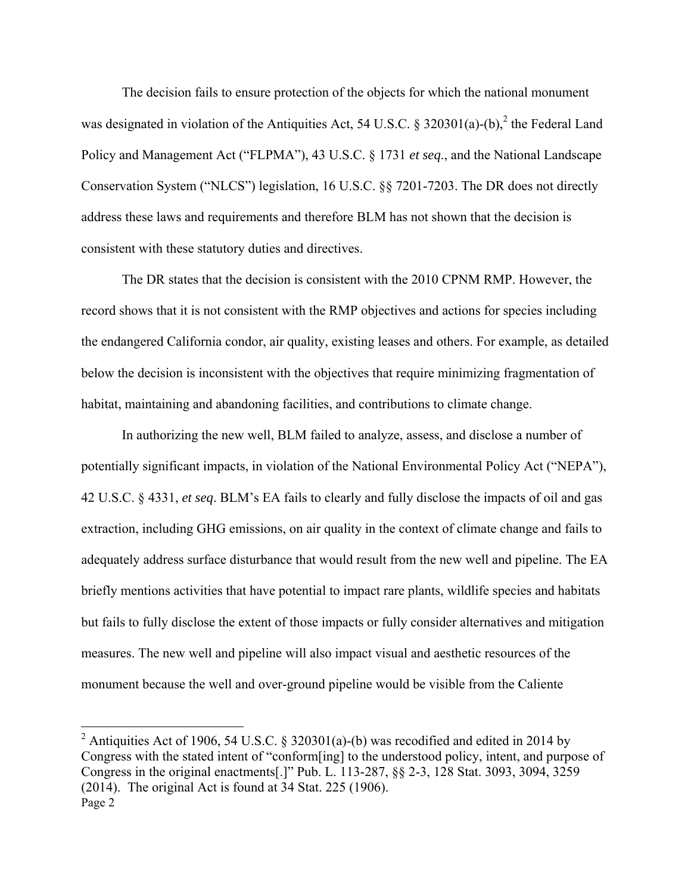The decision fails to ensure protection of the objects for which the national monument was designated in violation of the Antiquities Act, 54 U.S.C. § 320301(a)-(b),[2] the Federal Land Policy and Management Act ("FLPMA"), 43 U.S.C. § 1731 *et seq*., and the National Landscape Conservation System ("NLCS") legislation, 16 U.S.C. §§ 7201-7203. The DR does not directly address these laws and requirements and therefore BLM has not shown that the decision is consistent with these statutory duties and directives.

The DR states that the decision is consistent with the 2010 CPNM RMP. However, the record shows that it is not consistent with the RMP objectives and actions for species including the endangered California condor, air quality, existing leases and others. For example, as detailed below the decision is inconsistent with the objectives that require minimizing fragmentation of habitat, maintaining and abandoning facilities, and contributions to climate change.

In authorizing the new well, BLM failed to analyze, assess, and disclose a number of potentially significant impacts, in violation of the National Environmental Policy Act ("NEPA"), 42 U.S.C. § 4331, *et seq*. BLM's EA fails to clearly and fully disclose the impacts of oil and gas extraction, including GHG emissions, on air quality in the context of climate change and fails to adequately address surface disturbance that would result from the new well and pipeline. The EA briefly mentions activities that have potential to impact rare plants, wildlife species and habitats but fails to fully disclose the extent of those impacts or fully consider alternatives and mitigation measures. The new well and pipeline will also impact visual and aesthetic resources of the monument because the well and over-ground pipeline would be visible from the Caliente

---

[2] Antiquities Act of 1906, 54 U.S.C. § 320301(a)-(b) was recodified and edited in 2014 by Congress with the stated intent of "conform[ing] to the understood policy, intent, and purpose of Congress in the original enactments[.]" Pub. L. 113-287, §§ 2-3, 128 Stat. 3093, 3094, 3259 (2014). The original Act is found at 34 Stat. 225 (1906).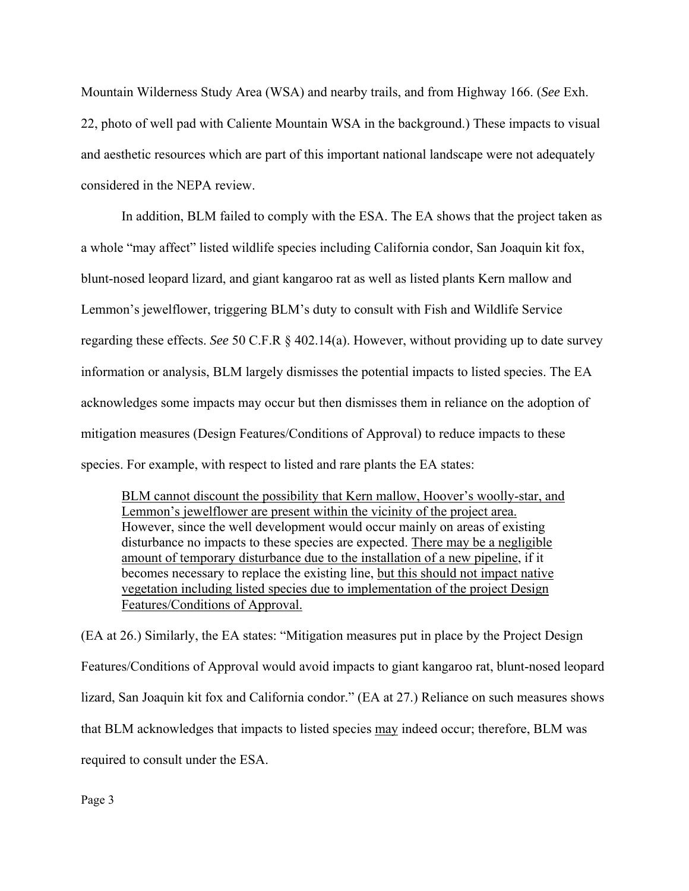Mountain Wilderness Study Area (WSA) and nearby trails, and from Highway 166. (*See* Exh. 22, photo of well pad with Caliente Mountain WSA in the background.) These impacts to visual and aesthetic resources which are part of this important national landscape were not adequately considered in the NEPA review.

In addition, BLM failed to comply with the ESA. The EA shows that the project taken as a whole "may affect" listed wildlife species including California condor, San Joaquin kit fox, blunt-nosed leopard lizard, and giant kangaroo rat as well as listed plants Kern mallow and Lemmon's jewelflower, triggering BLM's duty to consult with Fish and Wildlife Service regarding these effects. *See* 50 C.F.R § 402.14(a). However, without providing up to date survey information or analysis, BLM largely dismisses the potential impacts to listed species. The EA acknowledges some impacts may occur but then dismisses them in reliance on the adoption of mitigation measures (Design Features/Conditions of Approval) to reduce impacts to these species. For example, with respect to listed and rare plants the EA states:

> <u>BLM cannot discount the possibility that Kern mallow, Hoover's woolly-star, and Lemmon's jewelflower are present within the vicinity of the project area.</u> However, since the well development would occur mainly on areas of existing disturbance no impacts to these species are expected. <u>There may be a negligible amount of temporary disturbance due to the installation of a new pipeline</u>, if it becomes necessary to replace the existing line, <u>but this should not impact native vegetation including listed species due to implementation of the project Design Features/Conditions of Approval.</u>

(EA at 26.) Similarly, the EA states: "Mitigation measures put in place by the Project Design Features/Conditions of Approval would avoid impacts to giant kangaroo rat, blunt-nosed leopard lizard, San Joaquin kit fox and California condor." (EA at 27.) Reliance on such measures shows that BLM acknowledges that impacts to listed species <u>may</u> indeed occur; therefore, BLM was required to consult under the ESA.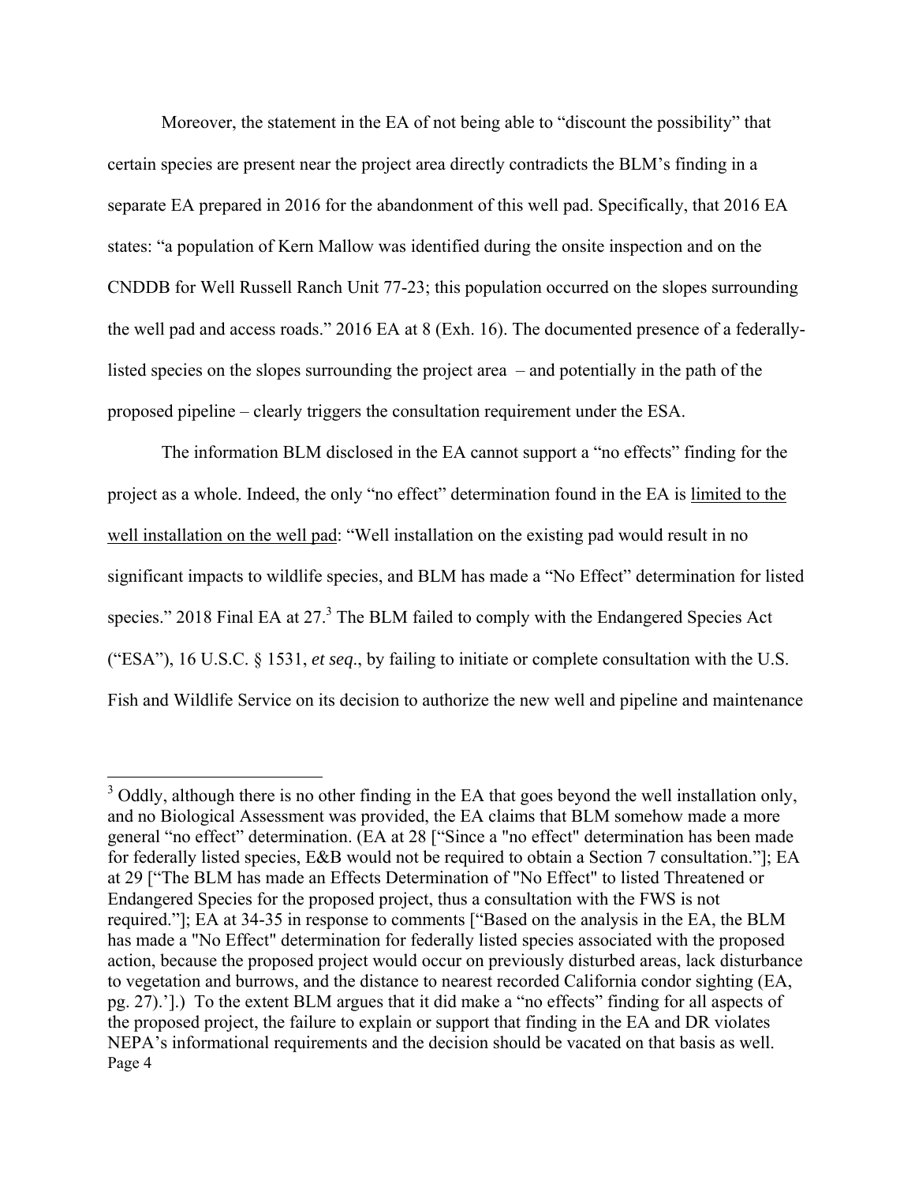Moreover, the statement in the EA of not being able to "discount the possibility" that certain species are present near the project area directly contradicts the BLM's finding in a separate EA prepared in 2016 for the abandonment of this well pad. Specifically, that 2016 EA states: "a population of Kern Mallow was identified during the onsite inspection and on the CNDDB for Well Russell Ranch Unit 77-23; this population occurred on the slopes surrounding the well pad and access roads." 2016 EA at 8 (Exh. 16). The documented presence of a federally-listed species on the slopes surrounding the project area – and potentially in the path of the proposed pipeline – clearly triggers the consultation requirement under the ESA.

The information BLM disclosed in the EA cannot support a "no effects" finding for the project as a whole. Indeed, the only "no effect" determination found in the EA is <u>limited to the well installation on the well pad</u>: "Well installation on the existing pad would result in no significant impacts to wildlife species, and BLM has made a "No Effect" determination for listed species." 2018 Final EA at 27.[3] The BLM failed to comply with the Endangered Species Act ("ESA"), 16 U.S.C. § 1531, *et seq*., by failing to initiate or complete consultation with the U.S. Fish and Wildlife Service on its decision to authorize the new well and pipeline and maintenance

---

[3] Oddly, although there is no other finding in the EA that goes beyond the well installation only, and no Biological Assessment was provided, the EA claims that BLM somehow made a more general "no effect" determination. (EA at 28 ["Since a "no effect" determination has been made for federally listed species, E&B would not be required to obtain a Section 7 consultation."]; EA at 29 ["The BLM has made an Effects Determination of "No Effect" to listed Threatened or Endangered Species for the proposed project, thus a consultation with the FWS is not required."]; EA at 34-35 in response to comments ["Based on the analysis in the EA, the BLM has made a "No Effect" determination for federally listed species associated with the proposed action, because the proposed project would occur on previously disturbed areas, lack disturbance to vegetation and burrows, and the distance to nearest recorded California condor sighting (EA, pg. 27).']].) To the extent BLM argues that it did make a "no effects" finding for all aspects of the proposed project, the failure to explain or support that finding in the EA and DR violates NEPA's informational requirements and the decision should be vacated on that basis as well.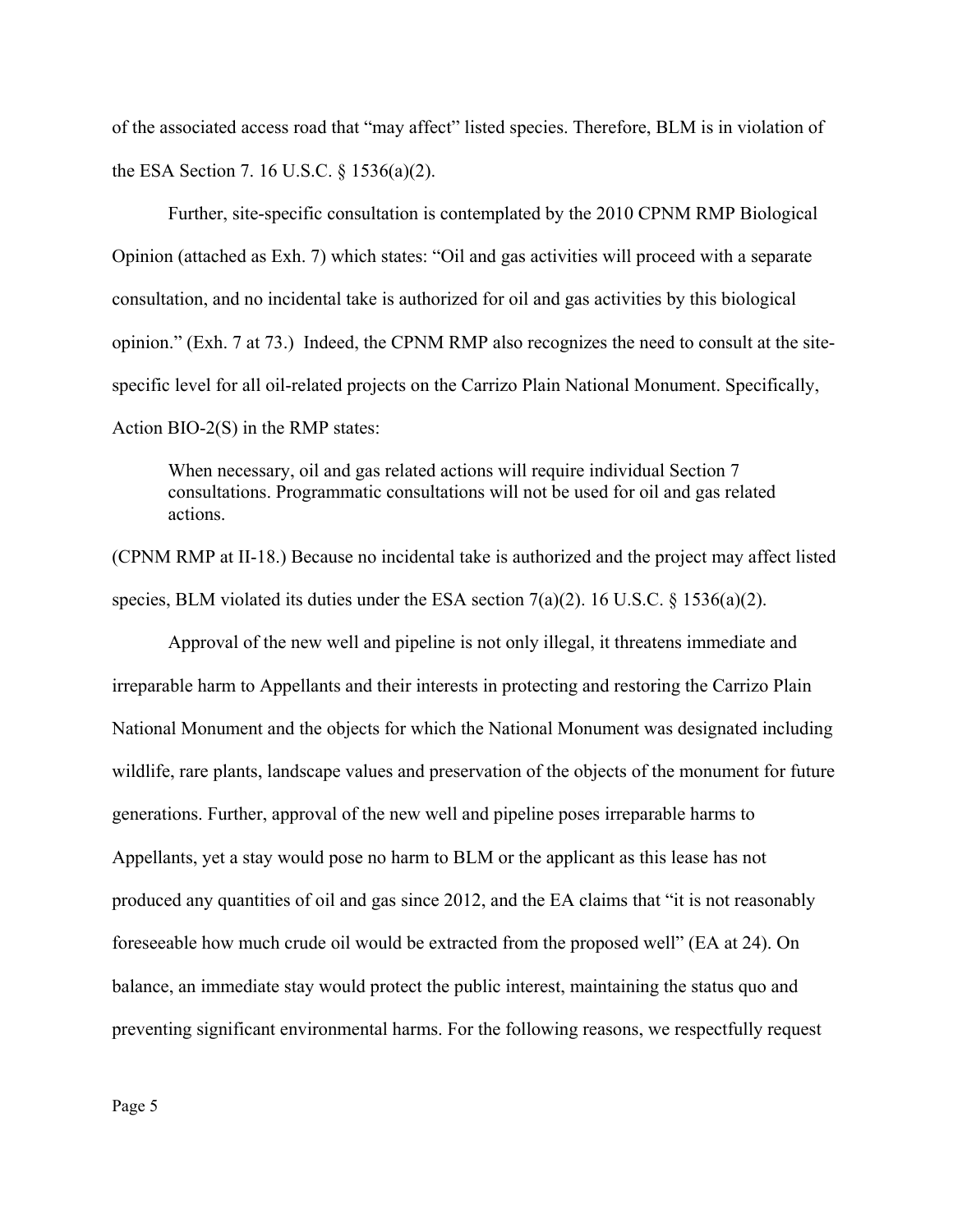of the associated access road that "may affect" listed species. Therefore, BLM is in violation of the ESA Section 7. 16 U.S.C. § 1536(a)(2).

Further, site-specific consultation is contemplated by the 2010 CPNM RMP Biological Opinion (attached as Exh. 7) which states: "Oil and gas activities will proceed with a separate consultation, and no incidental take is authorized for oil and gas activities by this biological opinion." (Exh. 7 at 73.) Indeed, the CPNM RMP also recognizes the need to consult at the site-specific level for all oil-related projects on the Carrizo Plain National Monument. Specifically, Action BIO-2(S) in the RMP states:

> When necessary, oil and gas related actions will require individual Section 7 consultations. Programmatic consultations will not be used for oil and gas related actions.

(CPNM RMP at II-18.) Because no incidental take is authorized and the project may affect listed species, BLM violated its duties under the ESA section 7(a)(2). 16 U.S.C. § 1536(a)(2).

Approval of the new well and pipeline is not only illegal, it threatens immediate and irreparable harm to Appellants and their interests in protecting and restoring the Carrizo Plain National Monument and the objects for which the National Monument was designated including wildlife, rare plants, landscape values and preservation of the objects of the monument for future generations. Further, approval of the new well and pipeline poses irreparable harms to Appellants, yet a stay would pose no harm to BLM or the applicant as this lease has not produced any quantities of oil and gas since 2012, and the EA claims that "it is not reasonably foreseeable how much crude oil would be extracted from the proposed well" (EA at 24). On balance, an immediate stay would protect the public interest, maintaining the status quo and preventing significant environmental harms. For the following reasons, we respectfully request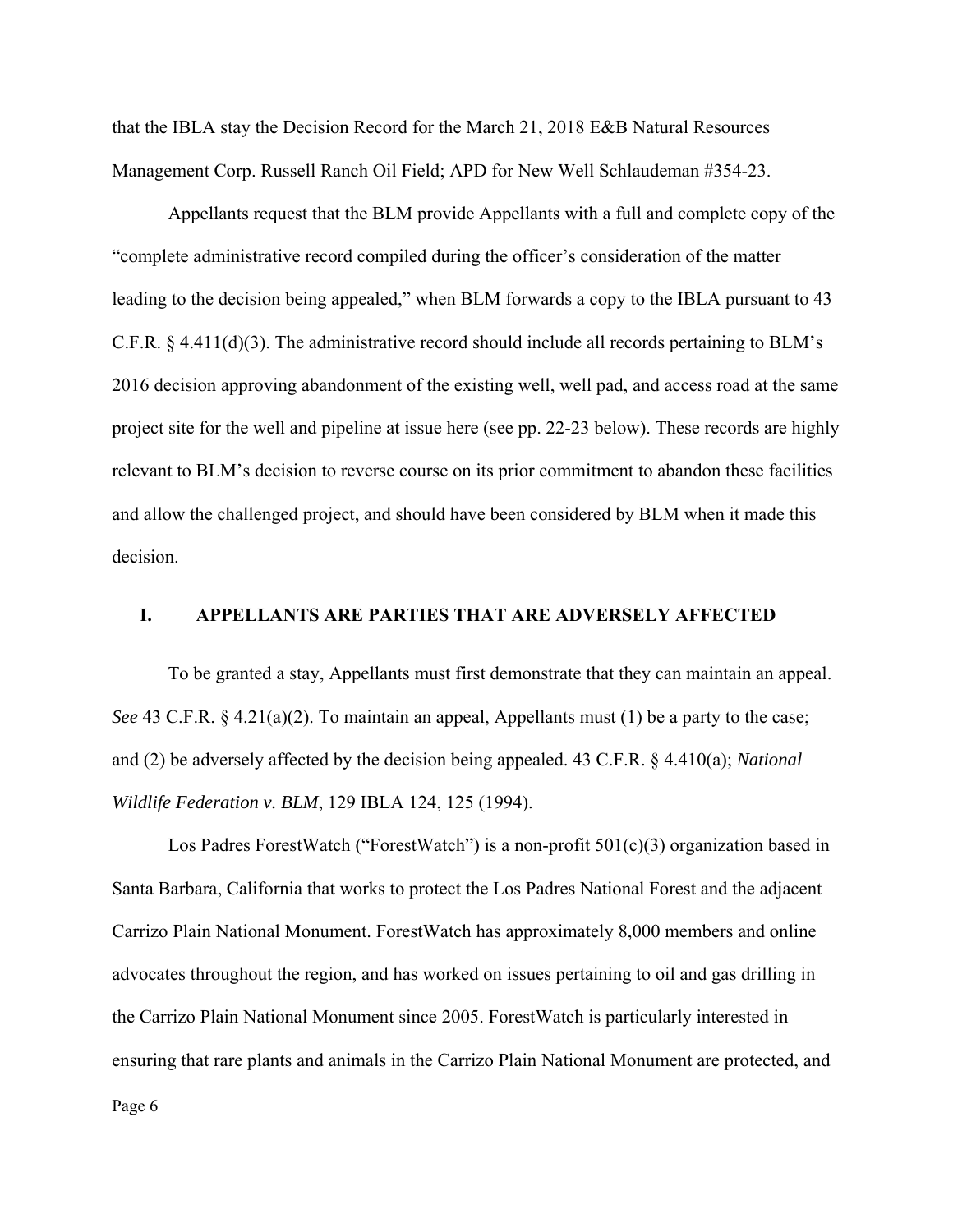that the IBLA stay the Decision Record for the March 21, 2018 E&B Natural Resources Management Corp. Russell Ranch Oil Field; APD for New Well Schlaudeman #354-23.

Appellants request that the BLM provide Appellants with a full and complete copy of the "complete administrative record compiled during the officer's consideration of the matter leading to the decision being appealed," when BLM forwards a copy to the IBLA pursuant to 43 C.F.R. § 4.411(d)(3). The administrative record should include all records pertaining to BLM's 2016 decision approving abandonment of the existing well, well pad, and access road at the same project site for the well and pipeline at issue here (see pp. 22-23 below). These records are highly relevant to BLM's decision to reverse course on its prior commitment to abandon these facilities and allow the challenged project, and should have been considered by BLM when it made this decision.

## I. APPELLANTS ARE PARTIES THAT ARE ADVERSELY AFFECTED

To be granted a stay, Appellants must first demonstrate that they can maintain an appeal. *See* 43 C.F.R. § 4.21(a)(2). To maintain an appeal, Appellants must (1) be a party to the case; and (2) be adversely affected by the decision being appealed. 43 C.F.R. § 4.410(a); *National Wildlife Federation v. BLM*, 129 IBLA 124, 125 (1994).

Los Padres ForestWatch ("ForestWatch") is a non-profit 501(c)(3) organization based in Santa Barbara, California that works to protect the Los Padres National Forest and the adjacent Carrizo Plain National Monument. ForestWatch has approximately 8,000 members and online advocates throughout the region, and has worked on issues pertaining to oil and gas drilling in the Carrizo Plain National Monument since 2005. ForestWatch is particularly interested in ensuring that rare plants and animals in the Carrizo Plain National Monument are protected, and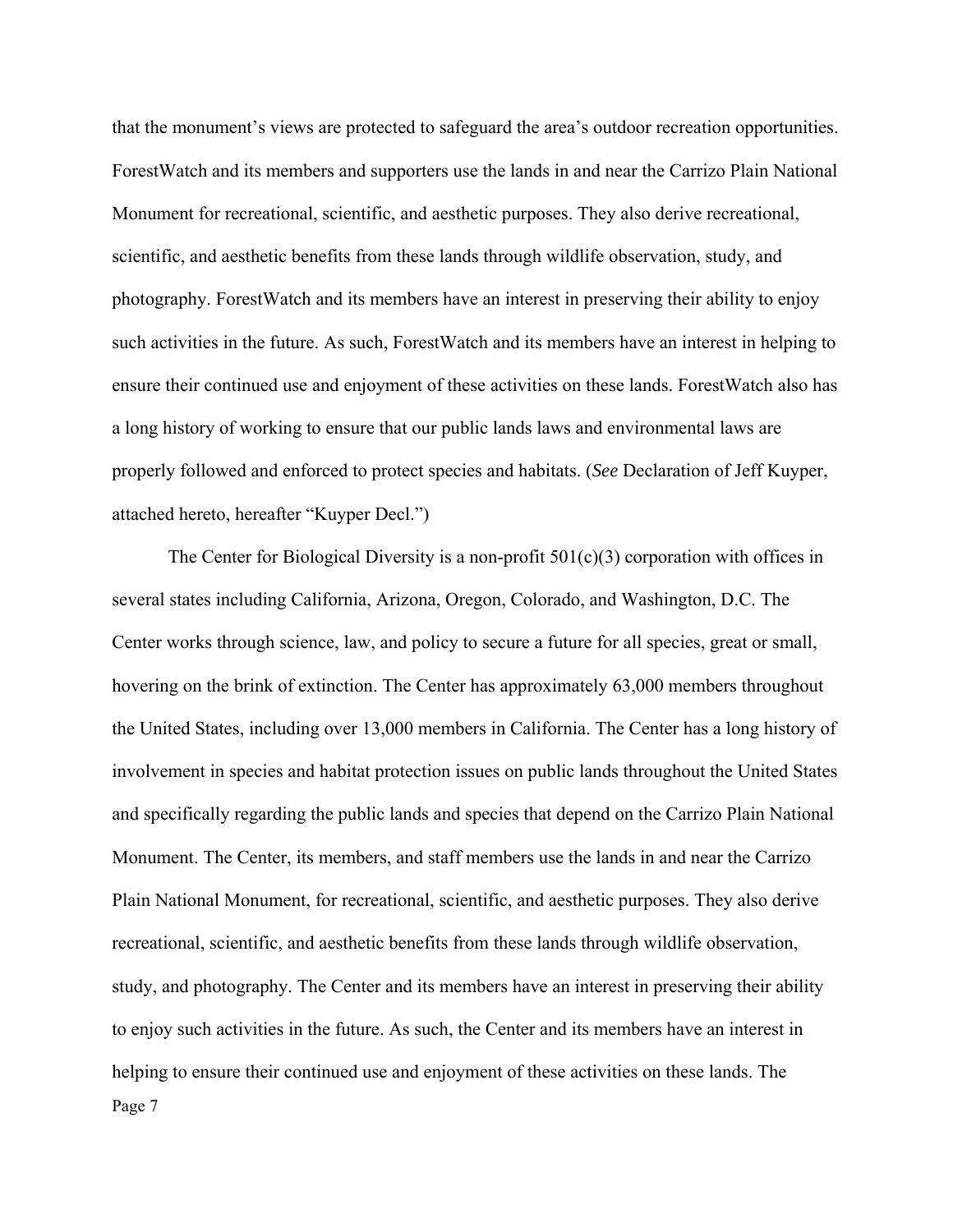that the monument's views are protected to safeguard the area's outdoor recreation opportunities. ForestWatch and its members and supporters use the lands in and near the Carrizo Plain National Monument for recreational, scientific, and aesthetic purposes. They also derive recreational, scientific, and aesthetic benefits from these lands through wildlife observation, study, and photography. ForestWatch and its members have an interest in preserving their ability to enjoy such activities in the future. As such, ForestWatch and its members have an interest in helping to ensure their continued use and enjoyment of these activities on these lands. ForestWatch also has a long history of working to ensure that our public lands laws and environmental laws are properly followed and enforced to protect species and habitats. (*See* Declaration of Jeff Kuyper, attached hereto, hereafter "Kuyper Decl.")

The Center for Biological Diversity is a non-profit 501(c)(3) corporation with offices in several states including California, Arizona, Oregon, Colorado, and Washington, D.C. The Center works through science, law, and policy to secure a future for all species, great or small, hovering on the brink of extinction. The Center has approximately 63,000 members throughout the United States, including over 13,000 members in California. The Center has a long history of involvement in species and habitat protection issues on public lands throughout the United States and specifically regarding the public lands and species that depend on the Carrizo Plain National Monument. The Center, its members, and staff members use the lands in and near the Carrizo Plain National Monument, for recreational, scientific, and aesthetic purposes. They also derive recreational, scientific, and aesthetic benefits from these lands through wildlife observation, study, and photography. The Center and its members have an interest in preserving their ability to enjoy such activities in the future. As such, the Center and its members have an interest in helping to ensure their continued use and enjoyment of these activities on these lands. The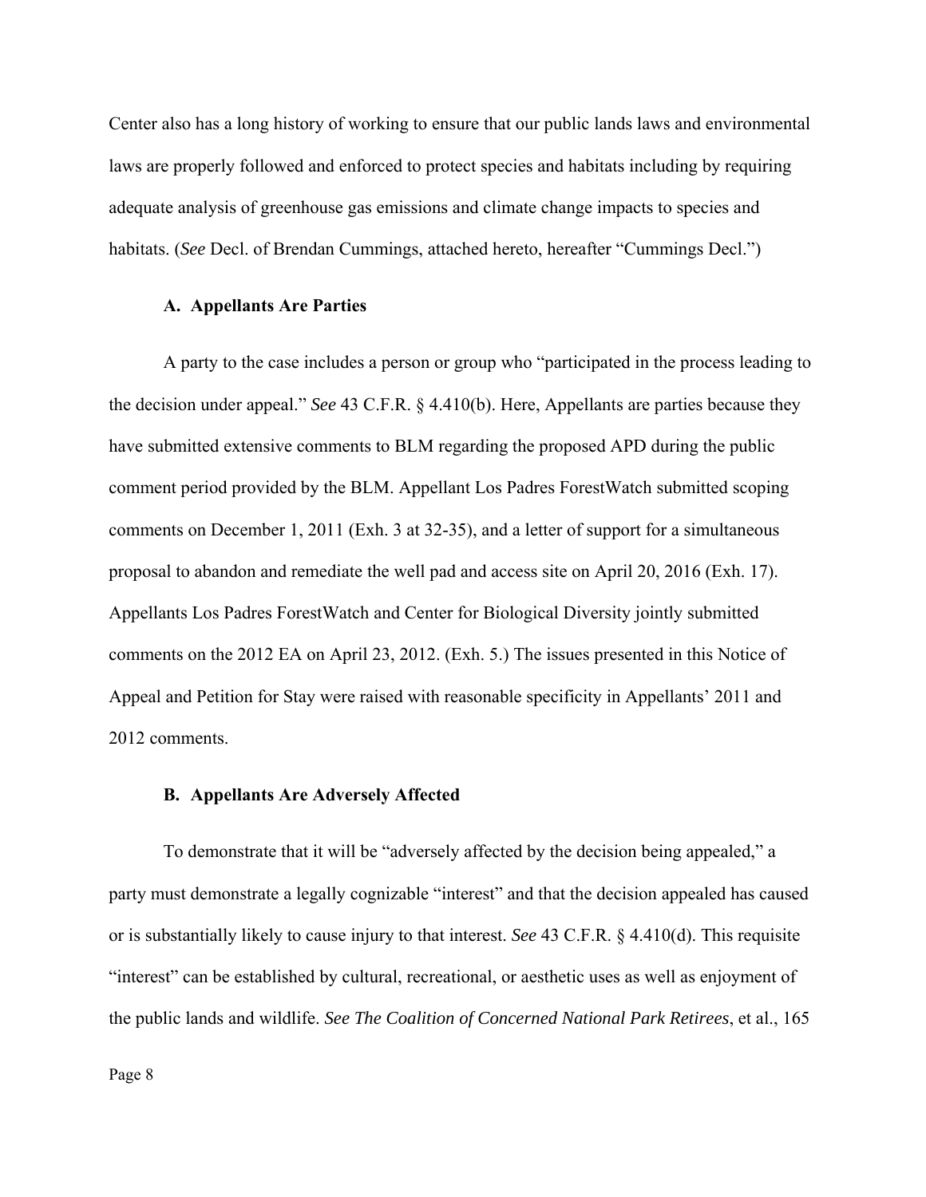Center also has a long history of working to ensure that our public lands laws and environmental laws are properly followed and enforced to protect species and habitats including by requiring adequate analysis of greenhouse gas emissions and climate change impacts to species and habitats. (*See* Decl. of Brendan Cummings, attached hereto, hereafter "Cummings Decl.")

### A. Appellants Are Parties

A party to the case includes a person or group who "participated in the process leading to the decision under appeal." *See* 43 C.F.R. § 4.410(b). Here, Appellants are parties because they have submitted extensive comments to BLM regarding the proposed APD during the public comment period provided by the BLM. Appellant Los Padres ForestWatch submitted scoping comments on December 1, 2011 (Exh. 3 at 32-35), and a letter of support for a simultaneous proposal to abandon and remediate the well pad and access site on April 20, 2016 (Exh. 17). Appellants Los Padres ForestWatch and Center for Biological Diversity jointly submitted comments on the 2012 EA on April 23, 2012. (Exh. 5.) The issues presented in this Notice of Appeal and Petition for Stay were raised with reasonable specificity in Appellants' 2011 and 2012 comments.

### B. Appellants Are Adversely Affected

To demonstrate that it will be "adversely affected by the decision being appealed," a party must demonstrate a legally cognizable "interest" and that the decision appealed has caused or is substantially likely to cause injury to that interest. *See* 43 C.F.R. § 4.410(d). This requisite "interest" can be established by cultural, recreational, or aesthetic uses as well as enjoyment of the public lands and wildlife. *See The Coalition of Concerned National Park Retirees*, et al., 165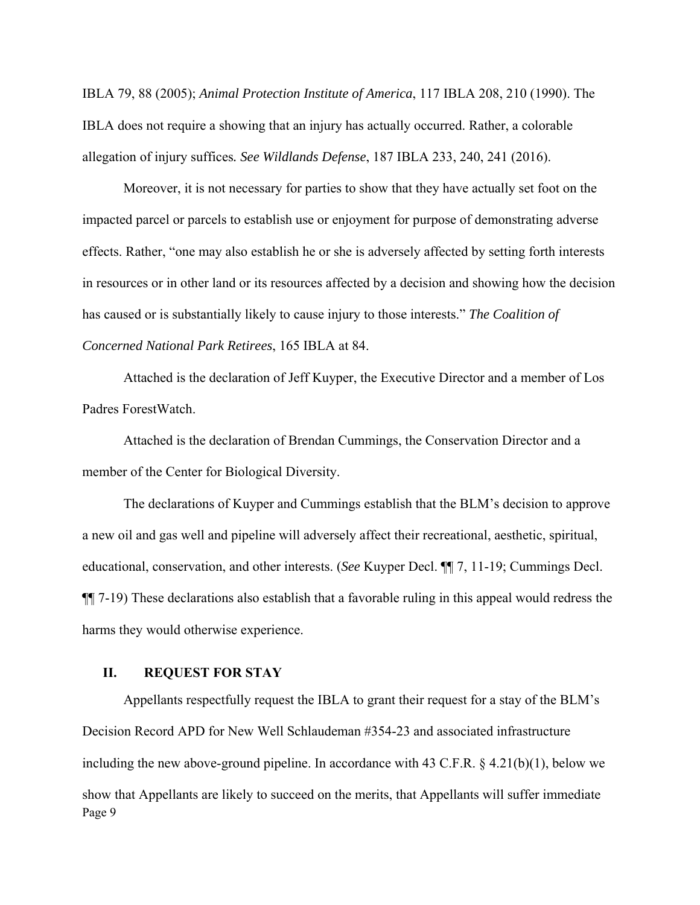IBLA 79, 88 (2005); *Animal Protection Institute of America*, 117 IBLA 208, 210 (1990). The IBLA does not require a showing that an injury has actually occurred. Rather, a colorable allegation of injury suffices*. See Wildlands Defense*, 187 IBLA 233, 240, 241 (2016).

Moreover, it is not necessary for parties to show that they have actually set foot on the impacted parcel or parcels to establish use or enjoyment for purpose of demonstrating adverse effects. Rather, "one may also establish he or she is adversely affected by setting forth interests in resources or in other land or its resources affected by a decision and showing how the decision has caused or is substantially likely to cause injury to those interests." *The Coalition of Concerned National Park Retirees*, 165 IBLA at 84.

Attached is the declaration of Jeff Kuyper, the Executive Director and a member of Los Padres ForestWatch.

Attached is the declaration of Brendan Cummings, the Conservation Director and a member of the Center for Biological Diversity.

The declarations of Kuyper and Cummings establish that the BLM's decision to approve a new oil and gas well and pipeline will adversely affect their recreational, aesthetic, spiritual, educational, conservation, and other interests. (*See* Kuyper Decl. ¶¶ 7, 11-19; Cummings Decl. ¶¶ 7-19) These declarations also establish that a favorable ruling in this appeal would redress the harms they would otherwise experience.

## II. REQUEST FOR STAY

Appellants respectfully request the IBLA to grant their request for a stay of the BLM's Decision Record APD for New Well Schlaudeman #354-23 and associated infrastructure including the new above-ground pipeline. In accordance with 43 C.F.R. § 4.21(b)(1), below we show that Appellants are likely to succeed on the merits, that Appellants will suffer immediate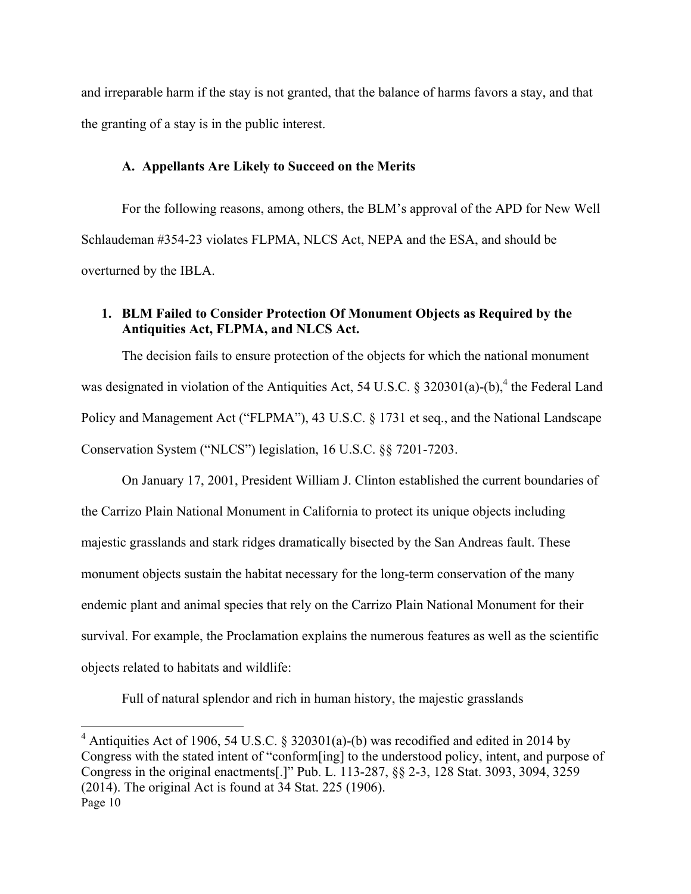and irreparable harm if the stay is not granted, that the balance of harms favors a stay, and that the granting of a stay is in the public interest.

### A. Appellants Are Likely to Succeed on the Merits

For the following reasons, among others, the BLM's approval of the APD for New Well Schlaudeman #354-23 violates FLPMA, NLCS Act, NEPA and the ESA, and should be overturned by the IBLA.

#### 1. BLM Failed to Consider Protection Of Monument Objects as Required by the Antiquities Act, FLPMA, and NLCS Act.

The decision fails to ensure protection of the objects for which the national monument was designated in violation of the Antiquities Act, 54 U.S.C. § 320301(a)-(b),[4] the Federal Land Policy and Management Act ("FLPMA"), 43 U.S.C. § 1731 et seq., and the National Landscape Conservation System ("NLCS") legislation, 16 U.S.C. §§ 7201-7203.

On January 17, 2001, President William J. Clinton established the current boundaries of the Carrizo Plain National Monument in California to protect its unique objects including majestic grasslands and stark ridges dramatically bisected by the San Andreas fault. These monument objects sustain the habitat necessary for the long-term conservation of the many endemic plant and animal species that rely on the Carrizo Plain National Monument for their survival. For example, the Proclamation explains the numerous features as well as the scientific objects related to habitats and wildlife:

Full of natural splendor and rich in human history, the majestic grasslands

[4] Antiquities Act of 1906, 54 U.S.C. § 320301(a)-(b) was recodified and edited in 2014 by Congress with the stated intent of "conform[ing] to the understood policy, intent, and purpose of Congress in the original enactments[.]" Pub. L. 113-287, §§ 2-3, 128 Stat. 3093, 3094, 3259 (2014). The original Act is found at 34 Stat. 225 (1906).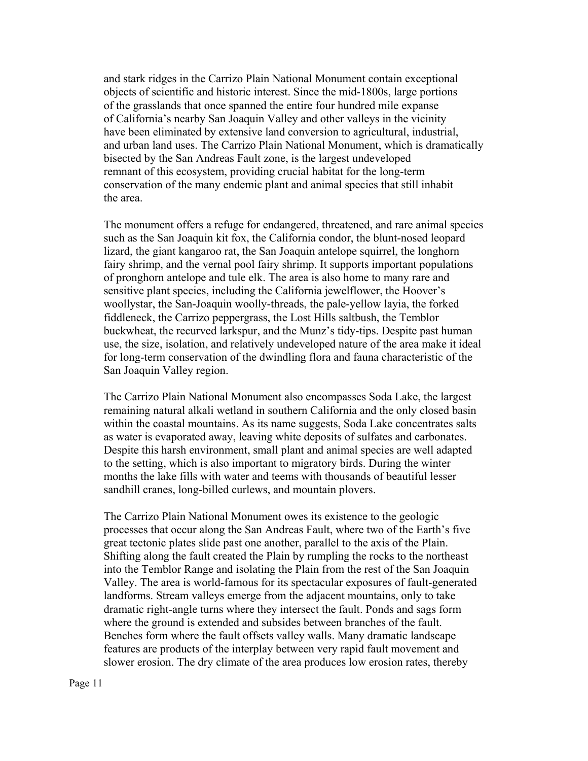and stark ridges in the Carrizo Plain National Monument contain exceptional objects of scientific and historic interest. Since the mid-1800s, large portions of the grasslands that once spanned the entire four hundred mile expanse of California's nearby San Joaquin Valley and other valleys in the vicinity have been eliminated by extensive land conversion to agricultural, industrial, and urban land uses. The Carrizo Plain National Monument, which is dramatically bisected by the San Andreas Fault zone, is the largest undeveloped remnant of this ecosystem, providing crucial habitat for the long-term conservation of the many endemic plant and animal species that still inhabit the area.

The monument offers a refuge for endangered, threatened, and rare animal species such as the San Joaquin kit fox, the California condor, the blunt-nosed leopard lizard, the giant kangaroo rat, the San Joaquin antelope squirrel, the longhorn fairy shrimp, and the vernal pool fairy shrimp. It supports important populations of pronghorn antelope and tule elk. The area is also home to many rare and sensitive plant species, including the California jewelflower, the Hoover's woollystar, the San-Joaquin woolly-threads, the pale-yellow layia, the forked fiddleneck, the Carrizo peppergrass, the Lost Hills saltbush, the Temblor buckwheat, the recurved larkspur, and the Munz's tidy-tips. Despite past human use, the size, isolation, and relatively undeveloped nature of the area make it ideal for long-term conservation of the dwindling flora and fauna characteristic of the San Joaquin Valley region.

The Carrizo Plain National Monument also encompasses Soda Lake, the largest remaining natural alkali wetland in southern California and the only closed basin within the coastal mountains. As its name suggests, Soda Lake concentrates salts as water is evaporated away, leaving white deposits of sulfates and carbonates. Despite this harsh environment, small plant and animal species are well adapted to the setting, which is also important to migratory birds. During the winter months the lake fills with water and teems with thousands of beautiful lesser sandhill cranes, long-billed curlews, and mountain plovers.

The Carrizo Plain National Monument owes its existence to the geologic processes that occur along the San Andreas Fault, where two of the Earth's five great tectonic plates slide past one another, parallel to the axis of the Plain. Shifting along the fault created the Plain by rumpling the rocks to the northeast into the Temblor Range and isolating the Plain from the rest of the San Joaquin Valley. The area is world-famous for its spectacular exposures of fault-generated landforms. Stream valleys emerge from the adjacent mountains, only to take dramatic right-angle turns where they intersect the fault. Ponds and sags form where the ground is extended and subsides between branches of the fault. Benches form where the fault offsets valley walls. Many dramatic landscape features are products of the interplay between very rapid fault movement and slower erosion. The dry climate of the area produces low erosion rates, thereby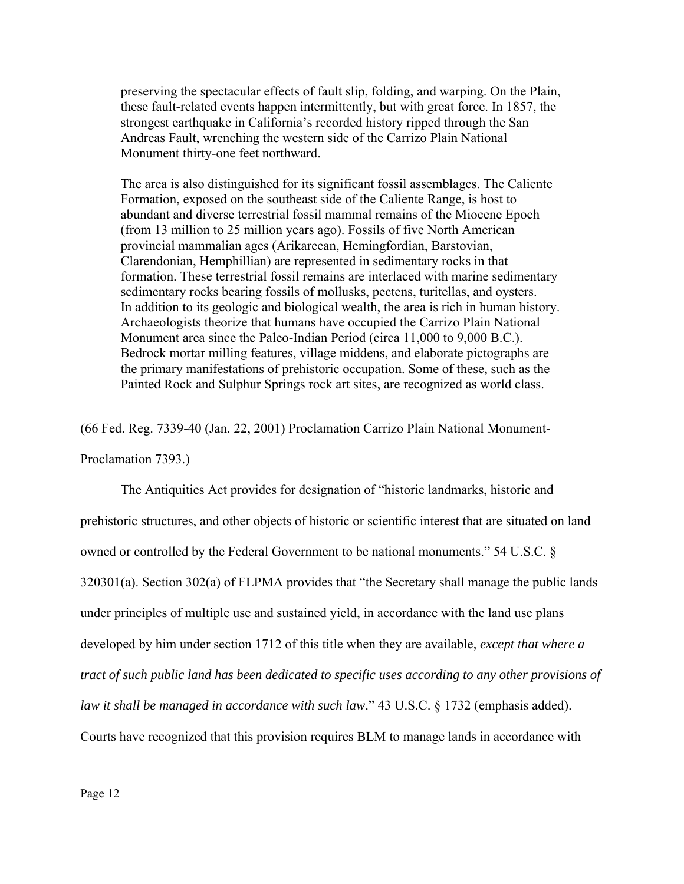> preserving the spectacular effects of fault slip, folding, and warping. On the Plain, these fault-related events happen intermittently, but with great force. In 1857, the strongest earthquake in California's recorded history ripped through the San Andreas Fault, wrenching the western side of the Carrizo Plain National Monument thirty-one feet northward.
>
> The area is also distinguished for its significant fossil assemblages. The Caliente Formation, exposed on the southeast side of the Caliente Range, is host to abundant and diverse terrestrial fossil mammal remains of the Miocene Epoch (from 13 million to 25 million years ago). Fossils of five North American provincial mammalian ages (Arikareean, Hemingfordian, Barstovian, Clarendonian, Hemphillian) are represented in sedimentary rocks in that formation. These terrestrial fossil remains are interlaced with marine sedimentary sedimentary rocks bearing fossils of mollusks, pectens, turitellas, and oysters. In addition to its geologic and biological wealth, the area is rich in human history. Archaeologists theorize that humans have occupied the Carrizo Plain National Monument area since the Paleo-Indian Period (circa 11,000 to 9,000 B.C.). Bedrock mortar milling features, village middens, and elaborate pictographs are the primary manifestations of prehistoric occupation. Some of these, such as the Painted Rock and Sulphur Springs rock art sites, are recognized as world class.

(66 Fed. Reg. 7339-40 (Jan. 22, 2001) Proclamation Carrizo Plain National Monument-Proclamation 7393.)

The Antiquities Act provides for designation of "historic landmarks, historic and prehistoric structures, and other objects of historic or scientific interest that are situated on land owned or controlled by the Federal Government to be national monuments." 54 U.S.C. § 320301(a). Section 302(a) of FLPMA provides that "the Secretary shall manage the public lands under principles of multiple use and sustained yield, in accordance with the land use plans developed by him under section 1712 of this title when they are available, *except that where a tract of such public land has been dedicated to specific uses according to any other provisions of law it shall be managed in accordance with such law*." 43 U.S.C. § 1732 (emphasis added). Courts have recognized that this provision requires BLM to manage lands in accordance with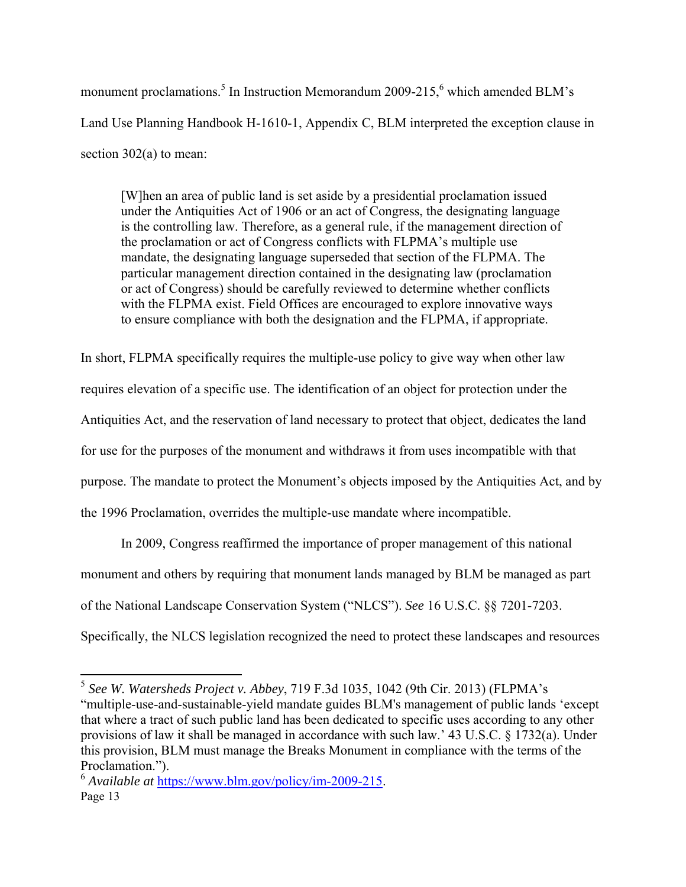monument proclamations.[5] In Instruction Memorandum 2009-215,[6] which amended BLM's Land Use Planning Handbook H-1610-1, Appendix C, BLM interpreted the exception clause in section 302(a) to mean:

> [W]hen an area of public land is set aside by a presidential proclamation issued under the Antiquities Act of 1906 or an act of Congress, the designating language is the controlling law. Therefore, as a general rule, if the management direction of the proclamation or act of Congress conflicts with FLPMA's multiple use mandate, the designating language superseded that section of the FLPMA. The particular management direction contained in the designating law (proclamation or act of Congress) should be carefully reviewed to determine whether conflicts with the FLPMA exist. Field Offices are encouraged to explore innovative ways to ensure compliance with both the designation and the FLPMA, if appropriate.

In short, FLPMA specifically requires the multiple-use policy to give way when other law requires elevation of a specific use. The identification of an object for protection under the Antiquities Act, and the reservation of land necessary to protect that object, dedicates the land for use for the purposes of the monument and withdraws it from uses incompatible with that purpose. The mandate to protect the Monument's objects imposed by the Antiquities Act, and by the 1996 Proclamation, overrides the multiple-use mandate where incompatible.

In 2009, Congress reaffirmed the importance of proper management of this national monument and others by requiring that monument lands managed by BLM be managed as part of the National Landscape Conservation System ("NLCS"). *See* 16 U.S.C. §§ 7201-7203. Specifically, the NLCS legislation recognized the need to protect these landscapes and resources

---

[5] *See W. Watersheds Project v. Abbey*, 719 F.3d 1035, 1042 (9th Cir. 2013) (FLPMA's "multiple-use-and-sustainable-yield mandate guides BLM's management of public lands 'except that where a tract of such public land has been dedicated to specific uses according to any other provisions of law it shall be managed in accordance with such law.' 43 U.S.C. § 1732(a). Under this provision, BLM must manage the Breaks Monument in compliance with the terms of the Proclamation.").

[6] *Available at* https://www.blm.gov/policy/im-2009-215.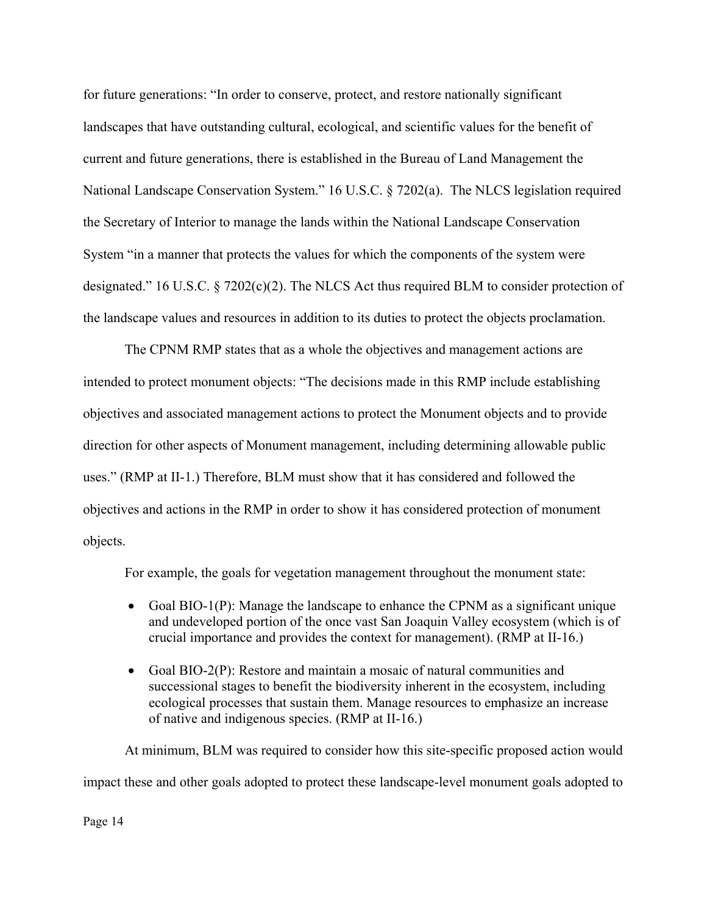for future generations: "In order to conserve, protect, and restore nationally significant landscapes that have outstanding cultural, ecological, and scientific values for the benefit of current and future generations, there is established in the Bureau of Land Management the National Landscape Conservation System." 16 U.S.C. § 7202(a). The NLCS legislation required the Secretary of Interior to manage the lands within the National Landscape Conservation System "in a manner that protects the values for which the components of the system were designated." 16 U.S.C. § 7202(c)(2). The NLCS Act thus required BLM to consider protection of the landscape values and resources in addition to its duties to protect the objects proclamation.

The CPNM RMP states that as a whole the objectives and management actions are intended to protect monument objects: "The decisions made in this RMP include establishing objectives and associated management actions to protect the Monument objects and to provide direction for other aspects of Monument management, including determining allowable public uses." (RMP at II-1.) Therefore, BLM must show that it has considered and followed the objectives and actions in the RMP in order to show it has considered protection of monument objects.

For example, the goals for vegetation management throughout the monument state:

- Goal BIO-1(P): Manage the landscape to enhance the CPNM as a significant unique and undeveloped portion of the once vast San Joaquin Valley ecosystem (which is of crucial importance and provides the context for management). (RMP at II-16.)
- Goal BIO-2(P): Restore and maintain a mosaic of natural communities and successional stages to benefit the biodiversity inherent in the ecosystem, including ecological processes that sustain them. Manage resources to emphasize an increase of native and indigenous species. (RMP at II-16.)

At minimum, BLM was required to consider how this site-specific proposed action would impact these and other goals adopted to protect these landscape-level monument goals adopted to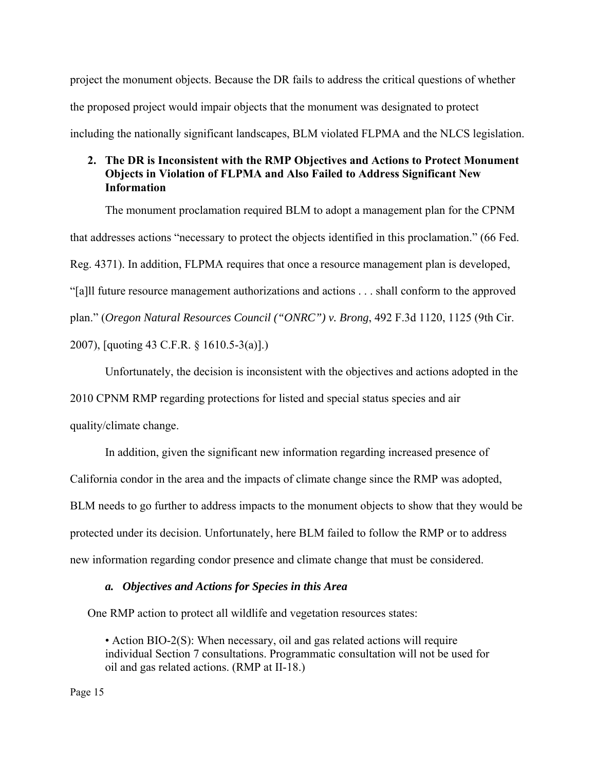project the monument objects. Because the DR fails to address the critical questions of whether the proposed project would impair objects that the monument was designated to protect including the nationally significant landscapes, BLM violated FLPMA and the NLCS legislation.

**2. The DR is Inconsistent with the RMP Objectives and Actions to Protect Monument Objects in Violation of FLPMA and Also Failed to Address Significant New Information**

The monument proclamation required BLM to adopt a management plan for the CPNM that addresses actions "necessary to protect the objects identified in this proclamation." (66 Fed. Reg. 4371). In addition, FLPMA requires that once a resource management plan is developed, "[a]ll future resource management authorizations and actions . . . shall conform to the approved plan." (*Oregon Natural Resources Council ("ONRC") v. Brong*, 492 F.3d 1120, 1125 (9th Cir. 2007), [quoting 43 C.F.R. § 1610.5-3(a)].)

Unfortunately, the decision is inconsistent with the objectives and actions adopted in the 2010 CPNM RMP regarding protections for listed and special status species and air quality/climate change.

In addition, given the significant new information regarding increased presence of California condor in the area and the impacts of climate change since the RMP was adopted, BLM needs to go further to address impacts to the monument objects to show that they would be protected under its decision. Unfortunately, here BLM failed to follow the RMP or to address new information regarding condor presence and climate change that must be considered.

***a. Objectives and Actions for Species in this Area***

One RMP action to protect all wildlife and vegetation resources states:

- Action BIO-2(S): When necessary, oil and gas related actions will require individual Section 7 consultations. Programmatic consultation will not be used for oil and gas related actions. (RMP at II-18.)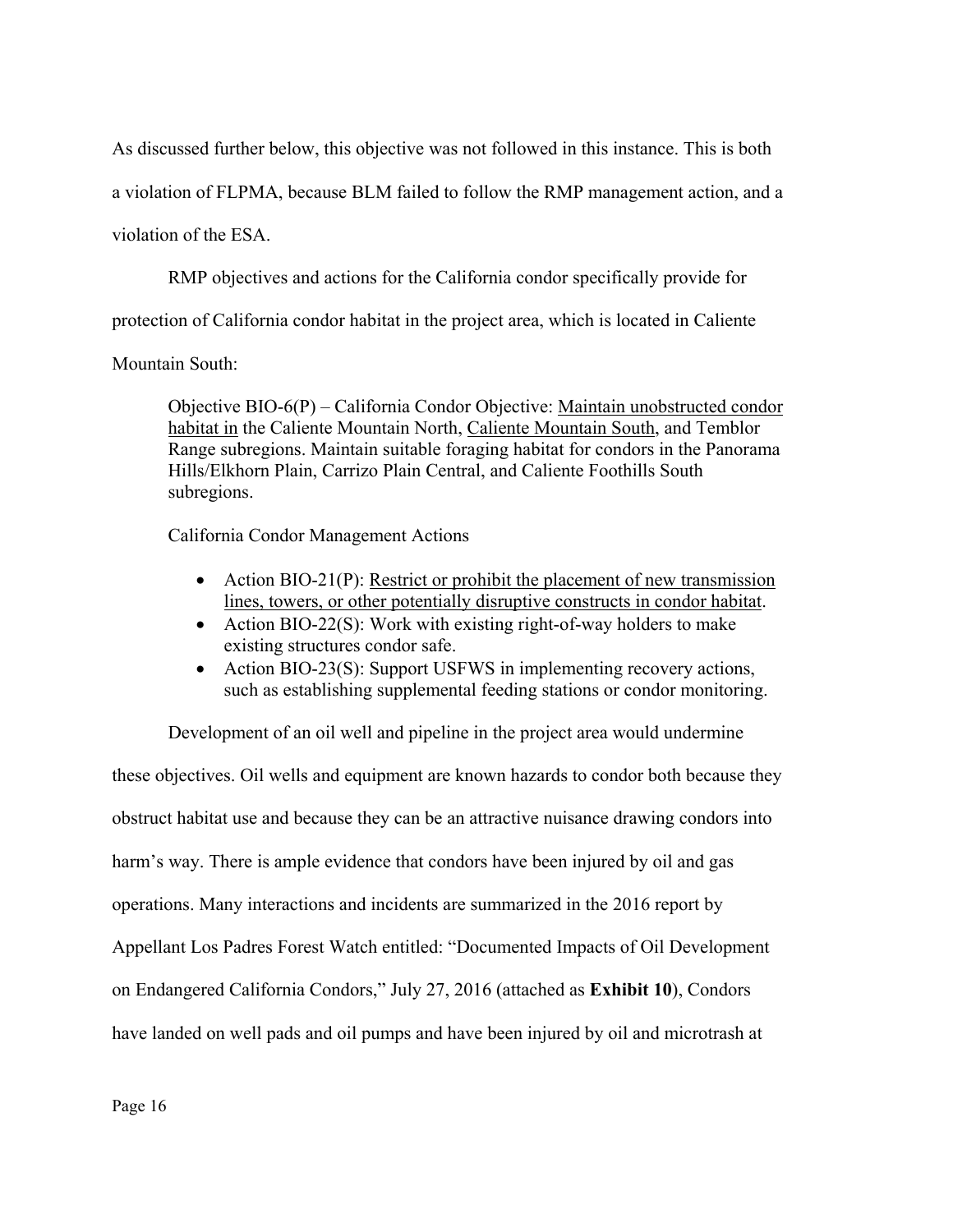As discussed further below, this objective was not followed in this instance. This is both a violation of FLPMA, because BLM failed to follow the RMP management action, and a violation of the ESA.

RMP objectives and actions for the California condor specifically provide for protection of California condor habitat in the project area, which is located in Caliente Mountain South:

> Objective BIO-6(P) – California Condor Objective: <u>Maintain unobstructed condor habitat in</u> the Caliente Mountain North, <u>Caliente Mountain South</u>, and Temblor Range subregions. Maintain suitable foraging habitat for condors in the Panorama Hills/Elkhorn Plain, Carrizo Plain Central, and Caliente Foothills South subregions.
>
> California Condor Management Actions
>
> - Action BIO-21(P): <u>Restrict or prohibit the placement of new transmission lines, towers, or other potentially disruptive constructs in condor habitat</u>.
> - Action BIO-22(S): Work with existing right-of-way holders to make existing structures condor safe.
> - Action BIO-23(S): Support USFWS in implementing recovery actions, such as establishing supplemental feeding stations or condor monitoring.

Development of an oil well and pipeline in the project area would undermine these objectives. Oil wells and equipment are known hazards to condor both because they obstruct habitat use and because they can be an attractive nuisance drawing condors into harm's way. There is ample evidence that condors have been injured by oil and gas operations. Many interactions and incidents are summarized in the 2016 report by Appellant Los Padres Forest Watch entitled: "Documented Impacts of Oil Development on Endangered California Condors," July 27, 2016 (attached as **Exhibit 10**), Condors have landed on well pads and oil pumps and have been injured by oil and microtrash at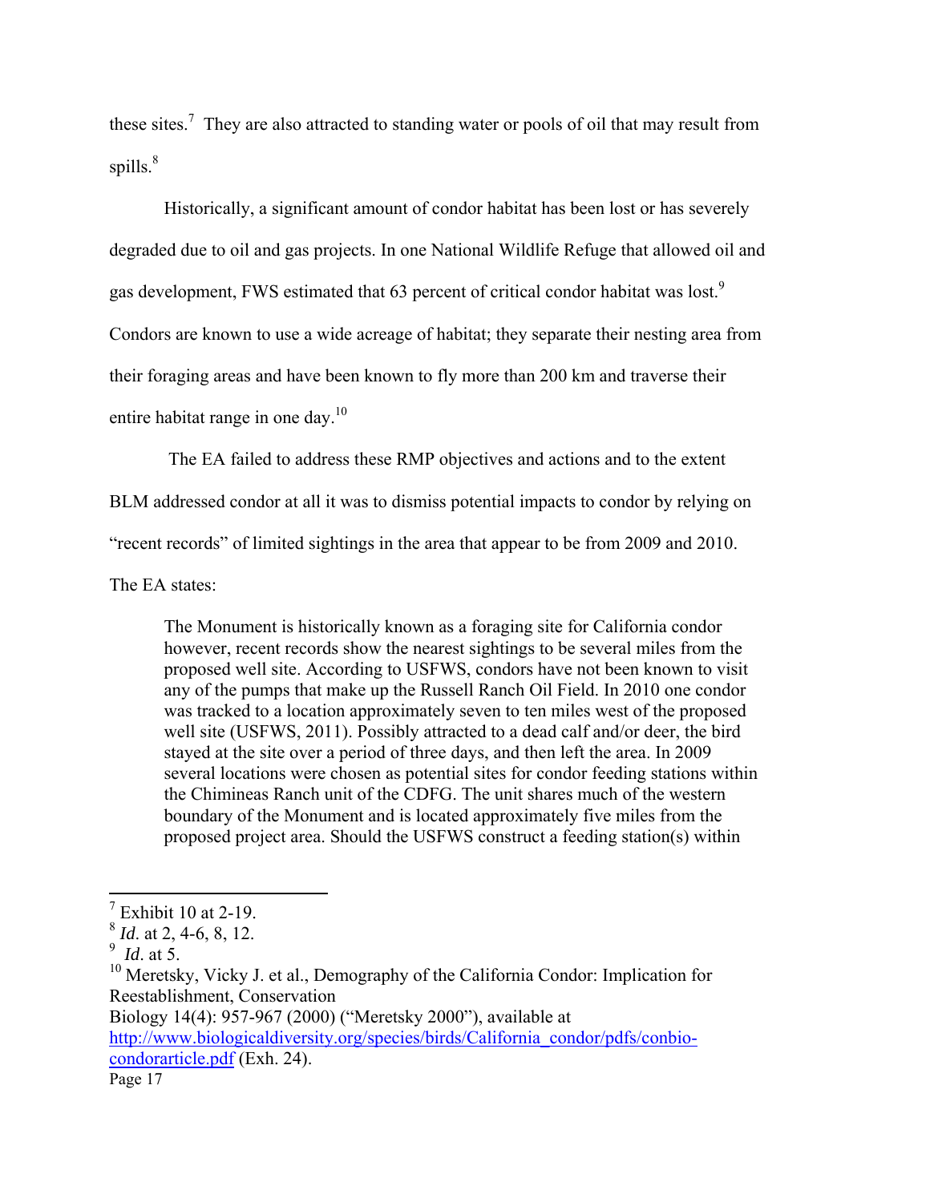these sites.[7] They are also attracted to standing water or pools of oil that may result from spills.[8]

Historically, a significant amount of condor habitat has been lost or has severely degraded due to oil and gas projects. In one National Wildlife Refuge that allowed oil and gas development, FWS estimated that 63 percent of critical condor habitat was lost.[9] Condors are known to use a wide acreage of habitat; they separate their nesting area from their foraging areas and have been known to fly more than 200 km and traverse their entire habitat range in one day.[10]

The EA failed to address these RMP objectives and actions and to the extent BLM addressed condor at all it was to dismiss potential impacts to condor by relying on "recent records" of limited sightings in the area that appear to be from 2009 and 2010. The EA states:

> The Monument is historically known as a foraging site for California condor however, recent records show the nearest sightings to be several miles from the proposed well site. According to USFWS, condors have not been known to visit any of the pumps that make up the Russell Ranch Oil Field. In 2010 one condor was tracked to a location approximately seven to ten miles west of the proposed well site (USFWS, 2011). Possibly attracted to a dead calf and/or deer, the bird stayed at the site over a period of three days, and then left the area. In 2009 several locations were chosen as potential sites for condor feeding stations within the Chimineas Ranch unit of the CDFG. The unit shares much of the western boundary of the Monument and is located approximately five miles from the proposed project area. Should the USFWS construct a feeding station(s) within

---

[7] Exhibit 10 at 2-19.

[8] *Id*. at 2, 4-6, 8, 12.

[9] *Id*. at 5.

[10] Meretsky, Vicky J. et al., Demography of the California Condor: Implication for Reestablishment, Conservation Biology 14(4): 957-967 (2000) ("Meretsky 2000"), available at http://www.biologicaldiversity.org/species/birds/California_condor/pdfs/conbio-condorarticle.pdf (Exh. 24).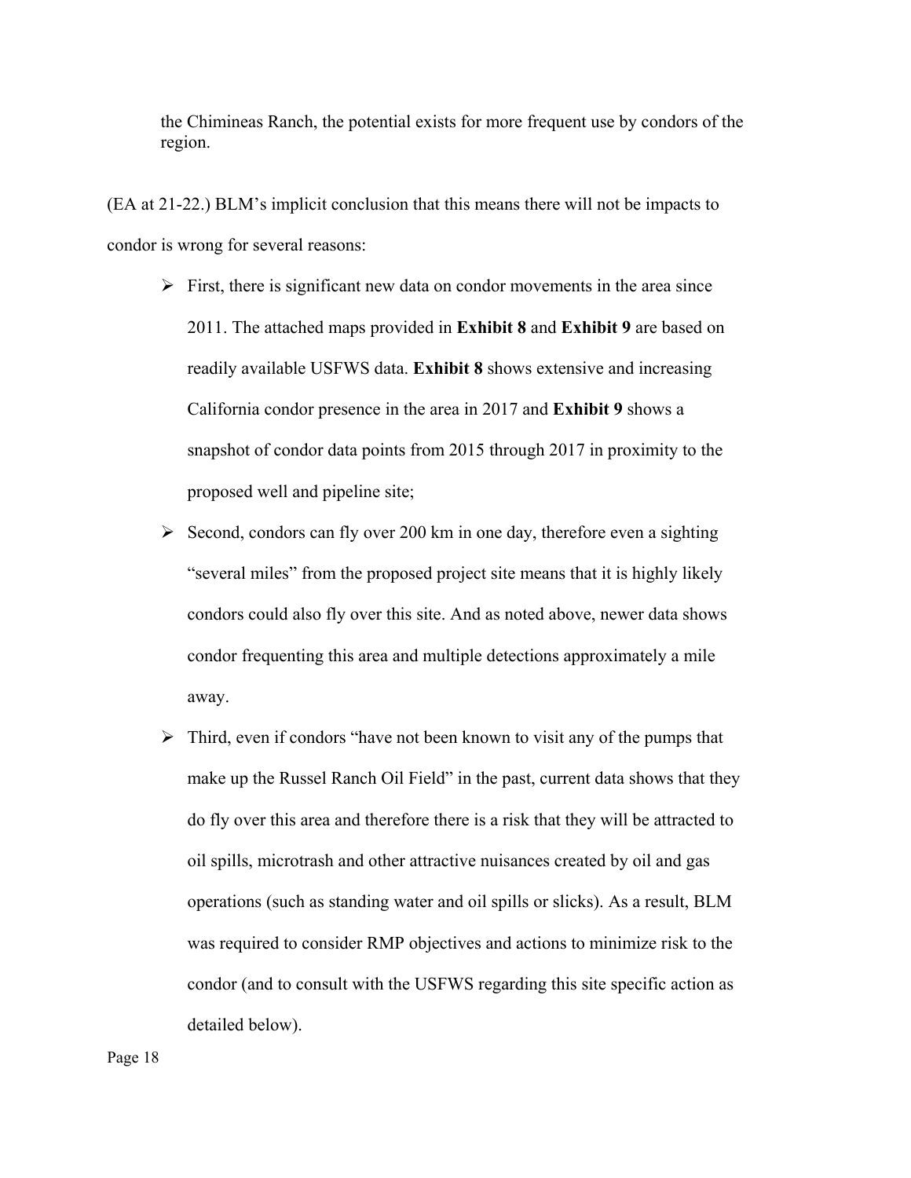the Chimineas Ranch, the potential exists for more frequent use by condors of the region.

(EA at 21-22.) BLM's implicit conclusion that this means there will not be impacts to condor is wrong for several reasons:

- First, there is significant new data on condor movements in the area since 2011. The attached maps provided in **Exhibit 8** and **Exhibit 9** are based on readily available USFWS data. **Exhibit 8** shows extensive and increasing California condor presence in the area in 2017 and **Exhibit 9** shows a snapshot of condor data points from 2015 through 2017 in proximity to the proposed well and pipeline site;
- Second, condors can fly over 200 km in one day, therefore even a sighting "several miles" from the proposed project site means that it is highly likely condors could also fly over this site. And as noted above, newer data shows condor frequenting this area and multiple detections approximately a mile away.
- Third, even if condors "have not been known to visit any of the pumps that make up the Russel Ranch Oil Field" in the past, current data shows that they do fly over this area and therefore there is a risk that they will be attracted to oil spills, microtrash and other attractive nuisances created by oil and gas operations (such as standing water and oil spills or slicks). As a result, BLM was required to consider RMP objectives and actions to minimize risk to the condor (and to consult with the USFWS regarding this site specific action as detailed below).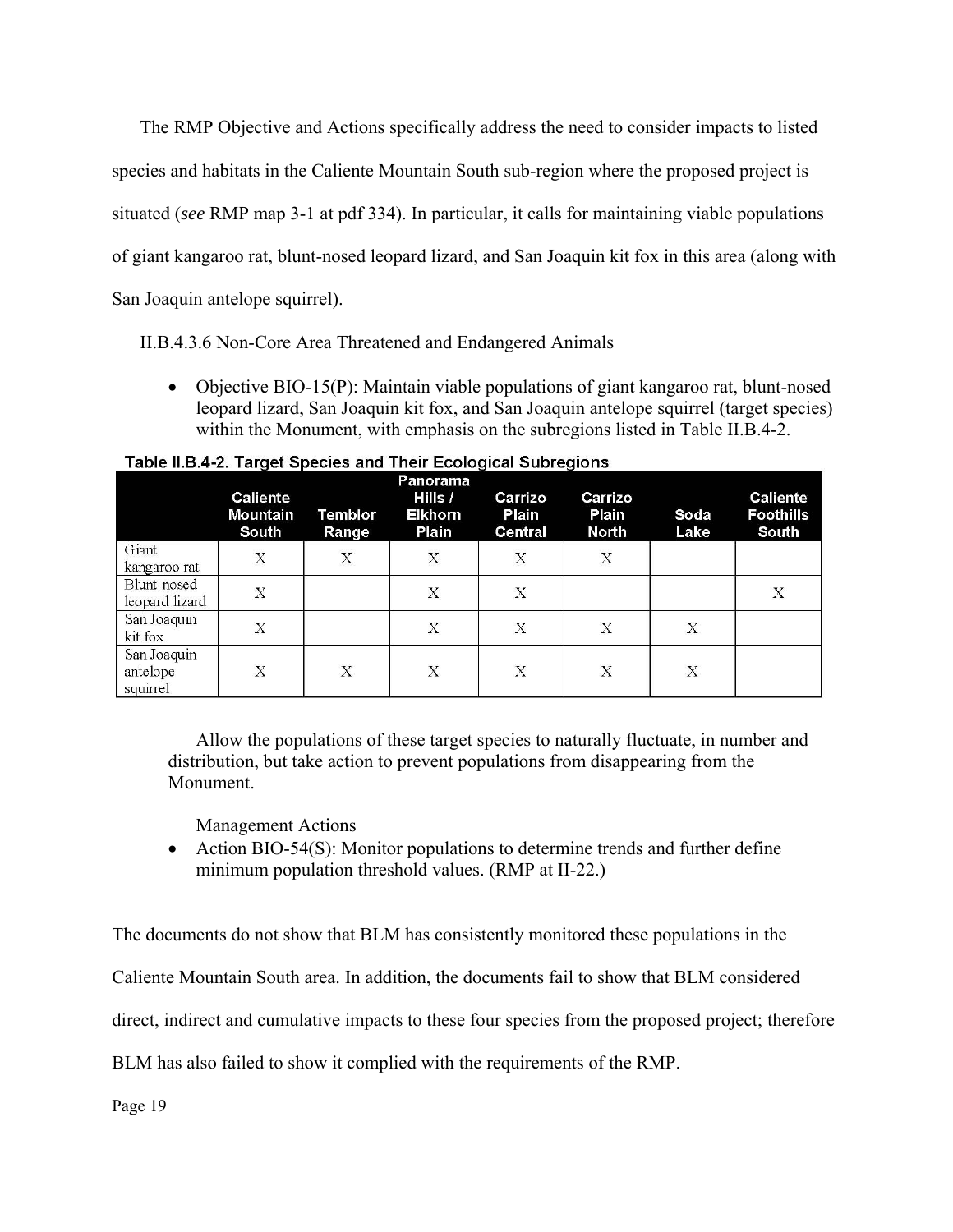The RMP Objective and Actions specifically address the need to consider impacts to listed species and habitats in the Caliente Mountain South sub-region where the proposed project is situated (*see* RMP map 3-1 at pdf 334). In particular, it calls for maintaining viable populations of giant kangaroo rat, blunt-nosed leopard lizard, and San Joaquin kit fox in this area (along with San Joaquin antelope squirrel).

II.B.4.3.6 Non-Core Area Threatened and Endangered Animals

- Objective BIO-15(P): Maintain viable populations of giant kangaroo rat, blunt-nosed leopard lizard, San Joaquin kit fox, and San Joaquin antelope squirrel (target species) within the Monument, with emphasis on the subregions listed in Table II.B.4-2.

**Table II.B.4-2. Target Species and Their Ecological Subregions**

| | Caliente Mountain South | Temblor Range | Panorama Hills / Elkhorn Plain | Carrizo Plain Central | Carrizo Plain North | Soda Lake | Caliente Foothills South |
|---|---|---|---|---|---|---|---|
| Giant kangaroo rat | X | X | X | X | X | | |
| Blunt-nosed leopard lizard | X | | X | X | | | X |
| San Joaquin kit fox | X | | X | X | X | X | |
| San Joaquin antelope squirrel | X | X | X | X | X | X | |

Allow the populations of these target species to naturally fluctuate, in number and distribution, but take action to prevent populations from disappearing from the Monument.

Management Actions

- Action BIO-54(S): Monitor populations to determine trends and further define minimum population threshold values. (RMP at II-22.)

The documents do not show that BLM has consistently monitored these populations in the Caliente Mountain South area. In addition, the documents fail to show that BLM considered direct, indirect and cumulative impacts to these four species from the proposed project; therefore BLM has also failed to show it complied with the requirements of the RMP.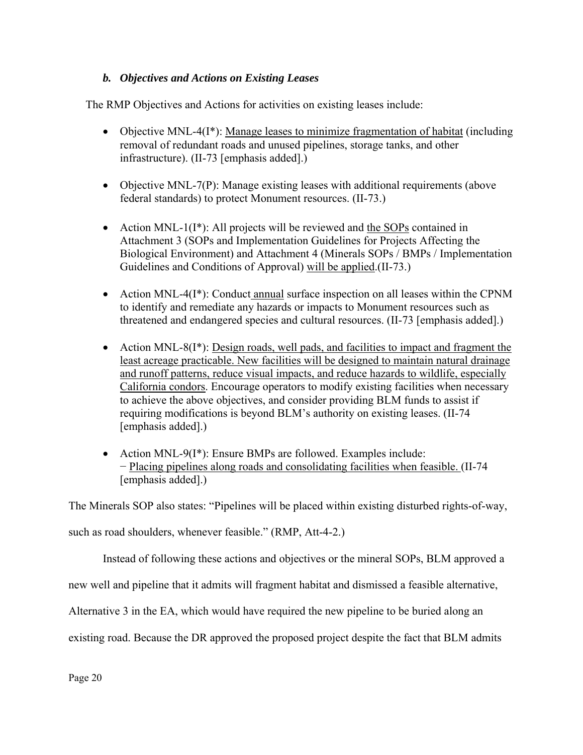### *b. Objectives and Actions on Existing Leases*

The RMP Objectives and Actions for activities on existing leases include:

- Objective MNL-4(I*): <u>Manage leases to minimize fragmentation of habitat</u> (including removal of redundant roads and unused pipelines, storage tanks, and other infrastructure). (II-73 [emphasis added].)

- Objective MNL-7(P): Manage existing leases with additional requirements (above federal standards) to protect Monument resources. (II-73.)

- Action MNL-1(I*): All projects will be reviewed and <u>the SOPs</u> contained in Attachment 3 (SOPs and Implementation Guidelines for Projects Affecting the Biological Environment) and Attachment 4 (Minerals SOPs / BMPs / Implementation Guidelines and Conditions of Approval) <u>will be applied</u>.(II-73.)

- Action MNL-4(I*): Conduct <u>annual</u> surface inspection on all leases within the CPNM to identify and remediate any hazards or impacts to Monument resources such as threatened and endangered species and cultural resources. (II-73 [emphasis added].)

- Action MNL-8(I*): <u>Design roads, well pads, and facilities to impact and fragment the least acreage practicable. New facilities will be designed to maintain natural drainage and runoff patterns, reduce visual impacts, and reduce hazards to wildlife, especially California condors</u>. Encourage operators to modify existing facilities when necessary to achieve the above objectives, and consider providing BLM funds to assist if requiring modifications is beyond BLM's authority on existing leases. (II-74 [emphasis added].)

- Action MNL-9(I*): Ensure BMPs are followed. Examples include:
  − <u>Placing pipelines along roads and consolidating facilities when feasible.</u> (II-74 [emphasis added].)

The Minerals SOP also states: "Pipelines will be placed within existing disturbed rights-of-way, such as road shoulders, whenever feasible." (RMP, Att-4-2.)

Instead of following these actions and objectives or the mineral SOPs, BLM approved a new well and pipeline that it admits will fragment habitat and dismissed a feasible alternative, Alternative 3 in the EA, which would have required the new pipeline to be buried along an existing road. Because the DR approved the proposed project despite the fact that BLM admits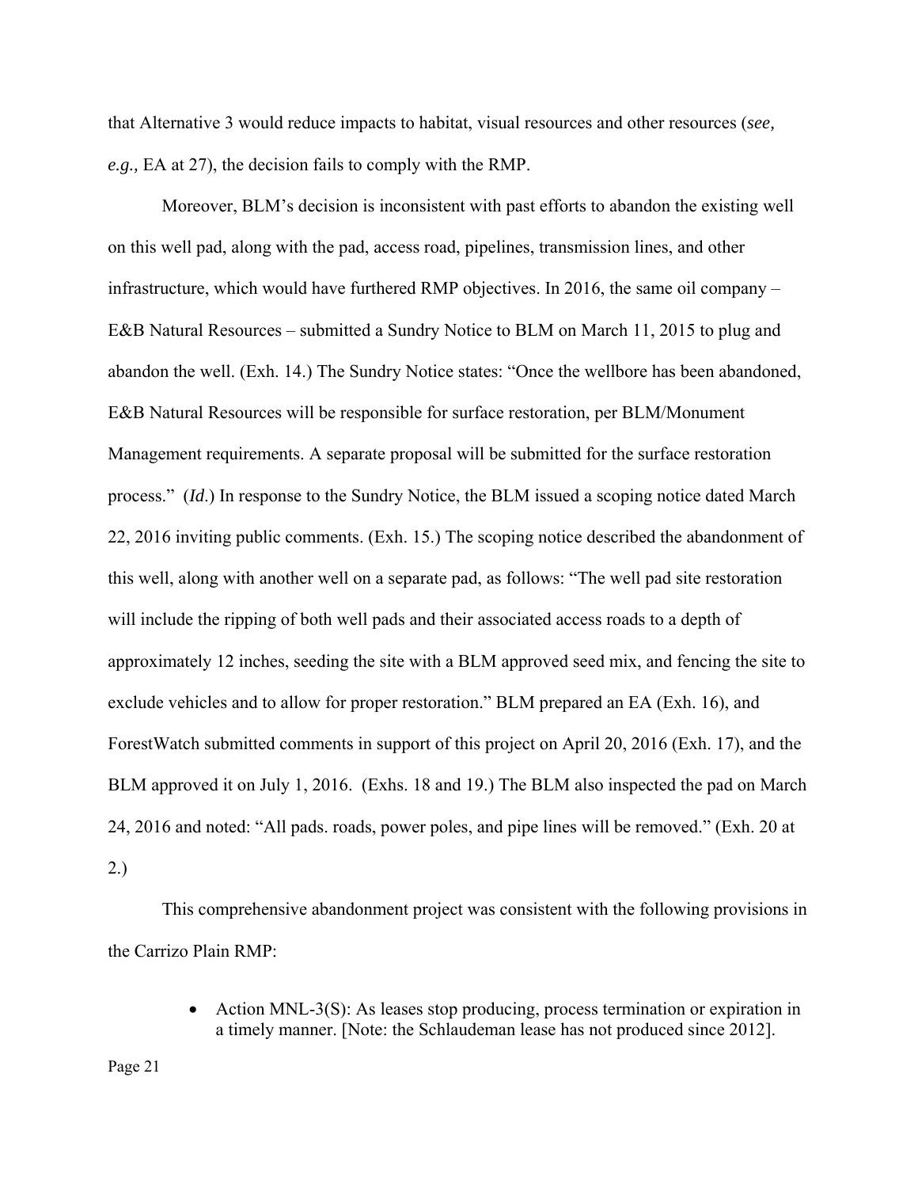that Alternative 3 would reduce impacts to habitat, visual resources and other resources (*see, e.g.,* EA at 27), the decision fails to comply with the RMP.

Moreover, BLM's decision is inconsistent with past efforts to abandon the existing well on this well pad, along with the pad, access road, pipelines, transmission lines, and other infrastructure, which would have furthered RMP objectives. In 2016, the same oil company – E&B Natural Resources – submitted a Sundry Notice to BLM on March 11, 2015 to plug and abandon the well. (Exh. 14.) The Sundry Notice states: "Once the wellbore has been abandoned, E&B Natural Resources will be responsible for surface restoration, per BLM/Monument Management requirements. A separate proposal will be submitted for the surface restoration process." (*Id*.) In response to the Sundry Notice, the BLM issued a scoping notice dated March 22, 2016 inviting public comments. (Exh. 15.) The scoping notice described the abandonment of this well, along with another well on a separate pad, as follows: "The well pad site restoration will include the ripping of both well pads and their associated access roads to a depth of approximately 12 inches, seeding the site with a BLM approved seed mix, and fencing the site to exclude vehicles and to allow for proper restoration." BLM prepared an EA (Exh. 16), and ForestWatch submitted comments in support of this project on April 20, 2016 (Exh. 17), and the BLM approved it on July 1, 2016. (Exhs. 18 and 19.) The BLM also inspected the pad on March 24, 2016 and noted: "All pads. roads, power poles, and pipe lines will be removed." (Exh. 20 at 2.)

This comprehensive abandonment project was consistent with the following provisions in the Carrizo Plain RMP:

- Action MNL-3(S): As leases stop producing, process termination or expiration in a timely manner. [Note: the Schlaudeman lease has not produced since 2012].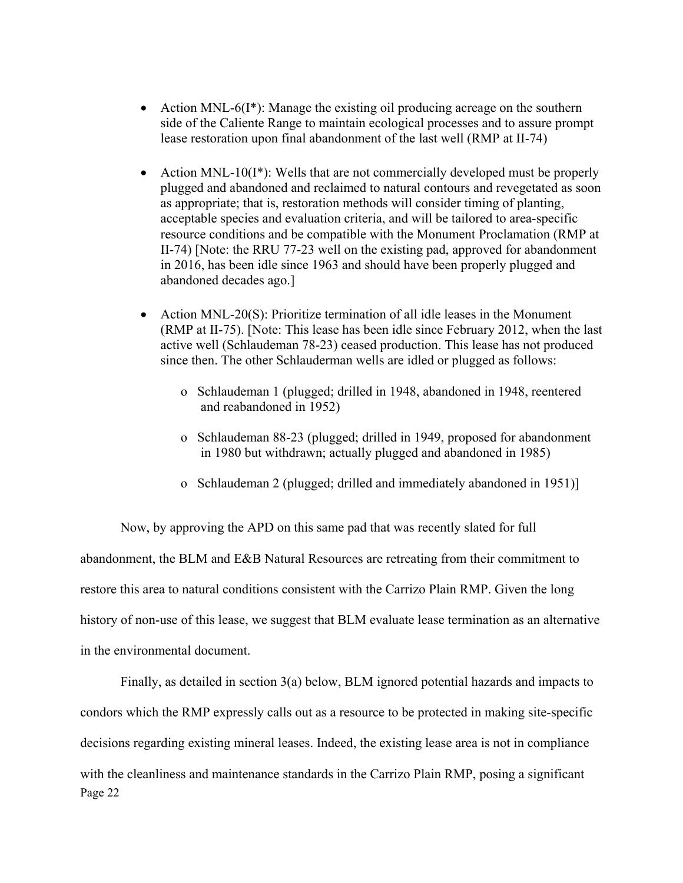- Action MNL-6(I*): Manage the existing oil producing acreage on the southern side of the Caliente Range to maintain ecological processes and to assure prompt lease restoration upon final abandonment of the last well (RMP at II-74)

- Action MNL-10(I*): Wells that are not commercially developed must be properly plugged and abandoned and reclaimed to natural contours and revegetated as soon as appropriate; that is, restoration methods will consider timing of planting, acceptable species and evaluation criteria, and will be tailored to area-specific resource conditions and be compatible with the Monument Proclamation (RMP at II-74) [Note: the RRU 77-23 well on the existing pad, approved for abandonment in 2016, has been idle since 1963 and should have been properly plugged and abandoned decades ago.]

- Action MNL-20(S): Prioritize termination of all idle leases in the Monument (RMP at II-75). [Note: This lease has been idle since February 2012, when the last active well (Schlaudeman 78-23) ceased production. This lease has not produced since then. The other Schlauderman wells are idled or plugged as follows:

    - Schlaudeman 1 (plugged; drilled in 1948, abandoned in 1948, reentered and reabandoned in 1952)

    - Schlaudeman 88-23 (plugged; drilled in 1949, proposed for abandonment in 1980 but withdrawn; actually plugged and abandoned in 1985)

    - Schlaudeman 2 (plugged; drilled and immediately abandoned in 1951)]

Now, by approving the APD on this same pad that was recently slated for full abandonment, the BLM and E&B Natural Resources are retreating from their commitment to restore this area to natural conditions consistent with the Carrizo Plain RMP. Given the long history of non-use of this lease, we suggest that BLM evaluate lease termination as an alternative in the environmental document.

Finally, as detailed in section 3(a) below, BLM ignored potential hazards and impacts to condors which the RMP expressly calls out as a resource to be protected in making site-specific decisions regarding existing mineral leases. Indeed, the existing lease area is not in compliance with the cleanliness and maintenance standards in the Carrizo Plain RMP, posing a significant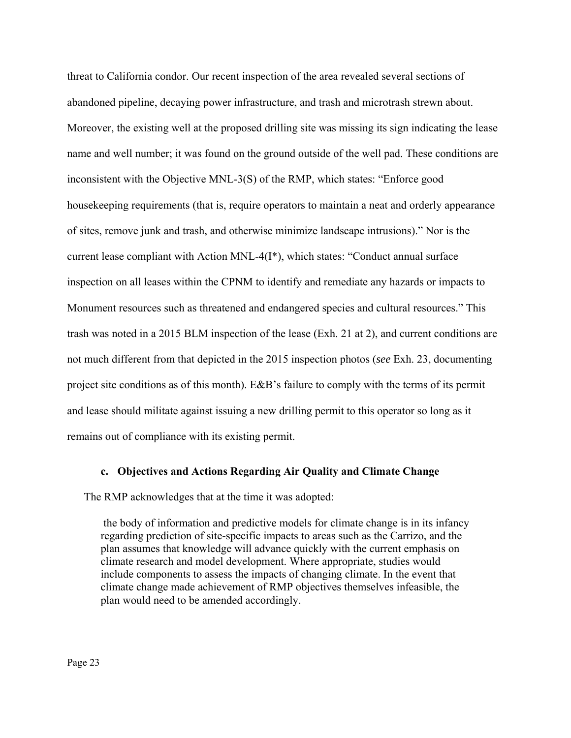threat to California condor. Our recent inspection of the area revealed several sections of abandoned pipeline, decaying power infrastructure, and trash and microtrash strewn about. Moreover, the existing well at the proposed drilling site was missing its sign indicating the lease name and well number; it was found on the ground outside of the well pad. These conditions are inconsistent with the Objective MNL-3(S) of the RMP, which states: "Enforce good housekeeping requirements (that is, require operators to maintain a neat and orderly appearance of sites, remove junk and trash, and otherwise minimize landscape intrusions)." Nor is the current lease compliant with Action MNL-4(I*), which states: "Conduct annual surface inspection on all leases within the CPNM to identify and remediate any hazards or impacts to Monument resources such as threatened and endangered species and cultural resources." This trash was noted in a 2015 BLM inspection of the lease (Exh. 21 at 2), and current conditions are not much different from that depicted in the 2015 inspection photos (*see* Exh. 23, documenting project site conditions as of this month). E&B's failure to comply with the terms of its permit and lease should militate against issuing a new drilling permit to this operator so long as it remains out of compliance with its existing permit.

#### c. Objectives and Actions Regarding Air Quality and Climate Change

The RMP acknowledges that at the time it was adopted:

> the body of information and predictive models for climate change is in its infancy regarding prediction of site-specific impacts to areas such as the Carrizo, and the plan assumes that knowledge will advance quickly with the current emphasis on climate research and model development. Where appropriate, studies would include components to assess the impacts of changing climate. In the event that climate change made achievement of RMP objectives themselves infeasible, the plan would need to be amended accordingly.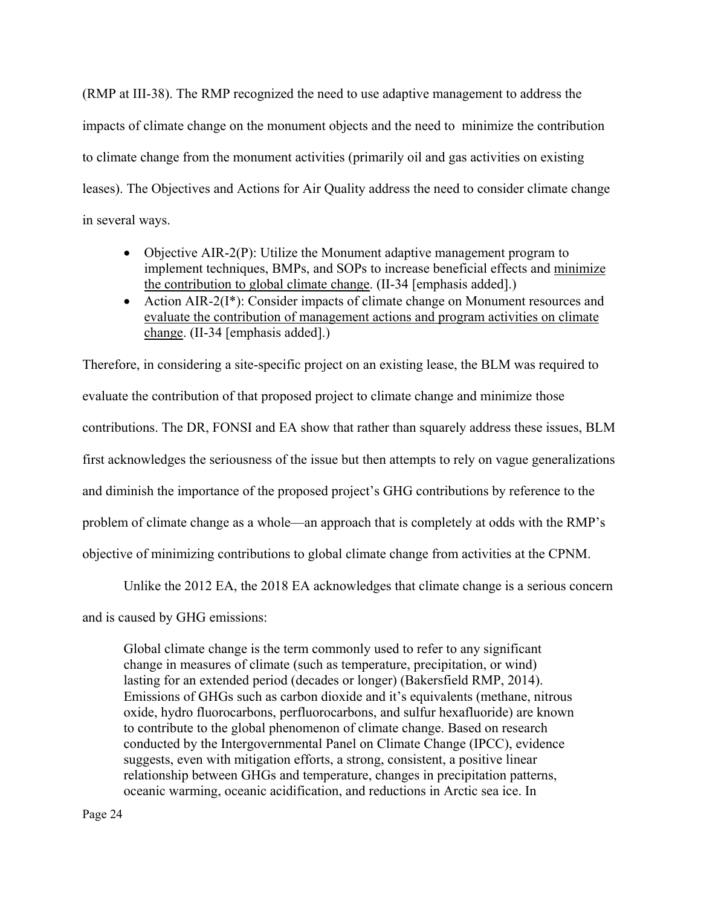(RMP at III-38). The RMP recognized the need to use adaptive management to address the impacts of climate change on the monument objects and the need to minimize the contribution to climate change from the monument activities (primarily oil and gas activities on existing leases). The Objectives and Actions for Air Quality address the need to consider climate change in several ways.

- Objective AIR-2(P): Utilize the Monument adaptive management program to implement techniques, BMPs, and SOPs to increase beneficial effects and <u>minimize the contribution to global climate change</u>. (II-34 [emphasis added].)
- Action AIR-2(I*): Consider impacts of climate change on Monument resources and <u>evaluate the contribution of management actions and program activities on climate change</u>. (II-34 [emphasis added].)

Therefore, in considering a site-specific project on an existing lease, the BLM was required to evaluate the contribution of that proposed project to climate change and minimize those contributions. The DR, FONSI and EA show that rather than squarely address these issues, BLM first acknowledges the seriousness of the issue but then attempts to rely on vague generalizations and diminish the importance of the proposed project's GHG contributions by reference to the problem of climate change as a whole—an approach that is completely at odds with the RMP's objective of minimizing contributions to global climate change from activities at the CPNM.

Unlike the 2012 EA, the 2018 EA acknowledges that climate change is a serious concern and is caused by GHG emissions:

> Global climate change is the term commonly used to refer to any significant change in measures of climate (such as temperature, precipitation, or wind) lasting for an extended period (decades or longer) (Bakersfield RMP, 2014). Emissions of GHGs such as carbon dioxide and it's equivalents (methane, nitrous oxide, hydro fluorocarbons, perfluorocarbons, and sulfur hexafluoride) are known to contribute to the global phenomenon of climate change. Based on research conducted by the Intergovernmental Panel on Climate Change (IPCC), evidence suggests, even with mitigation efforts, a strong, consistent, a positive linear relationship between GHGs and temperature, changes in precipitation patterns, oceanic warming, oceanic acidification, and reductions in Arctic sea ice. In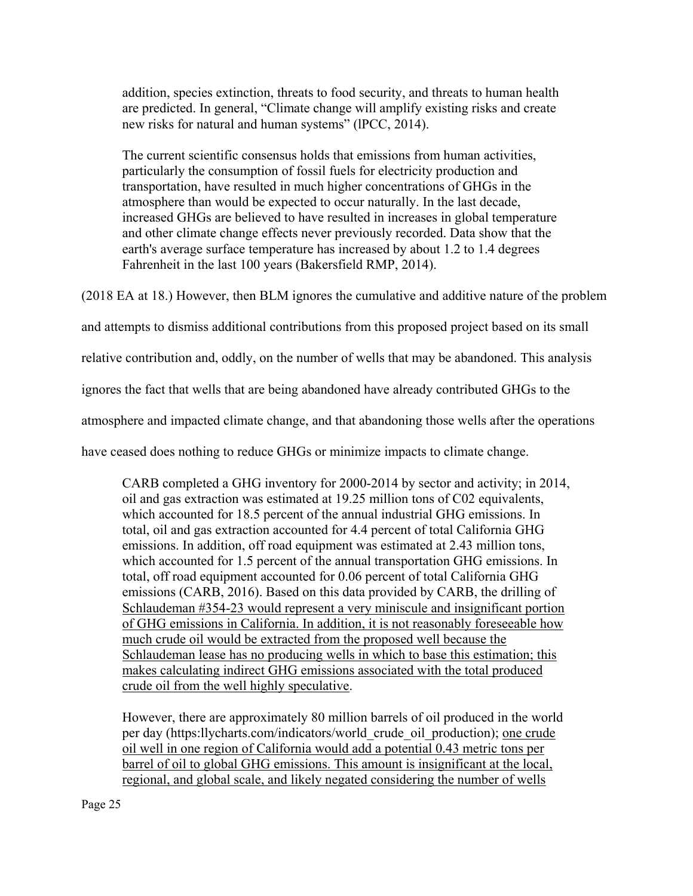> addition, species extinction, threats to food security, and threats to human health are predicted. In general, "Climate change will amplify existing risks and create new risks for natural and human systems" (lPCC, 2014).
>
> The current scientific consensus holds that emissions from human activities, particularly the consumption of fossil fuels for electricity production and transportation, have resulted in much higher concentrations of GHGs in the atmosphere than would be expected to occur naturally. In the last decade, increased GHGs are believed to have resulted in increases in global temperature and other climate change effects never previously recorded. Data show that the earth's average surface temperature has increased by about 1.2 to 1.4 degrees Fahrenheit in the last 100 years (Bakersfield RMP, 2014).

(2018 EA at 18.) However, then BLM ignores the cumulative and additive nature of the problem and attempts to dismiss additional contributions from this proposed project based on its small relative contribution and, oddly, on the number of wells that may be abandoned. This analysis ignores the fact that wells that are being abandoned have already contributed GHGs to the atmosphere and impacted climate change, and that abandoning those wells after the operations have ceased does nothing to reduce GHGs or minimize impacts to climate change.

> CARB completed a GHG inventory for 2000-2014 by sector and activity; in 2014, oil and gas extraction was estimated at 19.25 million tons of C02 equivalents, which accounted for 18.5 percent of the annual industrial GHG emissions. In total, oil and gas extraction accounted for 4.4 percent of total California GHG emissions. In addition, off road equipment was estimated at 2.43 million tons, which accounted for 1.5 percent of the annual transportation GHG emissions. In total, off road equipment accounted for 0.06 percent of total California GHG emissions (CARB, 2016). Based on this data provided by CARB, the drilling of <u>Schlaudeman #354-23 would represent a very miniscule and insignificant portion of GHG emissions in California. In addition, it is not reasonably foreseeable how much crude oil would be extracted from the proposed well because the Schlaudeman lease has no producing wells in which to base this estimation; this makes calculating indirect GHG emissions associated with the total produced crude oil from the well highly speculative</u>.
>
> However, there are approximately 80 million barrels of oil produced in the world per day (https:llycharts.com/indicators/world_crude_oil_production); <u>one crude oil well in one region of California would add a potential 0.43 metric tons per barrel of oil to global GHG emissions. This amount is insignificant at the local, regional, and global scale, and likely negated considering the number of wells</u>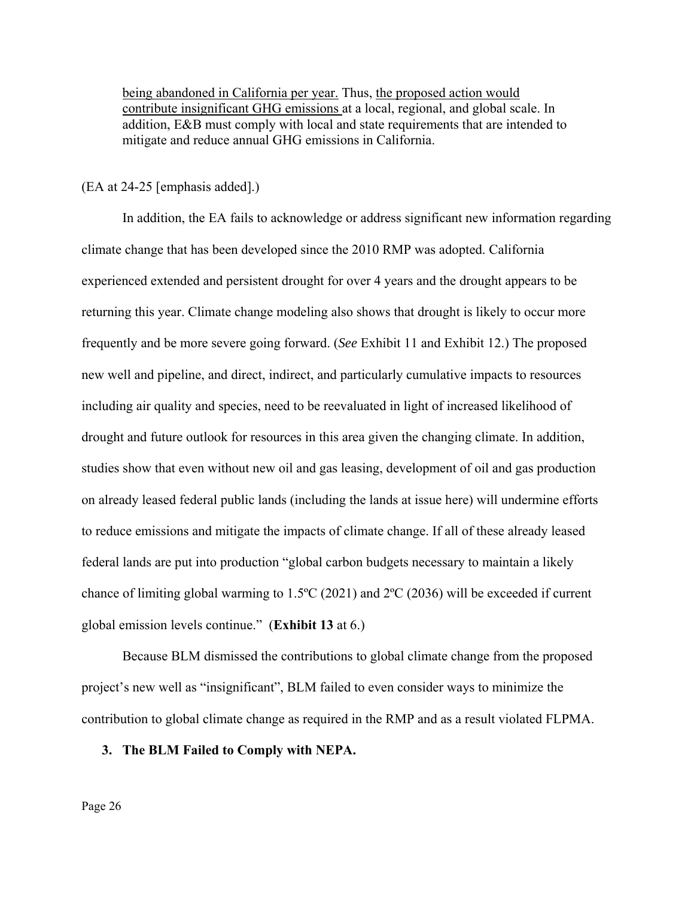> being abandoned in California per year. Thus, the proposed action would contribute insignificant GHG emissions at a local, regional, and global scale. In addition, E&B must comply with local and state requirements that are intended to mitigate and reduce annual GHG emissions in California.

(EA at 24-25 [emphasis added].)

In addition, the EA fails to acknowledge or address significant new information regarding climate change that has been developed since the 2010 RMP was adopted. California experienced extended and persistent drought for over 4 years and the drought appears to be returning this year. Climate change modeling also shows that drought is likely to occur more frequently and be more severe going forward. (*See* Exhibit 11 and Exhibit 12.) The proposed new well and pipeline, and direct, indirect, and particularly cumulative impacts to resources including air quality and species, need to be reevaluated in light of increased likelihood of drought and future outlook for resources in this area given the changing climate. In addition, studies show that even without new oil and gas leasing, development of oil and gas production on already leased federal public lands (including the lands at issue here) will undermine efforts to reduce emissions and mitigate the impacts of climate change. If all of these already leased federal lands are put into production "global carbon budgets necessary to maintain a likely chance of limiting global warming to 1.5ºC (2021) and 2ºC (2036) will be exceeded if current global emission levels continue." (**Exhibit 13** at 6.)

Because BLM dismissed the contributions to global climate change from the proposed project's new well as "insignificant", BLM failed to even consider ways to minimize the contribution to global climate change as required in the RMP and as a result violated FLPMA.

### 3. The BLM Failed to Comply with NEPA.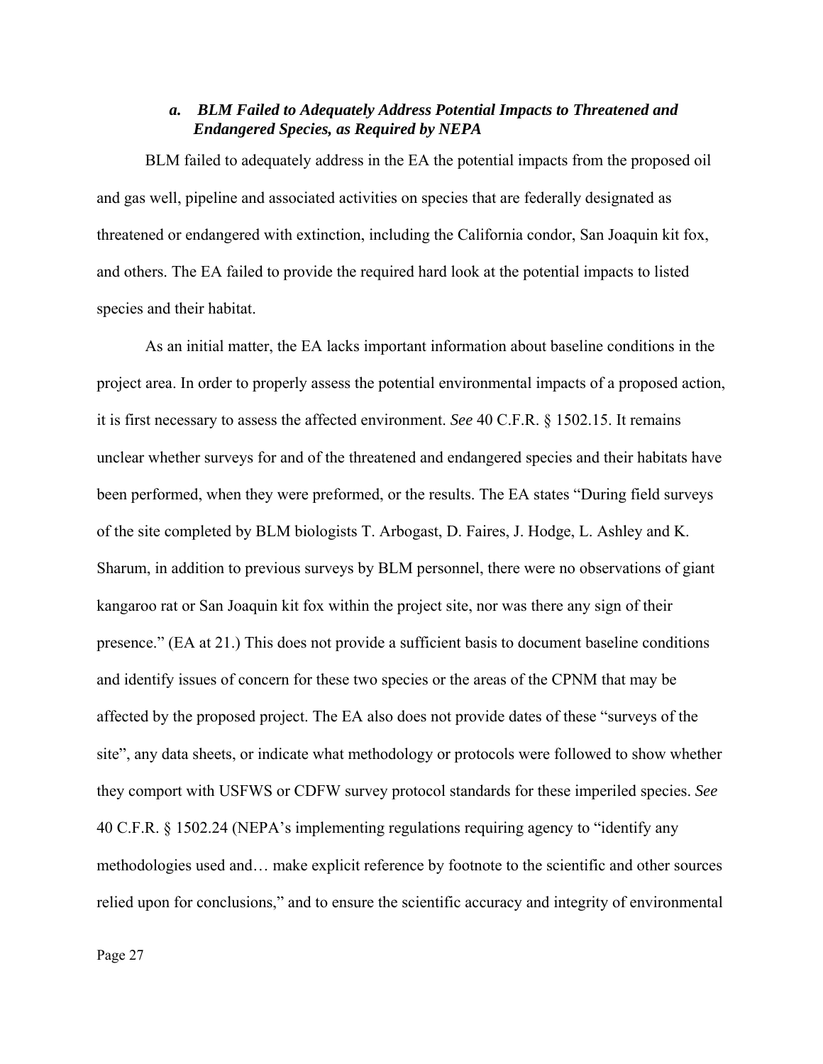### *a. BLM Failed to Adequately Address Potential Impacts to Threatened and Endangered Species, as Required by NEPA*

BLM failed to adequately address in the EA the potential impacts from the proposed oil and gas well, pipeline and associated activities on species that are federally designated as threatened or endangered with extinction, including the California condor, San Joaquin kit fox, and others. The EA failed to provide the required hard look at the potential impacts to listed species and their habitat.

As an initial matter, the EA lacks important information about baseline conditions in the project area. In order to properly assess the potential environmental impacts of a proposed action, it is first necessary to assess the affected environment. *See* 40 C.F.R. § 1502.15. It remains unclear whether surveys for and of the threatened and endangered species and their habitats have been performed, when they were preformed, or the results. The EA states "During field surveys of the site completed by BLM biologists T. Arbogast, D. Faires, J. Hodge, L. Ashley and K. Sharum, in addition to previous surveys by BLM personnel, there were no observations of giant kangaroo rat or San Joaquin kit fox within the project site, nor was there any sign of their presence." (EA at 21.) This does not provide a sufficient basis to document baseline conditions and identify issues of concern for these two species or the areas of the CPNM that may be affected by the proposed project. The EA also does not provide dates of these "surveys of the site", any data sheets, or indicate what methodology or protocols were followed to show whether they comport with USFWS or CDFW survey protocol standards for these imperiled species. *See* 40 C.F.R. § 1502.24 (NEPA's implementing regulations requiring agency to "identify any methodologies used and… make explicit reference by footnote to the scientific and other sources relied upon for conclusions," and to ensure the scientific accuracy and integrity of environmental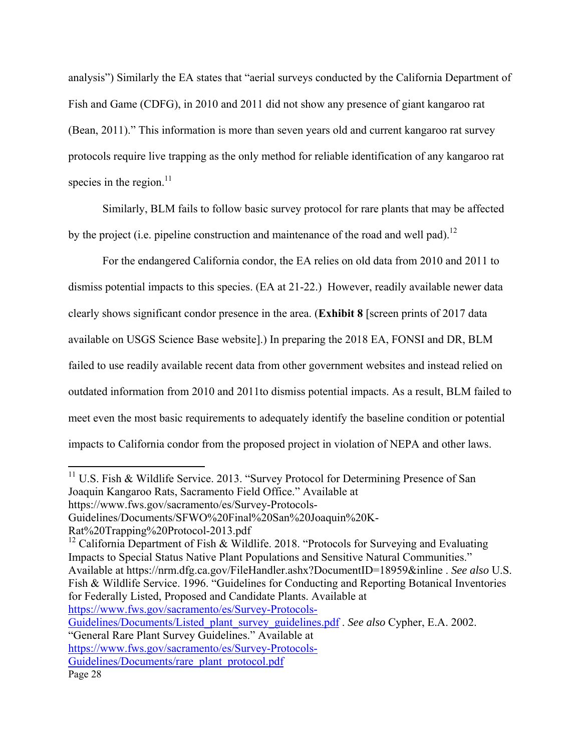analysis") Similarly the EA states that "aerial surveys conducted by the California Department of Fish and Game (CDFG), in 2010 and 2011 did not show any presence of giant kangaroo rat (Bean, 2011)." This information is more than seven years old and current kangaroo rat survey protocols require live trapping as the only method for reliable identification of any kangaroo rat species in the region.[11]

Similarly, BLM fails to follow basic survey protocol for rare plants that may be affected by the project (i.e. pipeline construction and maintenance of the road and well pad).[12]

For the endangered California condor, the EA relies on old data from 2010 and 2011 to dismiss potential impacts to this species. (EA at 21-22.) However, readily available newer data clearly shows significant condor presence in the area. (**Exhibit 8** [screen prints of 2017 data available on USGS Science Base website].) In preparing the 2018 EA, FONSI and DR, BLM failed to use readily available recent data from other government websites and instead relied on outdated information from 2010 and 2011to dismiss potential impacts. As a result, BLM failed to meet even the most basic requirements to adequately identify the baseline condition or potential impacts to California condor from the proposed project in violation of NEPA and other laws.

---

[11] U.S. Fish & Wildlife Service. 2013. "Survey Protocol for Determining Presence of San Joaquin Kangaroo Rats, Sacramento Field Office." Available at https://www.fws.gov/sacramento/es/Survey-Protocols-Guidelines/Documents/SFWO%20Final%20San%20Joaquin%20K-Rat%20Trapping%20Protocol-2013.pdf

[12] California Department of Fish & Wildlife. 2018. "Protocols for Surveying and Evaluating Impacts to Special Status Native Plant Populations and Sensitive Natural Communities." Available at https://nrm.dfg.ca.gov/FileHandler.ashx?DocumentID=18959&inline . *See also* U.S. Fish & Wildlife Service. 1996. "Guidelines for Conducting and Reporting Botanical Inventories for Federally Listed, Proposed and Candidate Plants. Available at https://www.fws.gov/sacramento/es/Survey-Protocols-Guidelines/Documents/Listed_plant_survey_guidelines.pdf . *See also* Cypher, E.A. 2002. "General Rare Plant Survey Guidelines." Available at https://www.fws.gov/sacramento/es/Survey-Protocols-Guidelines/Documents/rare_plant_protocol.pdf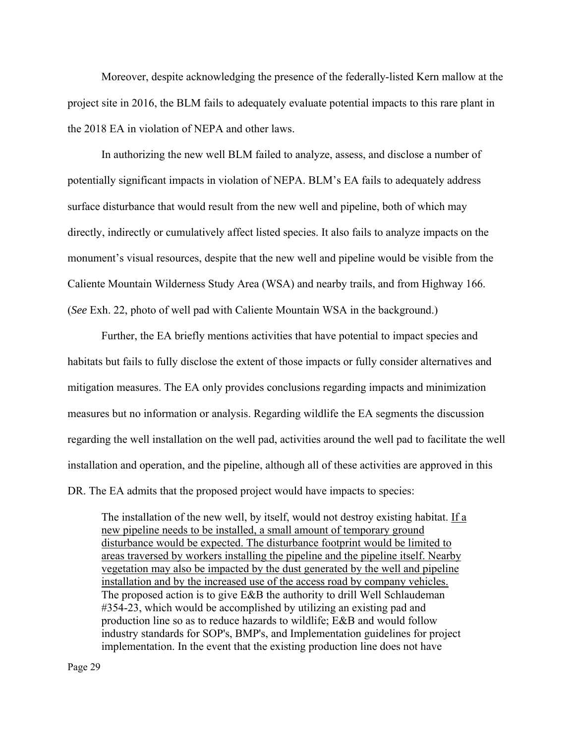Moreover, despite acknowledging the presence of the federally-listed Kern mallow at the project site in 2016, the BLM fails to adequately evaluate potential impacts to this rare plant in the 2018 EA in violation of NEPA and other laws.

In authorizing the new well BLM failed to analyze, assess, and disclose a number of potentially significant impacts in violation of NEPA. BLM's EA fails to adequately address surface disturbance that would result from the new well and pipeline, both of which may directly, indirectly or cumulatively affect listed species. It also fails to analyze impacts on the monument's visual resources, despite that the new well and pipeline would be visible from the Caliente Mountain Wilderness Study Area (WSA) and nearby trails, and from Highway 166. (*See* Exh. 22, photo of well pad with Caliente Mountain WSA in the background.)

Further, the EA briefly mentions activities that have potential to impact species and habitats but fails to fully disclose the extent of those impacts or fully consider alternatives and mitigation measures. The EA only provides conclusions regarding impacts and minimization measures but no information or analysis. Regarding wildlife the EA segments the discussion regarding the well installation on the well pad, activities around the well pad to facilitate the well installation and operation, and the pipeline, although all of these activities are approved in this DR. The EA admits that the proposed project would have impacts to species:

> The installation of the new well, by itself, would not destroy existing habitat. <u>If a new pipeline needs to be installed, a small amount of temporary ground disturbance would be expected. The disturbance footprint would be limited to areas traversed by workers installing the pipeline and the pipeline itself. Nearby vegetation may also be impacted by the dust generated by the well and pipeline installation and by the increased use of the access road by company vehicles.</u> The proposed action is to give E&B the authority to drill Well Schlaudeman #354-23, which would be accomplished by utilizing an existing pad and production line so as to reduce hazards to wildlife; E&B and would follow industry standards for SOP's, BMP's, and Implementation guidelines for project implementation. In the event that the existing production line does not have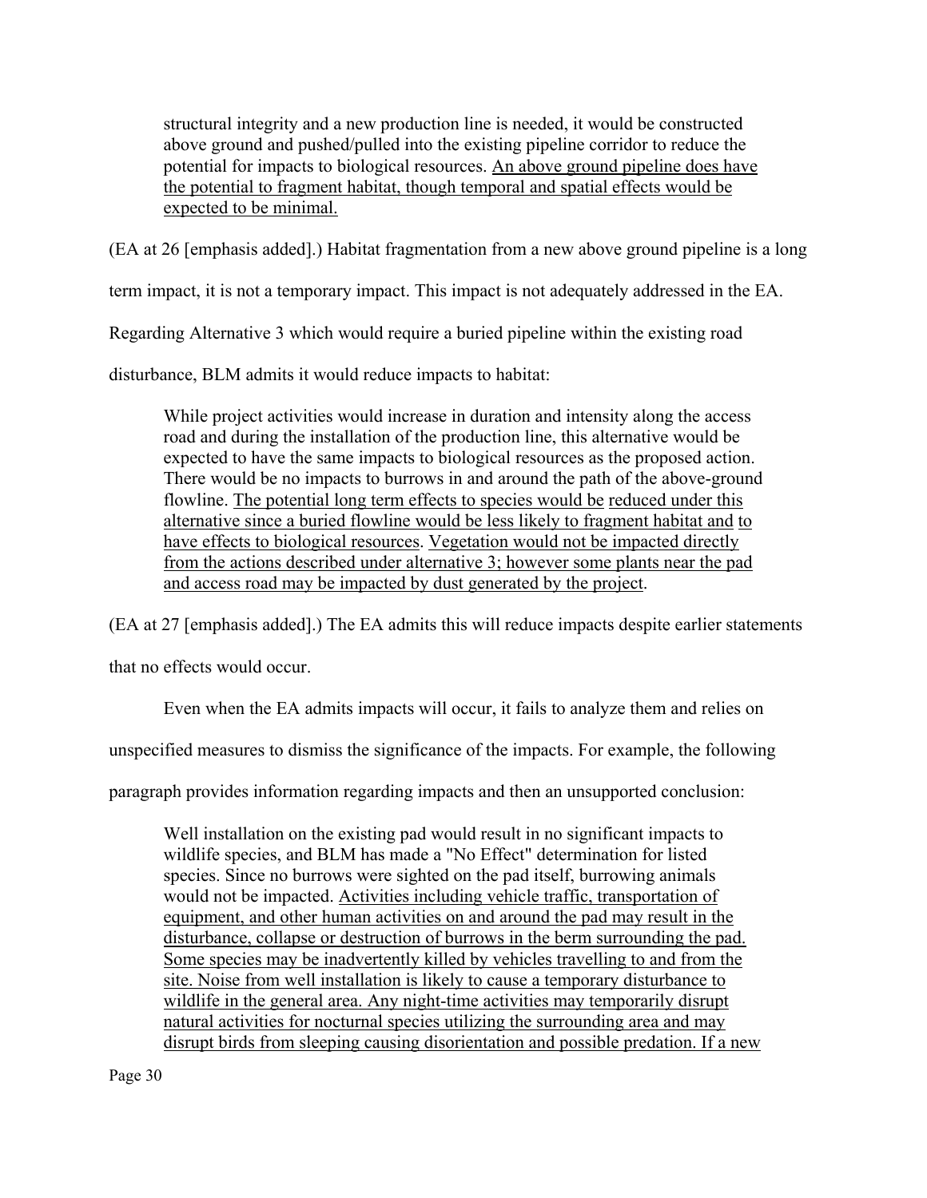> structural integrity and a new production line is needed, it would be constructed above ground and pushed/pulled into the existing pipeline corridor to reduce the potential for impacts to biological resources. <u>An above ground pipeline does have the potential to fragment habitat, though temporal and spatial effects would be expected to be minimal.</u>

(EA at 26 [emphasis added].) Habitat fragmentation from a new above ground pipeline is a long term impact, it is not a temporary impact. This impact is not adequately addressed in the EA. Regarding Alternative 3 which would require a buried pipeline within the existing road disturbance, BLM admits it would reduce impacts to habitat:

> While project activities would increase in duration and intensity along the access road and during the installation of the production line, this alternative would be expected to have the same impacts to biological resources as the proposed action. There would be no impacts to burrows in and around the path of the above-ground flowline. <u>The potential long term effects to species would be reduced under this alternative since a buried flowline would be less likely to fragment habitat and to have effects to biological resources</u>. <u>Vegetation would not be impacted directly from the actions described under alternative 3; however some plants near the pad and access road may be impacted by dust generated by the project</u>.

(EA at 27 [emphasis added].) The EA admits this will reduce impacts despite earlier statements that no effects would occur.

Even when the EA admits impacts will occur, it fails to analyze them and relies on unspecified measures to dismiss the significance of the impacts. For example, the following paragraph provides information regarding impacts and then an unsupported conclusion:

> Well installation on the existing pad would result in no significant impacts to wildlife species, and BLM has made a "No Effect" determination for listed species. Since no burrows were sighted on the pad itself, burrowing animals would not be impacted. <u>Activities including vehicle traffic, transportation of equipment, and other human activities on and around the pad may result in the disturbance, collapse or destruction of burrows in the berm surrounding the pad. Some species may be inadvertently killed by vehicles travelling to and from the site. Noise from well installation is likely to cause a temporary disturbance to wildlife in the general area. Any night-time activities may temporarily disrupt natural activities for nocturnal species utilizing the surrounding area and may disrupt birds from sleeping causing disorientation and possible predation. If a new</u>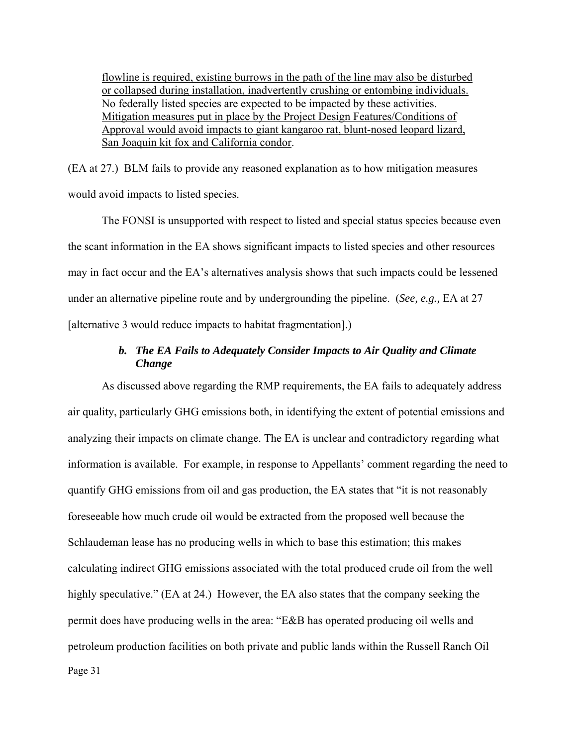> <u>flowline is required, existing burrows in the path of the line may also be disturbed or collapsed during installation, inadvertently crushing or entombing individuals.</u> No federally listed species are expected to be impacted by these activities. <u>Mitigation measures put in place by the Project Design Features/Conditions of Approval would avoid impacts to giant kangaroo rat, blunt-nosed leopard lizard, San Joaquin kit fox and California condor</u>.

(EA at 27.) BLM fails to provide any reasoned explanation as to how mitigation measures would avoid impacts to listed species.

The FONSI is unsupported with respect to listed and special status species because even the scant information in the EA shows significant impacts to listed species and other resources may in fact occur and the EA's alternatives analysis shows that such impacts could be lessened under an alternative pipeline route and by undergrounding the pipeline. (*See, e.g.,* EA at 27 [alternative 3 would reduce impacts to habitat fragmentation].)

### *b. The EA Fails to Adequately Consider Impacts to Air Quality and Climate Change*

As discussed above regarding the RMP requirements, the EA fails to adequately address air quality, particularly GHG emissions both, in identifying the extent of potential emissions and analyzing their impacts on climate change. The EA is unclear and contradictory regarding what information is available. For example, in response to Appellants' comment regarding the need to quantify GHG emissions from oil and gas production, the EA states that "it is not reasonably foreseeable how much crude oil would be extracted from the proposed well because the Schlaudeman lease has no producing wells in which to base this estimation; this makes calculating indirect GHG emissions associated with the total produced crude oil from the well highly speculative." (EA at 24.) However, the EA also states that the company seeking the permit does have producing wells in the area: "E&B has operated producing oil wells and petroleum production facilities on both private and public lands within the Russell Ranch Oil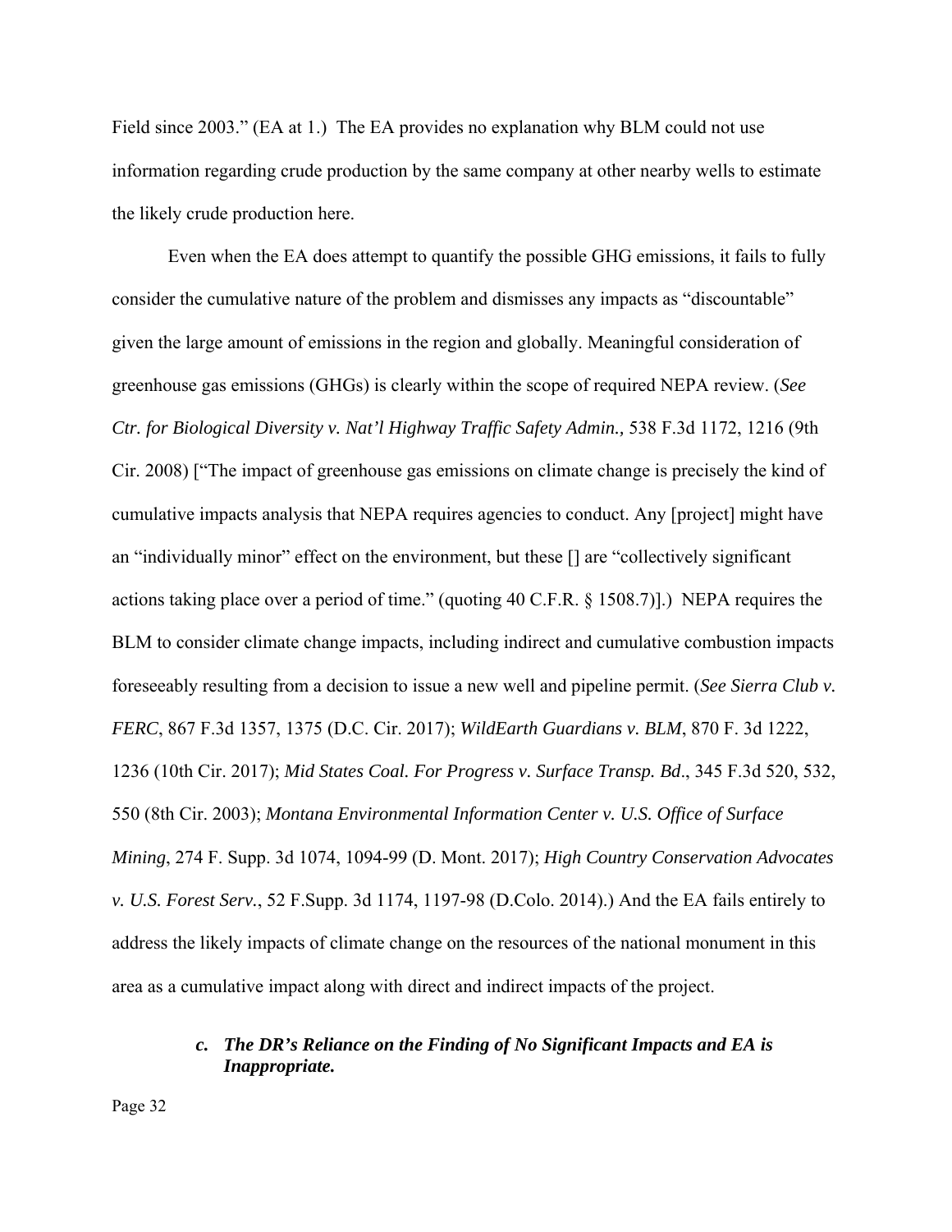Field since 2003." (EA at 1.) The EA provides no explanation why BLM could not use information regarding crude production by the same company at other nearby wells to estimate the likely crude production here.

Even when the EA does attempt to quantify the possible GHG emissions, it fails to fully consider the cumulative nature of the problem and dismisses any impacts as "discountable" given the large amount of emissions in the region and globally. Meaningful consideration of greenhouse gas emissions (GHGs) is clearly within the scope of required NEPA review. (*See Ctr. for Biological Diversity v. Nat'l Highway Traffic Safety Admin.,* 538 F.3d 1172, 1216 (9th Cir. 2008) ["The impact of greenhouse gas emissions on climate change is precisely the kind of cumulative impacts analysis that NEPA requires agencies to conduct. Any [project] might have an "individually minor" effect on the environment, but these [] are "collectively significant actions taking place over a period of time." (quoting 40 C.F.R. § 1508.7)].) NEPA requires the BLM to consider climate change impacts, including indirect and cumulative combustion impacts foreseeably resulting from a decision to issue a new well and pipeline permit. (*See Sierra Club v. FERC*, 867 F.3d 1357, 1375 (D.C. Cir. 2017); *WildEarth Guardians v. BLM*, 870 F. 3d 1222, 1236 (10th Cir. 2017); *Mid States Coal. For Progress v. Surface Transp. Bd*., 345 F.3d 520, 532, 550 (8th Cir. 2003); *Montana Environmental Information Center v. U.S. Office of Surface Mining*, 274 F. Supp. 3d 1074, 1094-99 (D. Mont. 2017); *High Country Conservation Advocates v. U.S. Forest Serv.*, 52 F.Supp. 3d 1174, 1197-98 (D.Colo. 2014).) And the EA fails entirely to address the likely impacts of climate change on the resources of the national monument in this area as a cumulative impact along with direct and indirect impacts of the project.

### *c. The DR's Reliance on the Finding of No Significant Impacts and EA is Inappropriate.*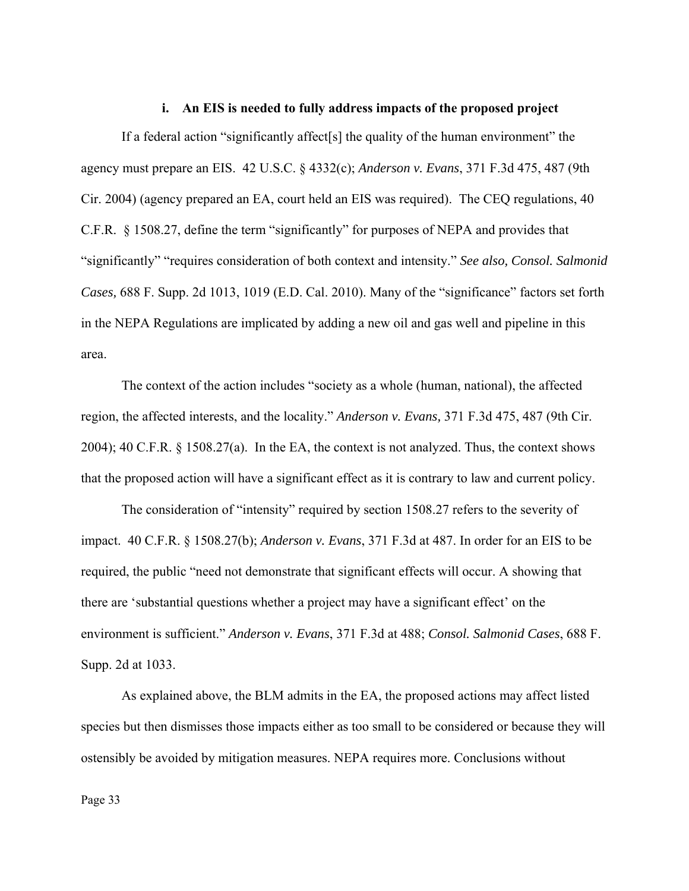### i. An EIS is needed to fully address impacts of the proposed project

If a federal action "significantly affect[s] the quality of the human environment" the agency must prepare an EIS. 42 U.S.C. § 4332(c); *Anderson v. Evans*, 371 F.3d 475, 487 (9th Cir. 2004) (agency prepared an EA, court held an EIS was required). The CEQ regulations, 40 C.F.R. § 1508.27, define the term "significantly" for purposes of NEPA and provides that "significantly" "requires consideration of both context and intensity." *See also, Consol. Salmonid Cases,* 688 F. Supp. 2d 1013, 1019 (E.D. Cal. 2010). Many of the "significance" factors set forth in the NEPA Regulations are implicated by adding a new oil and gas well and pipeline in this area.

The context of the action includes "society as a whole (human, national), the affected region, the affected interests, and the locality." *Anderson v. Evans,* 371 F.3d 475, 487 (9th Cir. 2004); 40 C.F.R. § 1508.27(a). In the EA, the context is not analyzed. Thus, the context shows that the proposed action will have a significant effect as it is contrary to law and current policy.

The consideration of "intensity" required by section 1508.27 refers to the severity of impact. 40 C.F.R. § 1508.27(b); *Anderson v. Evans*, 371 F.3d at 487. In order for an EIS to be required, the public "need not demonstrate that significant effects will occur. A showing that there are 'substantial questions whether a project may have a significant effect' on the environment is sufficient." *Anderson v. Evans*, 371 F.3d at 488; *Consol. Salmonid Cases*, 688 F. Supp. 2d at 1033.

As explained above, the BLM admits in the EA, the proposed actions may affect listed species but then dismisses those impacts either as too small to be considered or because they will ostensibly be avoided by mitigation measures. NEPA requires more. Conclusions without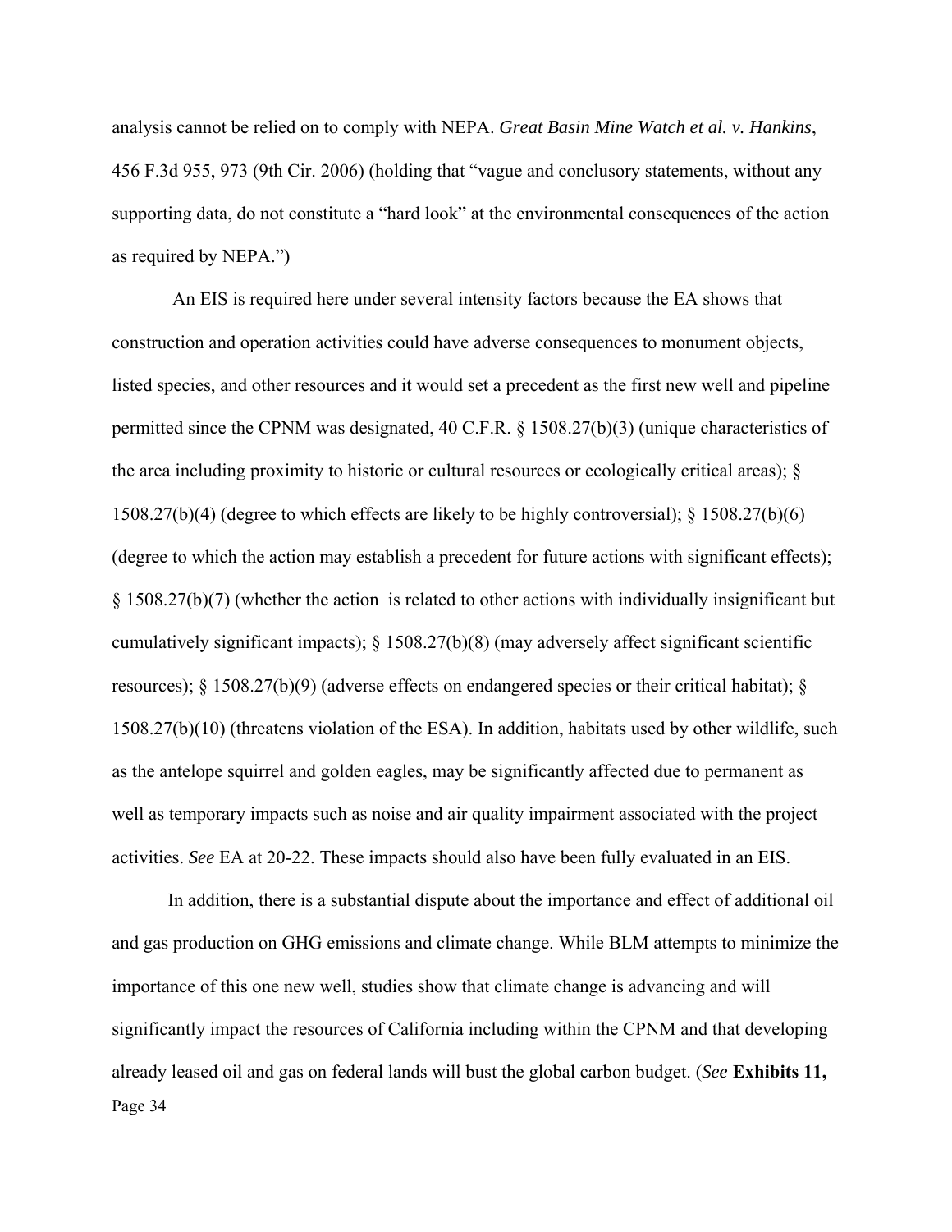analysis cannot be relied on to comply with NEPA. *Great Basin Mine Watch et al. v. Hankins*, 456 F.3d 955, 973 (9th Cir. 2006) (holding that "vague and conclusory statements, without any supporting data, do not constitute a "hard look" at the environmental consequences of the action as required by NEPA.")

An EIS is required here under several intensity factors because the EA shows that construction and operation activities could have adverse consequences to monument objects, listed species, and other resources and it would set a precedent as the first new well and pipeline permitted since the CPNM was designated, 40 C.F.R. § 1508.27(b)(3) (unique characteristics of the area including proximity to historic or cultural resources or ecologically critical areas); § 1508.27(b)(4) (degree to which effects are likely to be highly controversial); § 1508.27(b)(6) (degree to which the action may establish a precedent for future actions with significant effects); § 1508.27(b)(7) (whether the action is related to other actions with individually insignificant but cumulatively significant impacts); § 1508.27(b)(8) (may adversely affect significant scientific resources); § 1508.27(b)(9) (adverse effects on endangered species or their critical habitat); § 1508.27(b)(10) (threatens violation of the ESA). In addition, habitats used by other wildlife, such as the antelope squirrel and golden eagles, may be significantly affected due to permanent as well as temporary impacts such as noise and air quality impairment associated with the project activities. *See* EA at 20-22. These impacts should also have been fully evaluated in an EIS.

In addition, there is a substantial dispute about the importance and effect of additional oil and gas production on GHG emissions and climate change. While BLM attempts to minimize the importance of this one new well, studies show that climate change is advancing and will significantly impact the resources of California including within the CPNM and that developing already leased oil and gas on federal lands will bust the global carbon budget. (*See* **Exhibits 11,**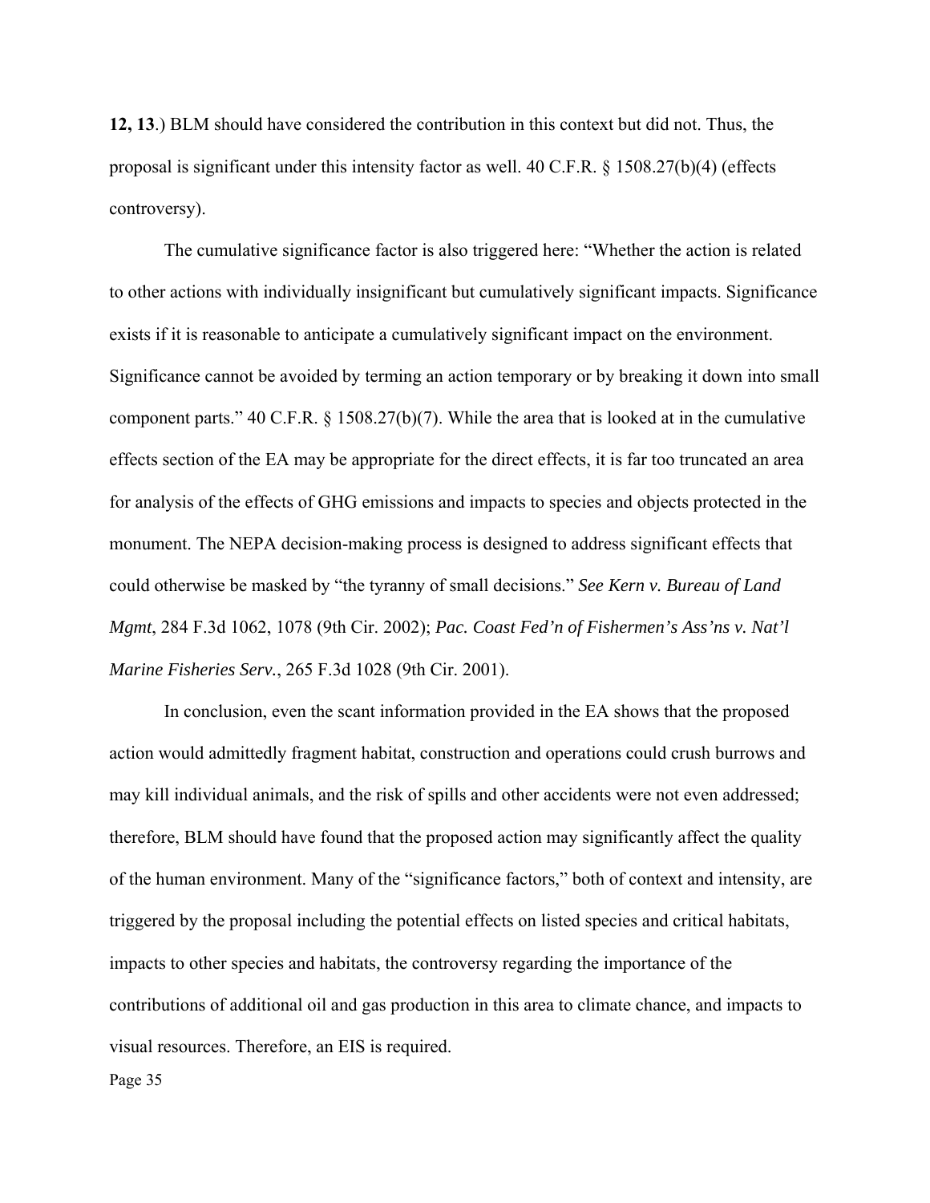**12, 13**.) BLM should have considered the contribution in this context but did not. Thus, the proposal is significant under this intensity factor as well. 40 C.F.R. § 1508.27(b)(4) (effects controversy).

The cumulative significance factor is also triggered here: "Whether the action is related to other actions with individually insignificant but cumulatively significant impacts. Significance exists if it is reasonable to anticipate a cumulatively significant impact on the environment. Significance cannot be avoided by terming an action temporary or by breaking it down into small component parts." 40 C.F.R. § 1508.27(b)(7). While the area that is looked at in the cumulative effects section of the EA may be appropriate for the direct effects, it is far too truncated an area for analysis of the effects of GHG emissions and impacts to species and objects protected in the monument. The NEPA decision-making process is designed to address significant effects that could otherwise be masked by "the tyranny of small decisions." *See Kern v. Bureau of Land Mgmt*, 284 F.3d 1062, 1078 (9th Cir. 2002); *Pac. Coast Fed'n of Fishermen's Ass'ns v. Nat'l Marine Fisheries Serv.*, 265 F.3d 1028 (9th Cir. 2001).

In conclusion, even the scant information provided in the EA shows that the proposed action would admittedly fragment habitat, construction and operations could crush burrows and may kill individual animals, and the risk of spills and other accidents were not even addressed; therefore, BLM should have found that the proposed action may significantly affect the quality of the human environment. Many of the "significance factors," both of context and intensity, are triggered by the proposal including the potential effects on listed species and critical habitats, impacts to other species and habitats, the controversy regarding the importance of the contributions of additional oil and gas production in this area to climate chance, and impacts to visual resources. Therefore, an EIS is required.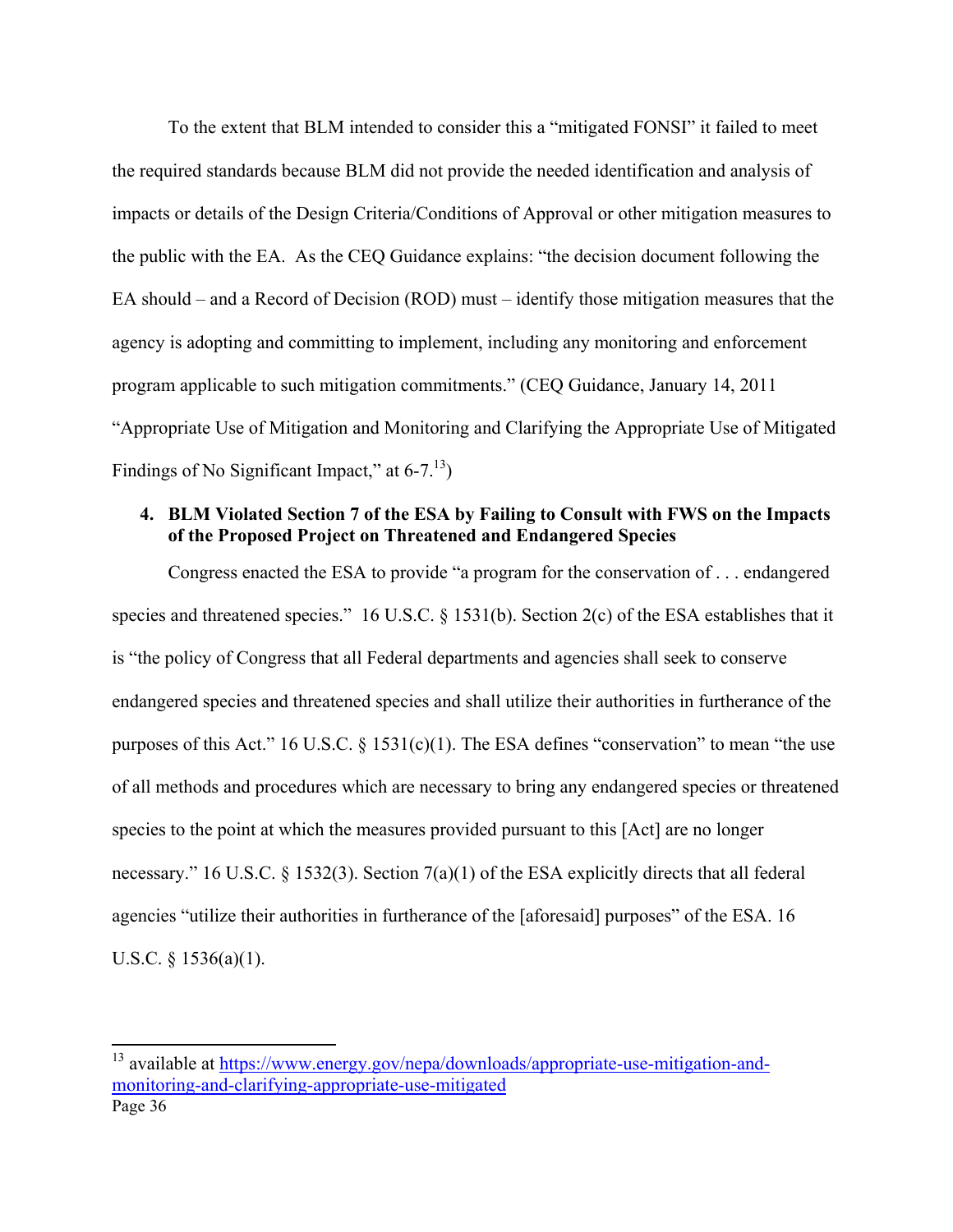To the extent that BLM intended to consider this a "mitigated FONSI" it failed to meet the required standards because BLM did not provide the needed identification and analysis of impacts or details of the Design Criteria/Conditions of Approval or other mitigation measures to the public with the EA. As the CEQ Guidance explains: "the decision document following the EA should – and a Record of Decision (ROD) must – identify those mitigation measures that the agency is adopting and committing to implement, including any monitoring and enforcement program applicable to such mitigation commitments." (CEQ Guidance, January 14, 2011 "Appropriate Use of Mitigation and Monitoring and Clarifying the Appropriate Use of Mitigated Findings of No Significant Impact," at 6-7.[13])

**4. BLM Violated Section 7 of the ESA by Failing to Consult with FWS on the Impacts of the Proposed Project on Threatened and Endangered Species**

Congress enacted the ESA to provide "a program for the conservation of . . . endangered species and threatened species." 16 U.S.C. § 1531(b). Section 2(c) of the ESA establishes that it is "the policy of Congress that all Federal departments and agencies shall seek to conserve endangered species and threatened species and shall utilize their authorities in furtherance of the purposes of this Act." 16 U.S.C. § 1531(c)(1). The ESA defines "conservation" to mean "the use of all methods and procedures which are necessary to bring any endangered species or threatened species to the point at which the measures provided pursuant to this [Act] are no longer necessary." 16 U.S.C. § 1532(3). Section 7(a)(1) of the ESA explicitly directs that all federal agencies "utilize their authorities in furtherance of the [aforesaid] purposes" of the ESA. 16 U.S.C. § 1536(a)(1).

---

[13] available at https://www.energy.gov/nepa/downloads/appropriate-use-mitigation-and-monitoring-and-clarifying-appropriate-use-mitigated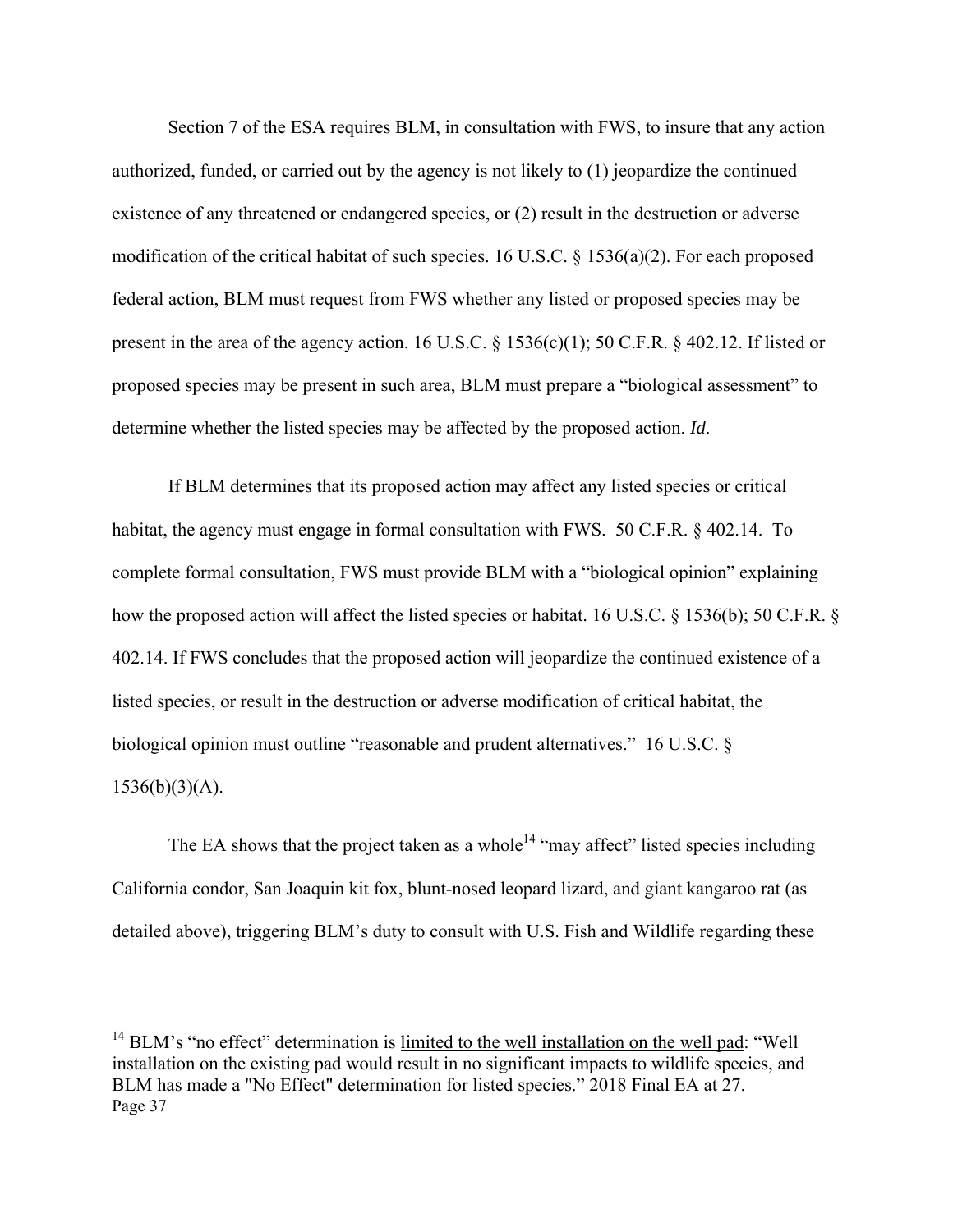Section 7 of the ESA requires BLM, in consultation with FWS, to insure that any action authorized, funded, or carried out by the agency is not likely to (1) jeopardize the continued existence of any threatened or endangered species, or (2) result in the destruction or adverse modification of the critical habitat of such species. 16 U.S.C. § 1536(a)(2). For each proposed federal action, BLM must request from FWS whether any listed or proposed species may be present in the area of the agency action. 16 U.S.C. § 1536(c)(1); 50 C.F.R. § 402.12. If listed or proposed species may be present in such area, BLM must prepare a "biological assessment" to determine whether the listed species may be affected by the proposed action. *Id*.

If BLM determines that its proposed action may affect any listed species or critical habitat, the agency must engage in formal consultation with FWS. 50 C.F.R. § 402.14. To complete formal consultation, FWS must provide BLM with a "biological opinion" explaining how the proposed action will affect the listed species or habitat. 16 U.S.C. § 1536(b); 50 C.F.R. § 402.14. If FWS concludes that the proposed action will jeopardize the continued existence of a listed species, or result in the destruction or adverse modification of critical habitat, the biological opinion must outline "reasonable and prudent alternatives." 16 U.S.C. § 1536(b)(3)(A).

The EA shows that the project taken as a whole[14] "may affect" listed species including California condor, San Joaquin kit fox, blunt-nosed leopard lizard, and giant kangaroo rat (as detailed above), triggering BLM's duty to consult with U.S. Fish and Wildlife regarding these

---

[14] BLM's "no effect" determination is <u>limited to the well installation on the well pad</u>: "Well installation on the existing pad would result in no significant impacts to wildlife species, and BLM has made a "No Effect" determination for listed species." 2018 Final EA at 27.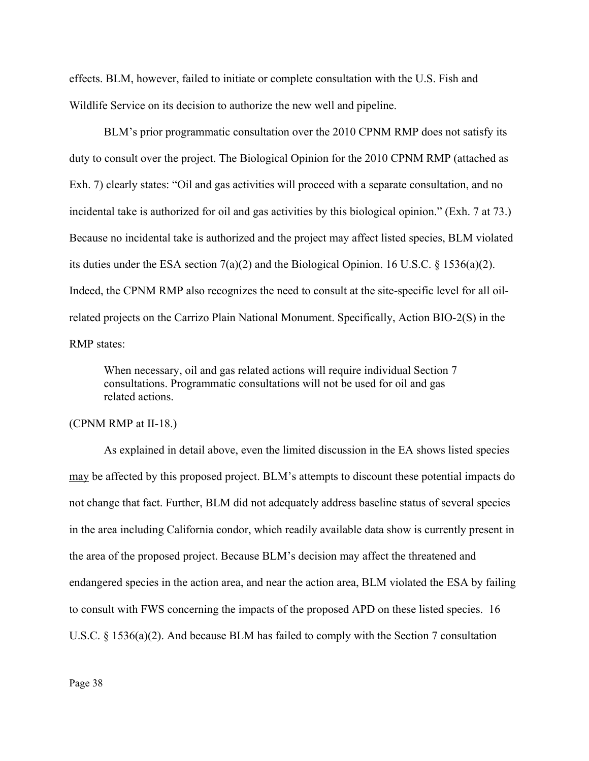effects. BLM, however, failed to initiate or complete consultation with the U.S. Fish and Wildlife Service on its decision to authorize the new well and pipeline.

BLM's prior programmatic consultation over the 2010 CPNM RMP does not satisfy its duty to consult over the project. The Biological Opinion for the 2010 CPNM RMP (attached as Exh. 7) clearly states: "Oil and gas activities will proceed with a separate consultation, and no incidental take is authorized for oil and gas activities by this biological opinion." (Exh. 7 at 73.) Because no incidental take is authorized and the project may affect listed species, BLM violated its duties under the ESA section 7(a)(2) and the Biological Opinion. 16 U.S.C. § 1536(a)(2). Indeed, the CPNM RMP also recognizes the need to consult at the site-specific level for all oil-related projects on the Carrizo Plain National Monument. Specifically, Action BIO-2(S) in the RMP states:

> When necessary, oil and gas related actions will require individual Section 7 consultations. Programmatic consultations will not be used for oil and gas related actions.

(CPNM RMP at II-18.)

As explained in detail above, even the limited discussion in the EA shows listed species <u>may</u> be affected by this proposed project. BLM's attempts to discount these potential impacts do not change that fact. Further, BLM did not adequately address baseline status of several species in the area including California condor, which readily available data show is currently present in the area of the proposed project. Because BLM's decision may affect the threatened and endangered species in the action area, and near the action area, BLM violated the ESA by failing to consult with FWS concerning the impacts of the proposed APD on these listed species. 16 U.S.C. § 1536(a)(2). And because BLM has failed to comply with the Section 7 consultation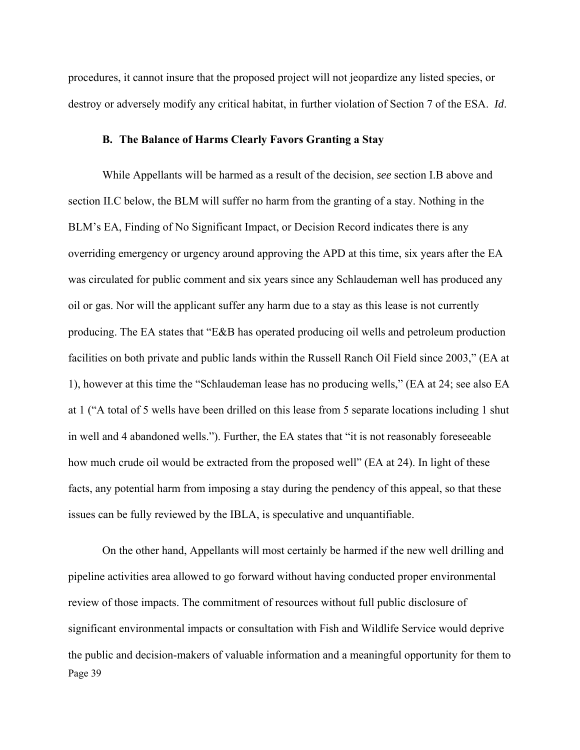procedures, it cannot insure that the proposed project will not jeopardize any listed species, or destroy or adversely modify any critical habitat, in further violation of Section 7 of the ESA. *Id*.

### B. The Balance of Harms Clearly Favors Granting a Stay

While Appellants will be harmed as a result of the decision, *see* section I.B above and section II.C below, the BLM will suffer no harm from the granting of a stay. Nothing in the BLM's EA, Finding of No Significant Impact, or Decision Record indicates there is any overriding emergency or urgency around approving the APD at this time, six years after the EA was circulated for public comment and six years since any Schlaudeman well has produced any oil or gas. Nor will the applicant suffer any harm due to a stay as this lease is not currently producing. The EA states that "E&B has operated producing oil wells and petroleum production facilities on both private and public lands within the Russell Ranch Oil Field since 2003," (EA at 1), however at this time the "Schlaudeman lease has no producing wells," (EA at 24; see also EA at 1 ("A total of 5 wells have been drilled on this lease from 5 separate locations including 1 shut in well and 4 abandoned wells."). Further, the EA states that "it is not reasonably foreseeable how much crude oil would be extracted from the proposed well" (EA at 24). In light of these facts, any potential harm from imposing a stay during the pendency of this appeal, so that these issues can be fully reviewed by the IBLA, is speculative and unquantifiable.

On the other hand, Appellants will most certainly be harmed if the new well drilling and pipeline activities area allowed to go forward without having conducted proper environmental review of those impacts. The commitment of resources without full public disclosure of significant environmental impacts or consultation with Fish and Wildlife Service would deprive the public and decision-makers of valuable information and a meaningful opportunity for them to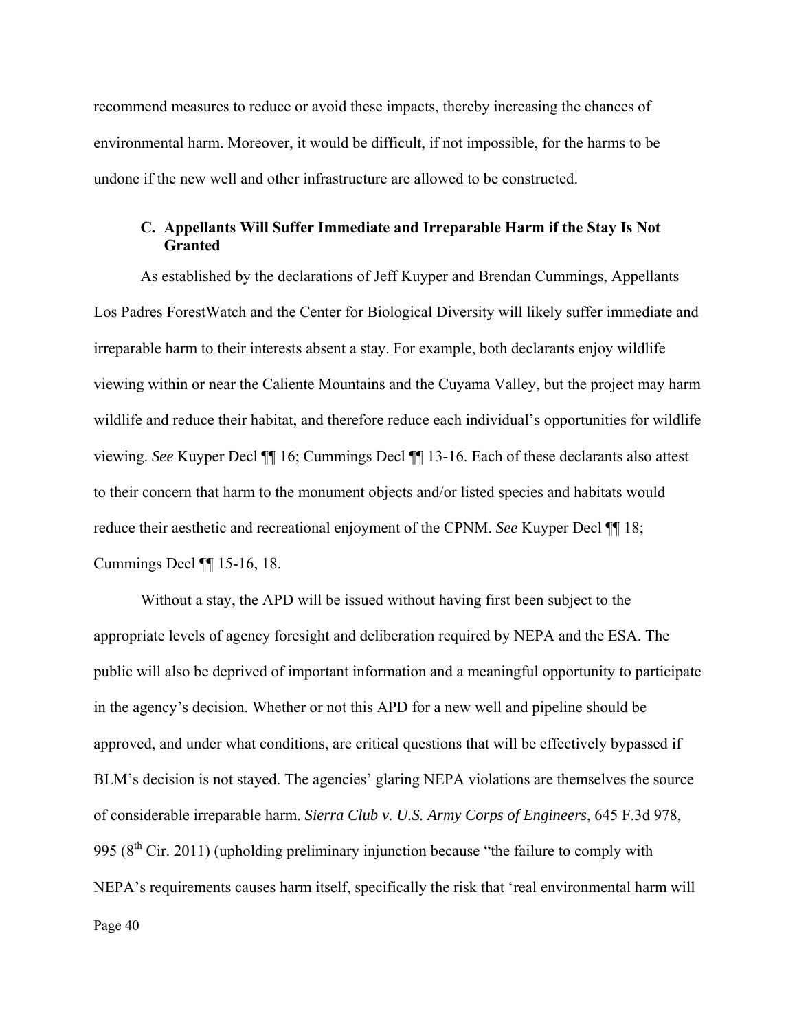recommend measures to reduce or avoid these impacts, thereby increasing the chances of environmental harm. Moreover, it would be difficult, if not impossible, for the harms to be undone if the new well and other infrastructure are allowed to be constructed.

### C. Appellants Will Suffer Immediate and Irreparable Harm if the Stay Is Not Granted

As established by the declarations of Jeff Kuyper and Brendan Cummings, Appellants Los Padres ForestWatch and the Center for Biological Diversity will likely suffer immediate and irreparable harm to their interests absent a stay. For example, both declarants enjoy wildlife viewing within or near the Caliente Mountains and the Cuyama Valley, but the project may harm wildlife and reduce their habitat, and therefore reduce each individual's opportunities for wildlife viewing. *See* Kuyper Decl ¶¶ 16; Cummings Decl ¶¶ 13-16. Each of these declarants also attest to their concern that harm to the monument objects and/or listed species and habitats would reduce their aesthetic and recreational enjoyment of the CPNM. *See* Kuyper Decl ¶¶ 18; Cummings Decl ¶¶ 15-16, 18.

Without a stay, the APD will be issued without having first been subject to the appropriate levels of agency foresight and deliberation required by NEPA and the ESA. The public will also be deprived of important information and a meaningful opportunity to participate in the agency's decision. Whether or not this APD for a new well and pipeline should be approved, and under what conditions, are critical questions that will be effectively bypassed if BLM's decision is not stayed. The agencies' glaring NEPA violations are themselves the source of considerable irreparable harm. *Sierra Club v. U.S. Army Corps of Engineers*, 645 F.3d 978, 995 (8th Cir. 2011) (upholding preliminary injunction because "the failure to comply with NEPA's requirements causes harm itself, specifically the risk that 'real environmental harm will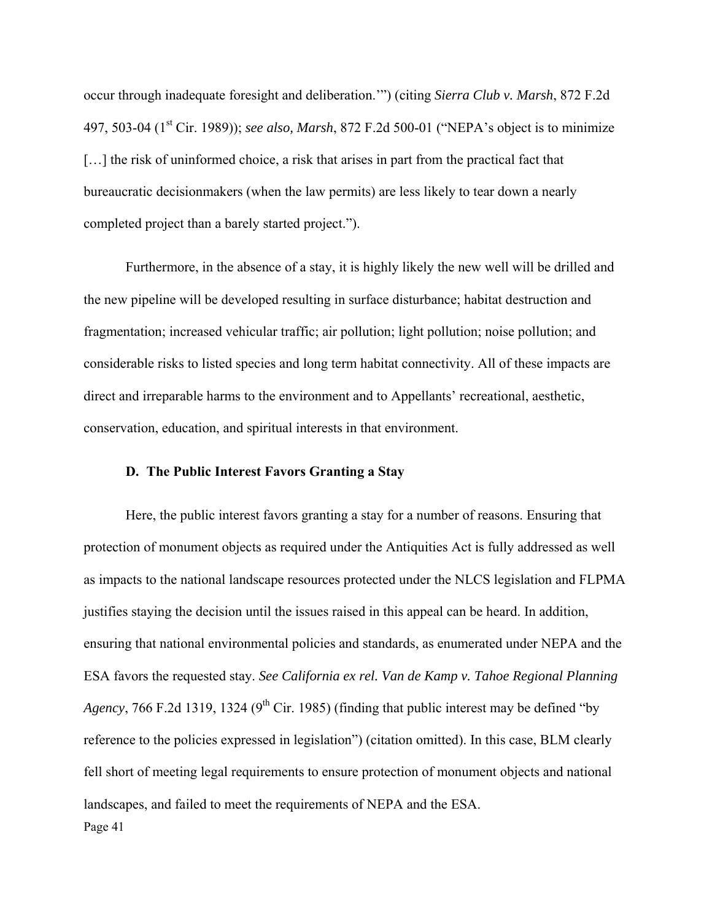occur through inadequate foresight and deliberation.'") (citing *Sierra Club v. Marsh*, 872 F.2d 497, 503-04 (1st Cir. 1989)); *see also, Marsh*, 872 F.2d 500-01 ("NEPA's object is to minimize […] the risk of uninformed choice, a risk that arises in part from the practical fact that bureaucratic decisionmakers (when the law permits) are less likely to tear down a nearly completed project than a barely started project.").

Furthermore, in the absence of a stay, it is highly likely the new well will be drilled and the new pipeline will be developed resulting in surface disturbance; habitat destruction and fragmentation; increased vehicular traffic; air pollution; light pollution; noise pollution; and considerable risks to listed species and long term habitat connectivity. All of these impacts are direct and irreparable harms to the environment and to Appellants' recreational, aesthetic, conservation, education, and spiritual interests in that environment.

### D. The Public Interest Favors Granting a Stay

Here, the public interest favors granting a stay for a number of reasons. Ensuring that protection of monument objects as required under the Antiquities Act is fully addressed as well as impacts to the national landscape resources protected under the NLCS legislation and FLPMA justifies staying the decision until the issues raised in this appeal can be heard. In addition, ensuring that national environmental policies and standards, as enumerated under NEPA and the ESA favors the requested stay. *See California ex rel. Van de Kamp v. Tahoe Regional Planning Agency*, 766 F.2d 1319, 1324 (9th Cir. 1985) (finding that public interest may be defined "by reference to the policies expressed in legislation") (citation omitted). In this case, BLM clearly fell short of meeting legal requirements to ensure protection of monument objects and national landscapes, and failed to meet the requirements of NEPA and the ESA.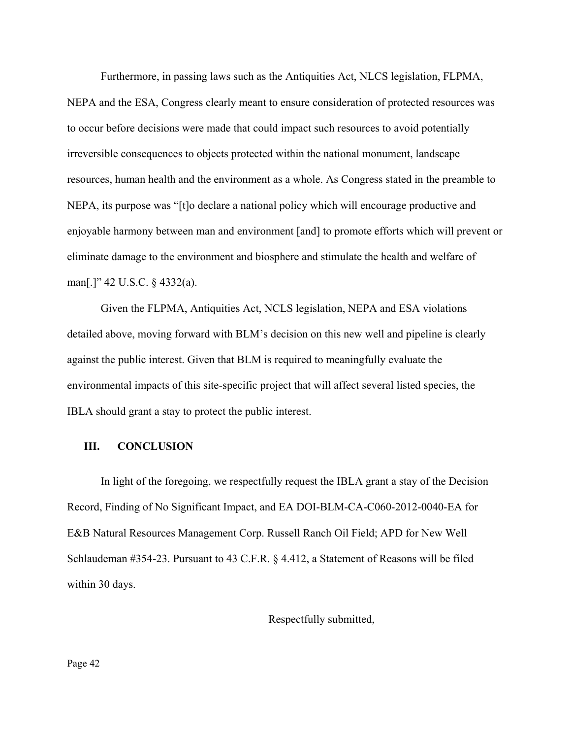Furthermore, in passing laws such as the Antiquities Act, NLCS legislation, FLPMA, NEPA and the ESA, Congress clearly meant to ensure consideration of protected resources was to occur before decisions were made that could impact such resources to avoid potentially irreversible consequences to objects protected within the national monument, landscape resources, human health and the environment as a whole. As Congress stated in the preamble to NEPA, its purpose was "[t]o declare a national policy which will encourage productive and enjoyable harmony between man and environment [and] to promote efforts which will prevent or eliminate damage to the environment and biosphere and stimulate the health and welfare of man[.]" 42 U.S.C. § 4332(a).

Given the FLPMA, Antiquities Act, NCLS legislation, NEPA and ESA violations detailed above, moving forward with BLM's decision on this new well and pipeline is clearly against the public interest. Given that BLM is required to meaningfully evaluate the environmental impacts of this site-specific project that will affect several listed species, the IBLA should grant a stay to protect the public interest.

## III. CONCLUSION

In light of the foregoing, we respectfully request the IBLA grant a stay of the Decision Record, Finding of No Significant Impact, and EA DOI-BLM-CA-C060-2012-0040-EA for E&B Natural Resources Management Corp. Russell Ranch Oil Field; APD for New Well Schlaudeman #354-23. Pursuant to 43 C.F.R. § 4.412, a Statement of Reasons will be filed within 30 days.

Respectfully submitted,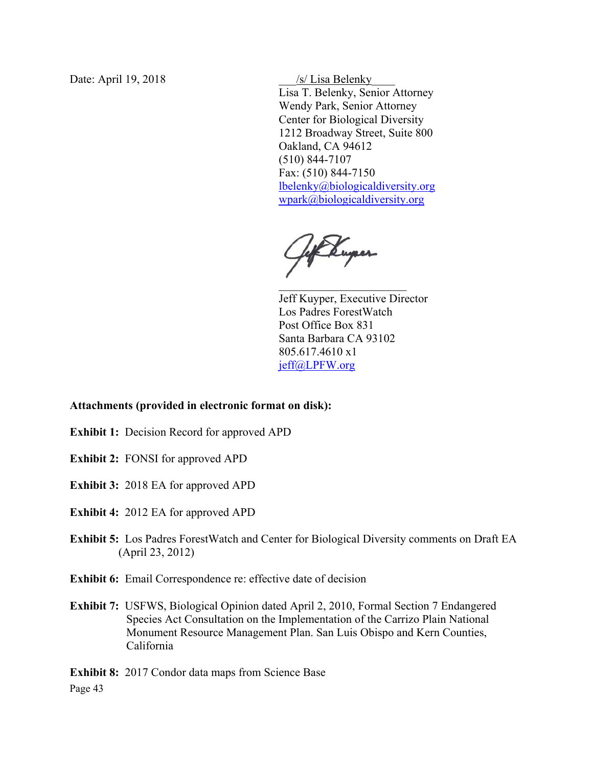Date: April 19, 2018

/s/ Lisa Belenky
Lisa T. Belenky, Senior Attorney
Wendy Park, Senior Attorney
Center for Biological Diversity
1212 Broadway Street, Suite 800
Oakland, CA 94612
(510) 844-7107
Fax: (510) 844-7150
lbelenky@biologicaldiversity.org
wpark@biologicaldiversity.org

Jeff Kuyper, Executive Director
Los Padres ForestWatch
Post Office Box 831
Santa Barbara CA 93102
805.617.4610 x1
jeff@LPFW.org

**Attachments (provided in electronic format on disk):**

**Exhibit 1:** Decision Record for approved APD

**Exhibit 2:** FONSI for approved APD

**Exhibit 3:** 2018 EA for approved APD

**Exhibit 4:** 2012 EA for approved APD

**Exhibit 5:** Los Padres ForestWatch and Center for Biological Diversity comments on Draft EA (April 23, 2012)

**Exhibit 6:** Email Correspondence re: effective date of decision

**Exhibit 7:** USFWS, Biological Opinion dated April 2, 2010, Formal Section 7 Endangered Species Act Consultation on the Implementation of the Carrizo Plain National Monument Resource Management Plan. San Luis Obispo and Kern Counties, California

**Exhibit 8:** 2017 Condor data maps from Science Base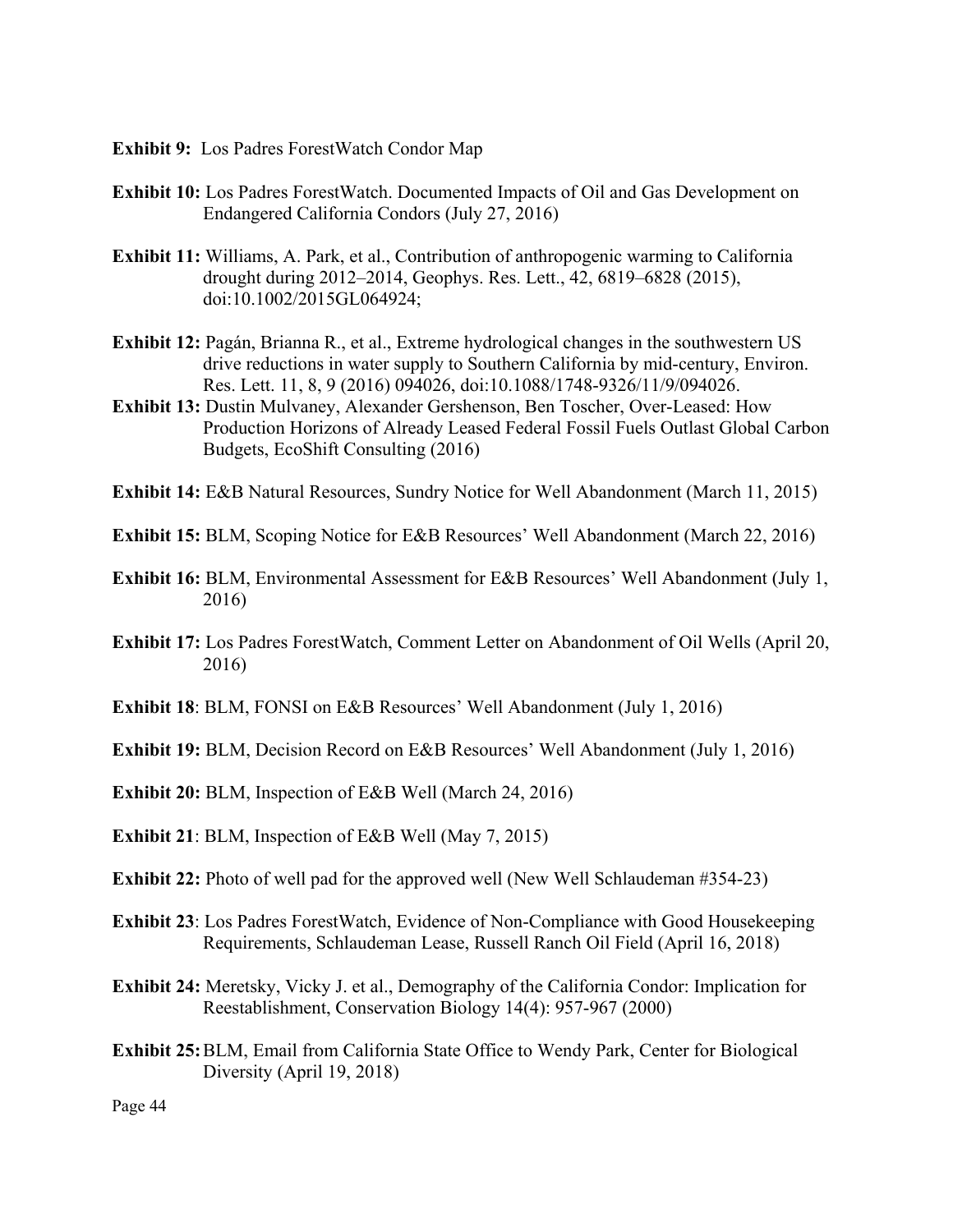**Exhibit 9:** Los Padres ForestWatch Condor Map

**Exhibit 10:** Los Padres ForestWatch. Documented Impacts of Oil and Gas Development on Endangered California Condors (July 27, 2016)

**Exhibit 11:** Williams, A. Park, et al., Contribution of anthropogenic warming to California drought during 2012–2014, Geophys. Res. Lett., 42, 6819–6828 (2015), doi:10.1002/2015GL064924;

**Exhibit 12:** Pagán, Brianna R., et al., Extreme hydrological changes in the southwestern US drive reductions in water supply to Southern California by mid-century, Environ. Res. Lett. 11, 8, 9 (2016) 094026, doi:10.1088/1748-9326/11/9/094026.

**Exhibit 13:** Dustin Mulvaney, Alexander Gershenson, Ben Toscher, Over-Leased: How Production Horizons of Already Leased Federal Fossil Fuels Outlast Global Carbon Budgets, EcoShift Consulting (2016)

**Exhibit 14:** E&B Natural Resources, Sundry Notice for Well Abandonment (March 11, 2015)

**Exhibit 15:** BLM, Scoping Notice for E&B Resources' Well Abandonment (March 22, 2016)

**Exhibit 16:** BLM, Environmental Assessment for E&B Resources' Well Abandonment (July 1, 2016)

**Exhibit 17:** Los Padres ForestWatch, Comment Letter on Abandonment of Oil Wells (April 20, 2016)

**Exhibit 18**: BLM, FONSI on E&B Resources' Well Abandonment (July 1, 2016)

**Exhibit 19:** BLM, Decision Record on E&B Resources' Well Abandonment (July 1, 2016)

**Exhibit 20:** BLM, Inspection of E&B Well (March 24, 2016)

**Exhibit 21**: BLM, Inspection of E&B Well (May 7, 2015)

**Exhibit 22:** Photo of well pad for the approved well (New Well Schlaudeman #354-23)

**Exhibit 23**: Los Padres ForestWatch, Evidence of Non-Compliance with Good Housekeeping Requirements, Schlaudeman Lease, Russell Ranch Oil Field (April 16, 2018)

**Exhibit 24:** Meretsky, Vicky J. et al., Demography of the California Condor: Implication for Reestablishment, Conservation Biology 14(4): 957-967 (2000)

**Exhibit 25:** BLM, Email from California State Office to Wendy Park, Center for Biological Diversity (April 19, 2018)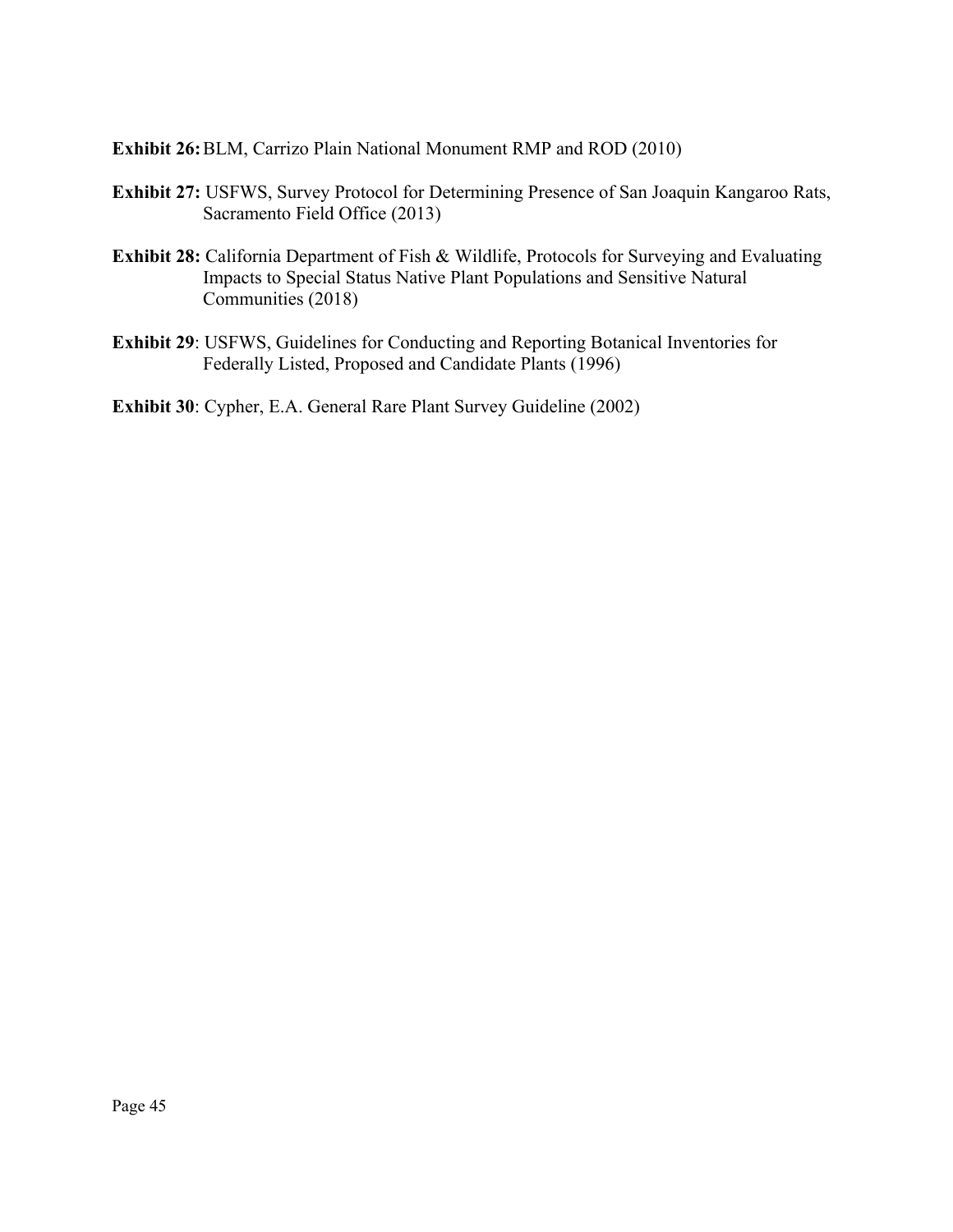**Exhibit 26:** BLM, Carrizo Plain National Monument RMP and ROD (2010)

**Exhibit 27:** USFWS, Survey Protocol for Determining Presence of San Joaquin Kangaroo Rats, Sacramento Field Office (2013)

**Exhibit 28:** California Department of Fish & Wildlife, Protocols for Surveying and Evaluating Impacts to Special Status Native Plant Populations and Sensitive Natural Communities (2018)

**Exhibit 29**: USFWS, Guidelines for Conducting and Reporting Botanical Inventories for Federally Listed, Proposed and Candidate Plants (1996)

**Exhibit 30**: Cypher, E.A. General Rare Plant Survey Guideline (2002)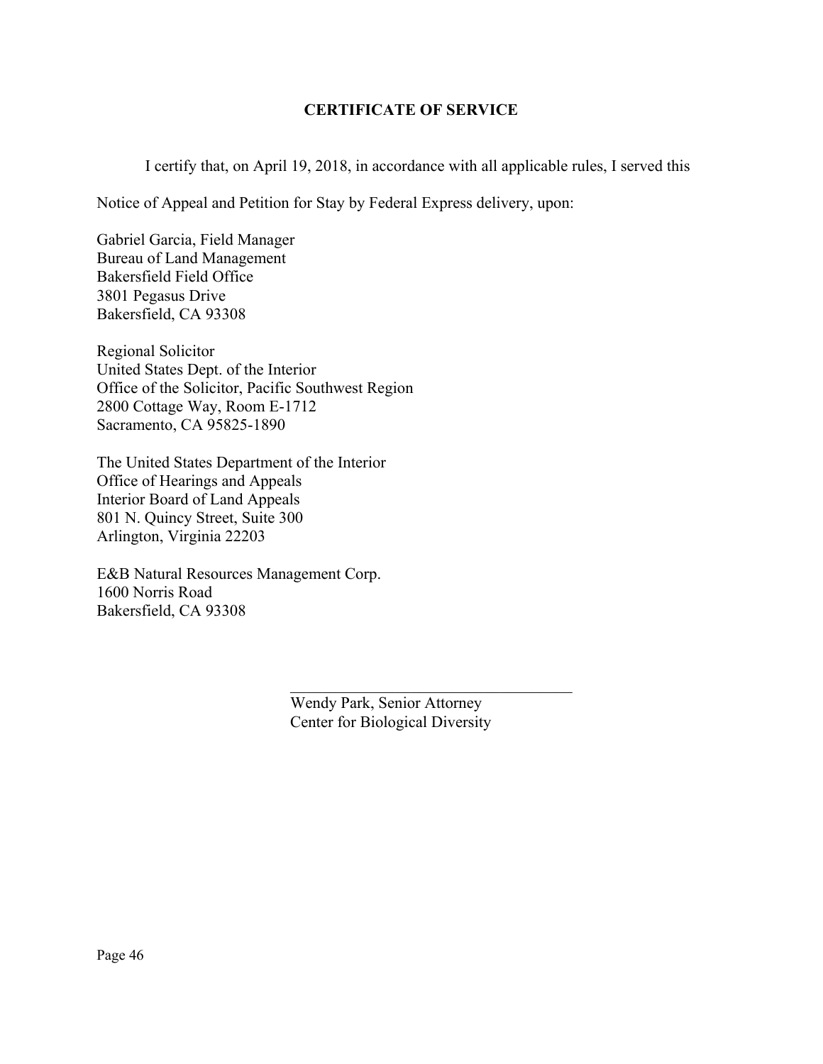## CERTIFICATE OF SERVICE

I certify that, on April 19, 2018, in accordance with all applicable rules, I served this Notice of Appeal and Petition for Stay by Federal Express delivery, upon:

Gabriel Garcia, Field Manager
Bureau of Land Management
Bakersfield Field Office
3801 Pegasus Drive
Bakersfield, CA 93308

Regional Solicitor
United States Dept. of the Interior
Office of the Solicitor, Pacific Southwest Region
2800 Cottage Way, Room E-1712
Sacramento, CA 95825-1890

The United States Department of the Interior
Office of Hearings and Appeals
Interior Board of Land Appeals
801 N. Quincy Street, Suite 300
Arlington, Virginia 22203

E&B Natural Resources Management Corp.
1600 Norris Road
Bakersfield, CA 93308

\_\_\_\_\_\_\_\_\_\_\_\_\_\_\_\_\_\_\_\_\_\_\_\_\_\_\_\_\_\_\_\_\_\_

Wendy Park, Senior Attorney
Center for Biological Diversity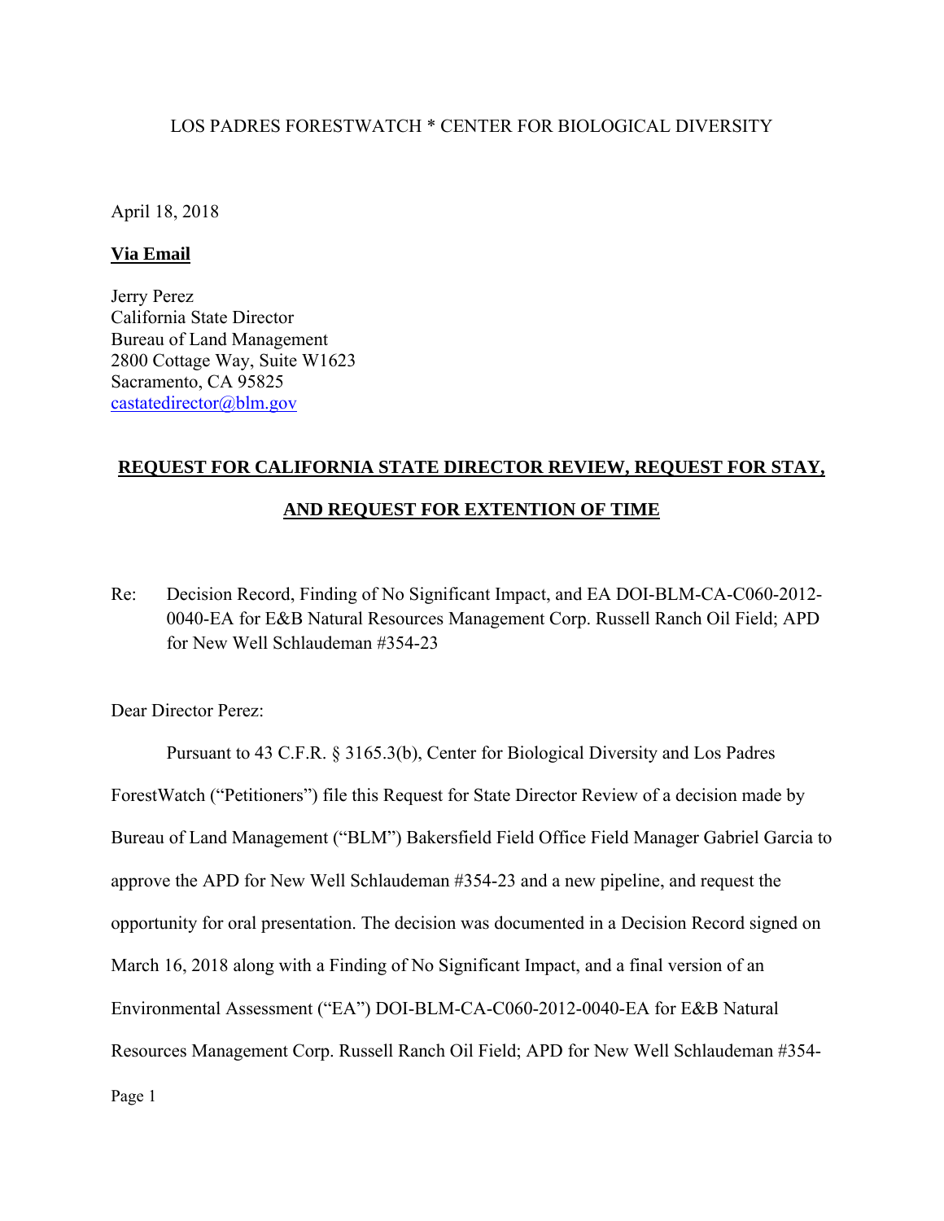LOS PADRES FORESTWATCH * CENTER FOR BIOLOGICAL DIVERSITY

April 18, 2018

**Via Email**

Jerry Perez
California State Director
Bureau of Land Management
2800 Cottage Way, Suite W1623
Sacramento, CA 95825
castatedirector@blm.gov

**REQUEST FOR CALIFORNIA STATE DIRECTOR REVIEW, REQUEST FOR STAY, AND REQUEST FOR EXTENTION OF TIME**

Re: Decision Record, Finding of No Significant Impact, and EA DOI-BLM-CA-C060-2012-0040-EA for E&B Natural Resources Management Corp. Russell Ranch Oil Field; APD for New Well Schlaudeman #354-23

Dear Director Perez:

Pursuant to 43 C.F.R. § 3165.3(b), Center for Biological Diversity and Los Padres ForestWatch ("Petitioners") file this Request for State Director Review of a decision made by Bureau of Land Management ("BLM") Bakersfield Field Office Field Manager Gabriel Garcia to approve the APD for New Well Schlaudeman #354-23 and a new pipeline, and request the opportunity for oral presentation. The decision was documented in a Decision Record signed on March 16, 2018 along with a Finding of No Significant Impact, and a final version of an Environmental Assessment ("EA") DOI-BLM-CA-C060-2012-0040-EA for E&B Natural Resources Management Corp. Russell Ranch Oil Field; APD for New Well Schlaudeman #354-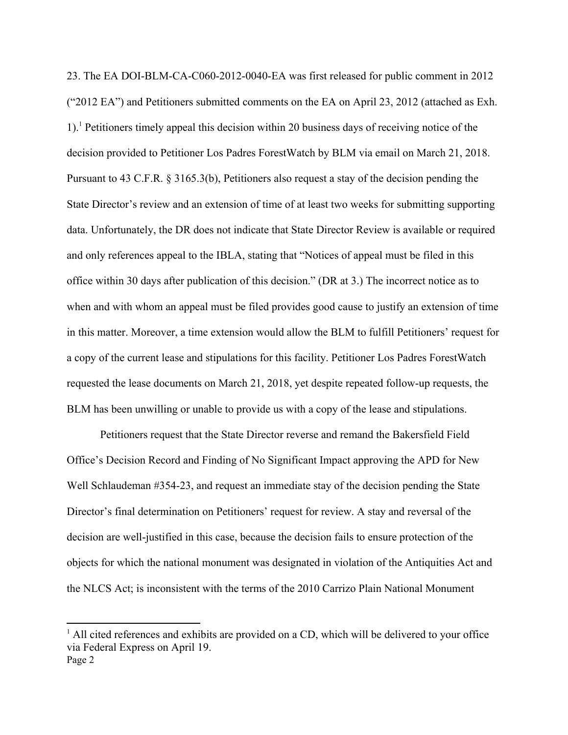23. The EA DOI-BLM-CA-C060-2012-0040-EA was first released for public comment in 2012 ("2012 EA") and Petitioners submitted comments on the EA on April 23, 2012 (attached as Exh. 1).[1] Petitioners timely appeal this decision within 20 business days of receiving notice of the decision provided to Petitioner Los Padres ForestWatch by BLM via email on March 21, 2018. Pursuant to 43 C.F.R. § 3165.3(b), Petitioners also request a stay of the decision pending the State Director's review and an extension of time of at least two weeks for submitting supporting data. Unfortunately, the DR does not indicate that State Director Review is available or required and only references appeal to the IBLA, stating that "Notices of appeal must be filed in this office within 30 days after publication of this decision." (DR at 3.) The incorrect notice as to when and with whom an appeal must be filed provides good cause to justify an extension of time in this matter. Moreover, a time extension would allow the BLM to fulfill Petitioners' request for a copy of the current lease and stipulations for this facility. Petitioner Los Padres ForestWatch requested the lease documents on March 21, 2018, yet despite repeated follow-up requests, the BLM has been unwilling or unable to provide us with a copy of the lease and stipulations.

Petitioners request that the State Director reverse and remand the Bakersfield Field Office's Decision Record and Finding of No Significant Impact approving the APD for New Well Schlaudeman #354-23, and request an immediate stay of the decision pending the State Director's final determination on Petitioners' request for review. A stay and reversal of the decision are well-justified in this case, because the decision fails to ensure protection of the objects for which the national monument was designated in violation of the Antiquities Act and the NLCS Act; is inconsistent with the terms of the 2010 Carrizo Plain National Monument

[1] All cited references and exhibits are provided on a CD, which will be delivered to your office via Federal Express on April 19.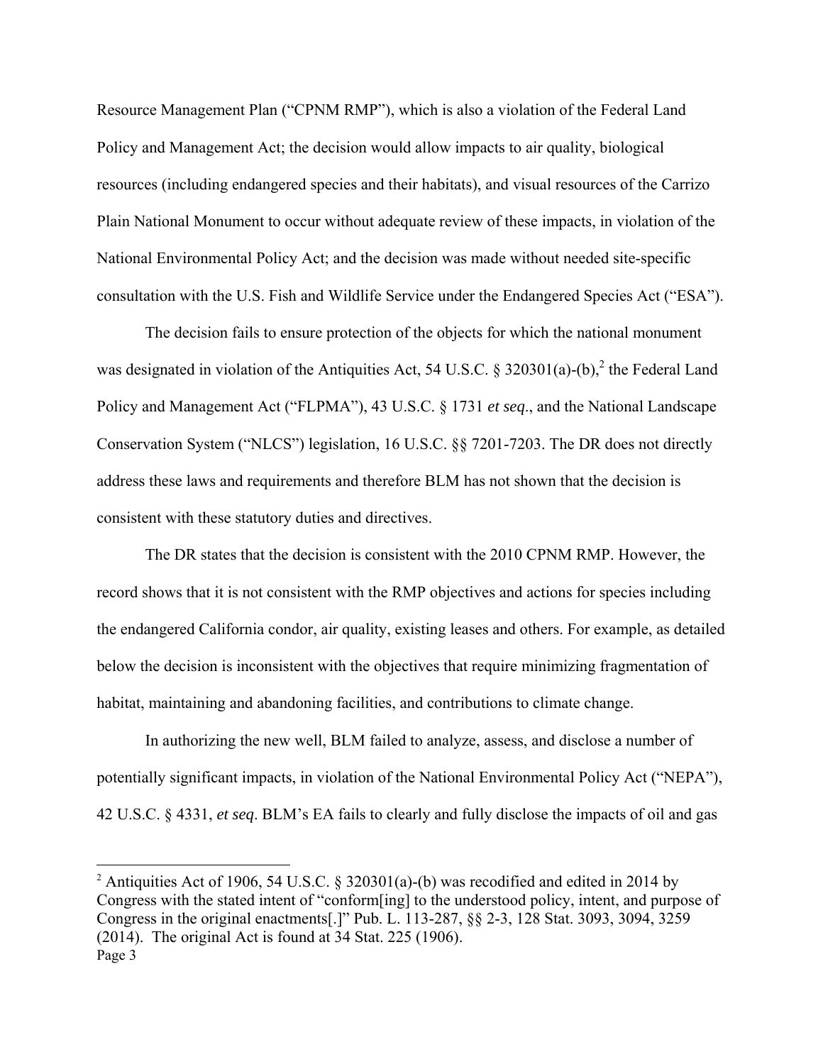Resource Management Plan ("CPNM RMP"), which is also a violation of the Federal Land Policy and Management Act; the decision would allow impacts to air quality, biological resources (including endangered species and their habitats), and visual resources of the Carrizo Plain National Monument to occur without adequate review of these impacts, in violation of the National Environmental Policy Act; and the decision was made without needed site-specific consultation with the U.S. Fish and Wildlife Service under the Endangered Species Act ("ESA").

The decision fails to ensure protection of the objects for which the national monument was designated in violation of the Antiquities Act, 54 U.S.C. § 320301(a)-(b),[2] the Federal Land Policy and Management Act ("FLPMA"), 43 U.S.C. § 1731 *et seq*., and the National Landscape Conservation System ("NLCS") legislation, 16 U.S.C. §§ 7201-7203. The DR does not directly address these laws and requirements and therefore BLM has not shown that the decision is consistent with these statutory duties and directives.

The DR states that the decision is consistent with the 2010 CPNM RMP. However, the record shows that it is not consistent with the RMP objectives and actions for species including the endangered California condor, air quality, existing leases and others. For example, as detailed below the decision is inconsistent with the objectives that require minimizing fragmentation of habitat, maintaining and abandoning facilities, and contributions to climate change.

In authorizing the new well, BLM failed to analyze, assess, and disclose a number of potentially significant impacts, in violation of the National Environmental Policy Act ("NEPA"), 42 U.S.C. § 4331, *et seq*. BLM's EA fails to clearly and fully disclose the impacts of oil and gas

---

[2] Antiquities Act of 1906, 54 U.S.C. § 320301(a)-(b) was recodified and edited in 2014 by Congress with the stated intent of "conform[ing] to the understood policy, intent, and purpose of Congress in the original enactments[.]" Pub. L. 113-287, §§ 2-3, 128 Stat. 3093, 3094, 3259 (2014). The original Act is found at 34 Stat. 225 (1906).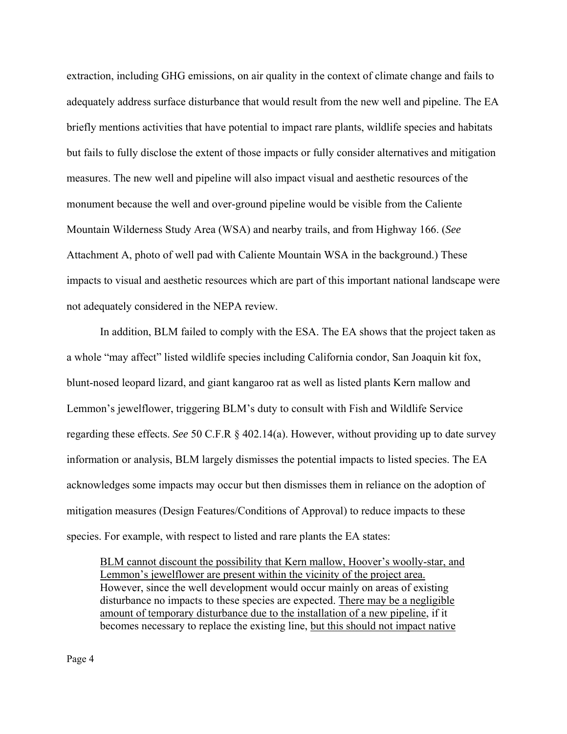extraction, including GHG emissions, on air quality in the context of climate change and fails to adequately address surface disturbance that would result from the new well and pipeline. The EA briefly mentions activities that have potential to impact rare plants, wildlife species and habitats but fails to fully disclose the extent of those impacts or fully consider alternatives and mitigation measures. The new well and pipeline will also impact visual and aesthetic resources of the monument because the well and over-ground pipeline would be visible from the Caliente Mountain Wilderness Study Area (WSA) and nearby trails, and from Highway 166. (*See* Attachment A, photo of well pad with Caliente Mountain WSA in the background.) These impacts to visual and aesthetic resources which are part of this important national landscape were not adequately considered in the NEPA review.

In addition, BLM failed to comply with the ESA. The EA shows that the project taken as a whole "may affect" listed wildlife species including California condor, San Joaquin kit fox, blunt-nosed leopard lizard, and giant kangaroo rat as well as listed plants Kern mallow and Lemmon's jewelflower, triggering BLM's duty to consult with Fish and Wildlife Service regarding these effects. *See* 50 C.F.R § 402.14(a). However, without providing up to date survey information or analysis, BLM largely dismisses the potential impacts to listed species. The EA acknowledges some impacts may occur but then dismisses them in reliance on the adoption of mitigation measures (Design Features/Conditions of Approval) to reduce impacts to these species. For example, with respect to listed and rare plants the EA states:

> <u>BLM cannot discount the possibility that Kern mallow, Hoover's woolly-star, and Lemmon's jewelflower are present within the vicinity of the project area.</u> However, since the well development would occur mainly on areas of existing disturbance no impacts to these species are expected. <u>There may be a negligible amount of temporary disturbance due to the installation of a new pipeline</u>, if it becomes necessary to replace the existing line, <u>but this should not impact native</u>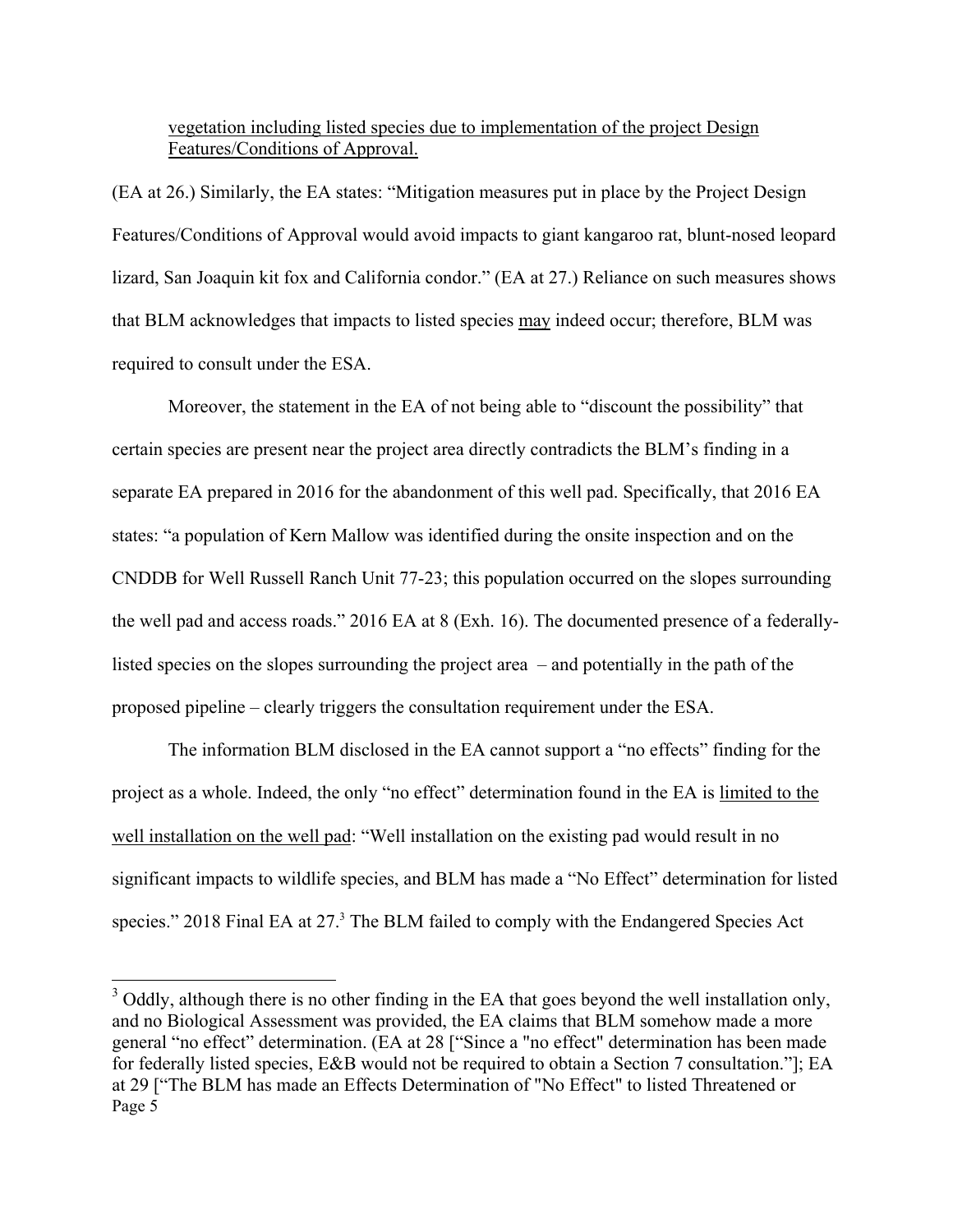vegetation including listed species due to implementation of the project Design Features/Conditions of Approval.

(EA at 26.) Similarly, the EA states: "Mitigation measures put in place by the Project Design Features/Conditions of Approval would avoid impacts to giant kangaroo rat, blunt-nosed leopard lizard, San Joaquin kit fox and California condor." (EA at 27.) Reliance on such measures shows that BLM acknowledges that impacts to listed species may indeed occur; therefore, BLM was required to consult under the ESA.

Moreover, the statement in the EA of not being able to "discount the possibility" that certain species are present near the project area directly contradicts the BLM's finding in a separate EA prepared in 2016 for the abandonment of this well pad. Specifically, that 2016 EA states: "a population of Kern Mallow was identified during the onsite inspection and on the CNDDB for Well Russell Ranch Unit 77-23; this population occurred on the slopes surrounding the well pad and access roads." 2016 EA at 8 (Exh. 16). The documented presence of a federally-listed species on the slopes surrounding the project area – and potentially in the path of the proposed pipeline – clearly triggers the consultation requirement under the ESA.

The information BLM disclosed in the EA cannot support a "no effects" finding for the project as a whole. Indeed, the only "no effect" determination found in the EA is limited to the well installation on the well pad: "Well installation on the existing pad would result in no significant impacts to wildlife species, and BLM has made a "No Effect" determination for listed species." 2018 Final EA at 27.[3] The BLM failed to comply with the Endangered Species Act

[3] Oddly, although there is no other finding in the EA that goes beyond the well installation only, and no Biological Assessment was provided, the EA claims that BLM somehow made a more general "no effect" determination. (EA at 28 ["Since a "no effect" determination has been made for federally listed species, E&B would not be required to obtain a Section 7 consultation."]; EA at 29 ["The BLM has made an Effects Determination of "No Effect" to listed Threatened or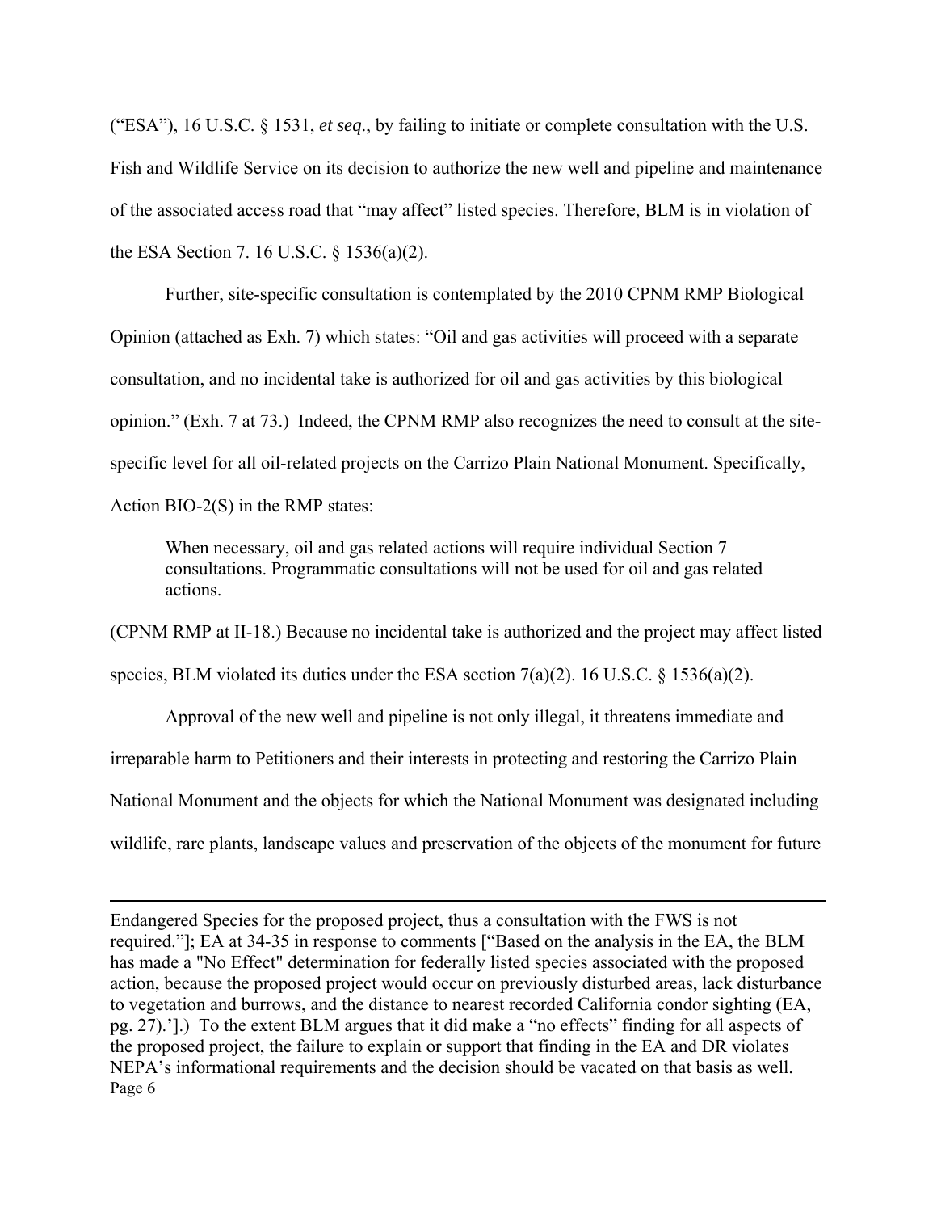("ESA"), 16 U.S.C. § 1531, *et seq*., by failing to initiate or complete consultation with the U.S. Fish and Wildlife Service on its decision to authorize the new well and pipeline and maintenance of the associated access road that "may affect" listed species. Therefore, BLM is in violation of the ESA Section 7. 16 U.S.C. § 1536(a)(2).

Further, site-specific consultation is contemplated by the 2010 CPNM RMP Biological Opinion (attached as Exh. 7) which states: "Oil and gas activities will proceed with a separate consultation, and no incidental take is authorized for oil and gas activities by this biological opinion." (Exh. 7 at 73.) Indeed, the CPNM RMP also recognizes the need to consult at the site-specific level for all oil-related projects on the Carrizo Plain National Monument. Specifically, Action BIO-2(S) in the RMP states:

> When necessary, oil and gas related actions will require individual Section 7 consultations. Programmatic consultations will not be used for oil and gas related actions.

(CPNM RMP at II-18.) Because no incidental take is authorized and the project may affect listed species, BLM violated its duties under the ESA section 7(a)(2). 16 U.S.C. § 1536(a)(2).

Approval of the new well and pipeline is not only illegal, it threatens immediate and irreparable harm to Petitioners and their interests in protecting and restoring the Carrizo Plain National Monument and the objects for which the National Monument was designated including wildlife, rare plants, landscape values and preservation of the objects of the monument for future

---

Endangered Species for the proposed project, thus a consultation with the FWS is not required."]; EA at 34-35 in response to comments ["Based on the analysis in the EA, the BLM has made a "No Effect" determination for federally listed species associated with the proposed action, because the proposed project would occur on previously disturbed areas, lack disturbance to vegetation and burrows, and the distance to nearest recorded California condor sighting (EA, pg. 27).']].) To the extent BLM argues that it did make a "no effects" finding for all aspects of the proposed project, the failure to explain or support that finding in the EA and DR violates NEPA's informational requirements and the decision should be vacated on that basis as well.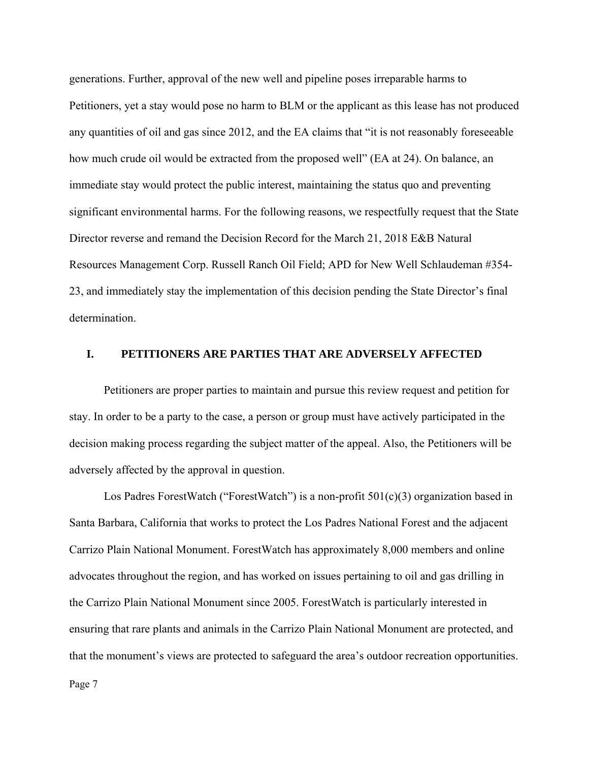generations. Further, approval of the new well and pipeline poses irreparable harms to Petitioners, yet a stay would pose no harm to BLM or the applicant as this lease has not produced any quantities of oil and gas since 2012, and the EA claims that "it is not reasonably foreseeable how much crude oil would be extracted from the proposed well" (EA at 24). On balance, an immediate stay would protect the public interest, maintaining the status quo and preventing significant environmental harms. For the following reasons, we respectfully request that the State Director reverse and remand the Decision Record for the March 21, 2018 E&B Natural Resources Management Corp. Russell Ranch Oil Field; APD for New Well Schlaudeman #354-23, and immediately stay the implementation of this decision pending the State Director's final determination.

## I. PETITIONERS ARE PARTIES THAT ARE ADVERSELY AFFECTED

Petitioners are proper parties to maintain and pursue this review request and petition for stay. In order to be a party to the case, a person or group must have actively participated in the decision making process regarding the subject matter of the appeal. Also, the Petitioners will be adversely affected by the approval in question.

Los Padres ForestWatch ("ForestWatch") is a non-profit 501(c)(3) organization based in Santa Barbara, California that works to protect the Los Padres National Forest and the adjacent Carrizo Plain National Monument. ForestWatch has approximately 8,000 members and online advocates throughout the region, and has worked on issues pertaining to oil and gas drilling in the Carrizo Plain National Monument since 2005. ForestWatch is particularly interested in ensuring that rare plants and animals in the Carrizo Plain National Monument are protected, and that the monument's views are protected to safeguard the area's outdoor recreation opportunities.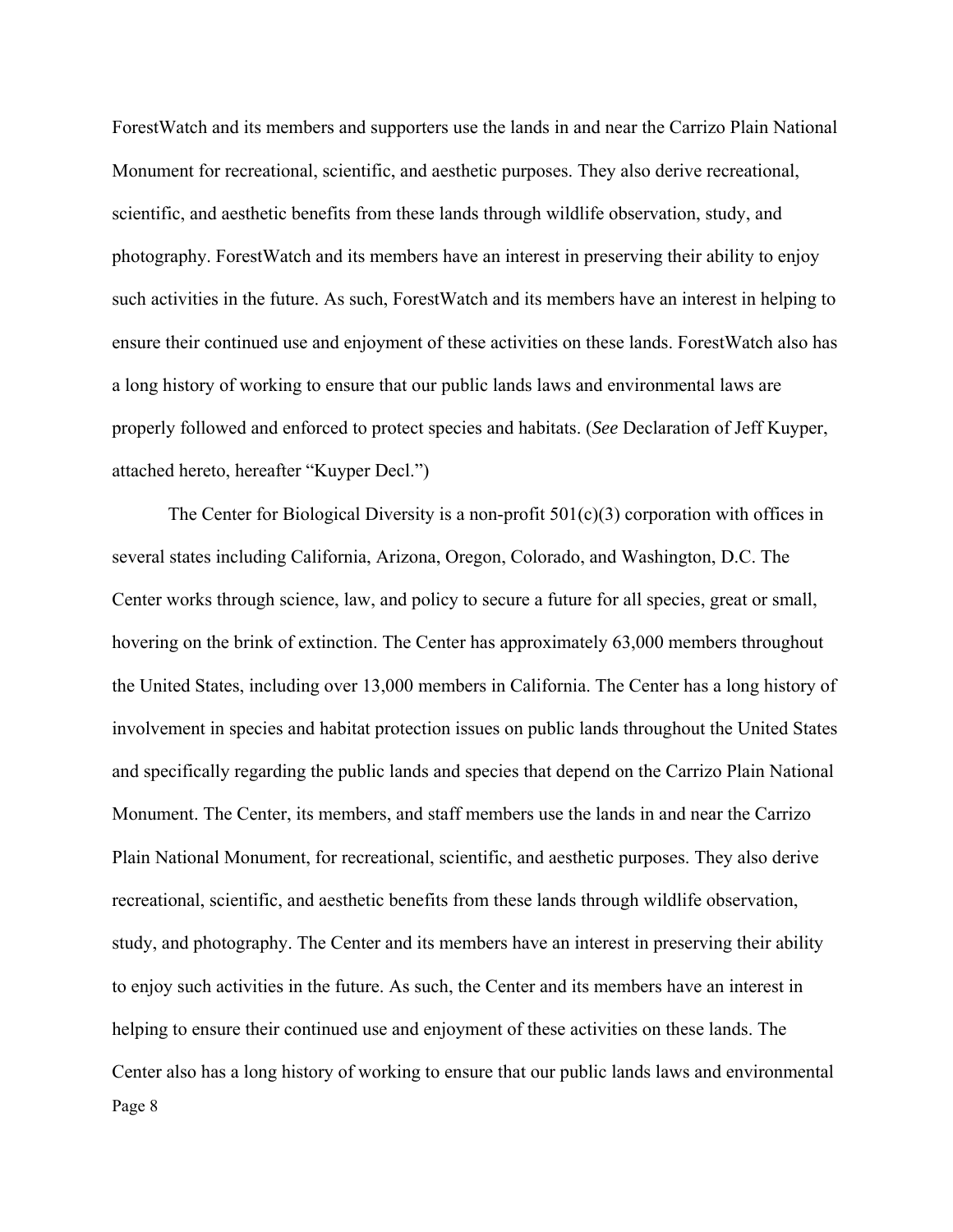ForestWatch and its members and supporters use the lands in and near the Carrizo Plain National Monument for recreational, scientific, and aesthetic purposes. They also derive recreational, scientific, and aesthetic benefits from these lands through wildlife observation, study, and photography. ForestWatch and its members have an interest in preserving their ability to enjoy such activities in the future. As such, ForestWatch and its members have an interest in helping to ensure their continued use and enjoyment of these activities on these lands. ForestWatch also has a long history of working to ensure that our public lands laws and environmental laws are properly followed and enforced to protect species and habitats. (*See* Declaration of Jeff Kuyper, attached hereto, hereafter "Kuyper Decl.")

The Center for Biological Diversity is a non-profit 501(c)(3) corporation with offices in several states including California, Arizona, Oregon, Colorado, and Washington, D.C. The Center works through science, law, and policy to secure a future for all species, great or small, hovering on the brink of extinction. The Center has approximately 63,000 members throughout the United States, including over 13,000 members in California. The Center has a long history of involvement in species and habitat protection issues on public lands throughout the United States and specifically regarding the public lands and species that depend on the Carrizo Plain National Monument. The Center, its members, and staff members use the lands in and near the Carrizo Plain National Monument, for recreational, scientific, and aesthetic purposes. They also derive recreational, scientific, and aesthetic benefits from these lands through wildlife observation, study, and photography. The Center and its members have an interest in preserving their ability to enjoy such activities in the future. As such, the Center and its members have an interest in helping to ensure their continued use and enjoyment of these activities on these lands. The Center also has a long history of working to ensure that our public lands laws and environmental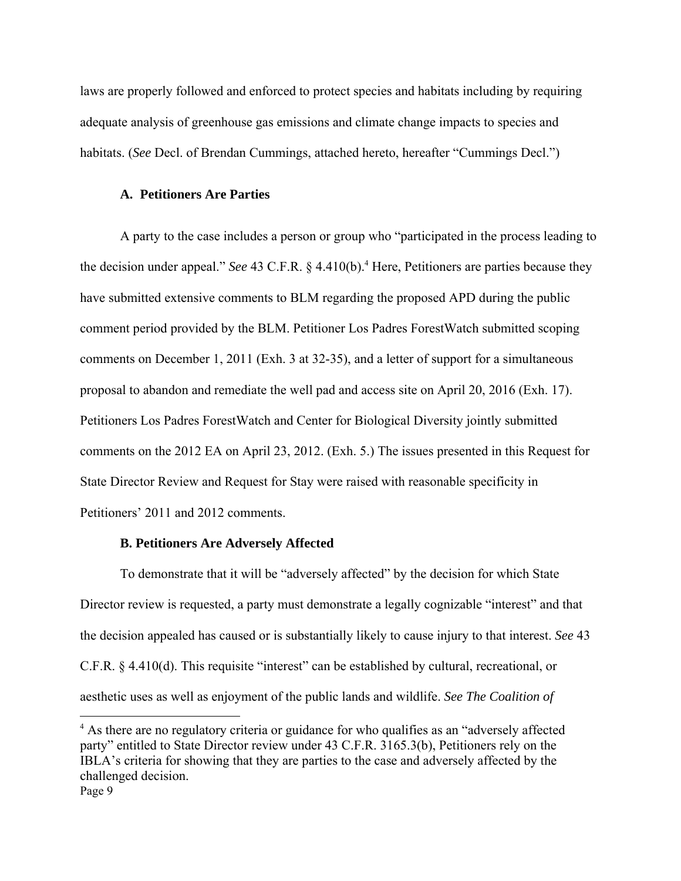laws are properly followed and enforced to protect species and habitats including by requiring adequate analysis of greenhouse gas emissions and climate change impacts to species and habitats. (*See* Decl. of Brendan Cummings, attached hereto, hereafter "Cummings Decl.")

### A. Petitioners Are Parties

A party to the case includes a person or group who "participated in the process leading to the decision under appeal." *See* 43 C.F.R. § 4.410(b).[4] Here, Petitioners are parties because they have submitted extensive comments to BLM regarding the proposed APD during the public comment period provided by the BLM. Petitioner Los Padres ForestWatch submitted scoping comments on December 1, 2011 (Exh. 3 at 32-35), and a letter of support for a simultaneous proposal to abandon and remediate the well pad and access site on April 20, 2016 (Exh. 17). Petitioners Los Padres ForestWatch and Center for Biological Diversity jointly submitted comments on the 2012 EA on April 23, 2012. (Exh. 5.) The issues presented in this Request for State Director Review and Request for Stay were raised with reasonable specificity in Petitioners' 2011 and 2012 comments.

### B. Petitioners Are Adversely Affected

To demonstrate that it will be "adversely affected" by the decision for which State Director review is requested, a party must demonstrate a legally cognizable "interest" and that the decision appealed has caused or is substantially likely to cause injury to that interest. *See* 43 C.F.R. § 4.410(d). This requisite "interest" can be established by cultural, recreational, or aesthetic uses as well as enjoyment of the public lands and wildlife. *See The Coalition of*

[4] As there are no regulatory criteria or guidance for who qualifies as an "adversely affected party" entitled to State Director review under 43 C.F.R. 3165.3(b), Petitioners rely on the IBLA's criteria for showing that they are parties to the case and adversely affected by the challenged decision.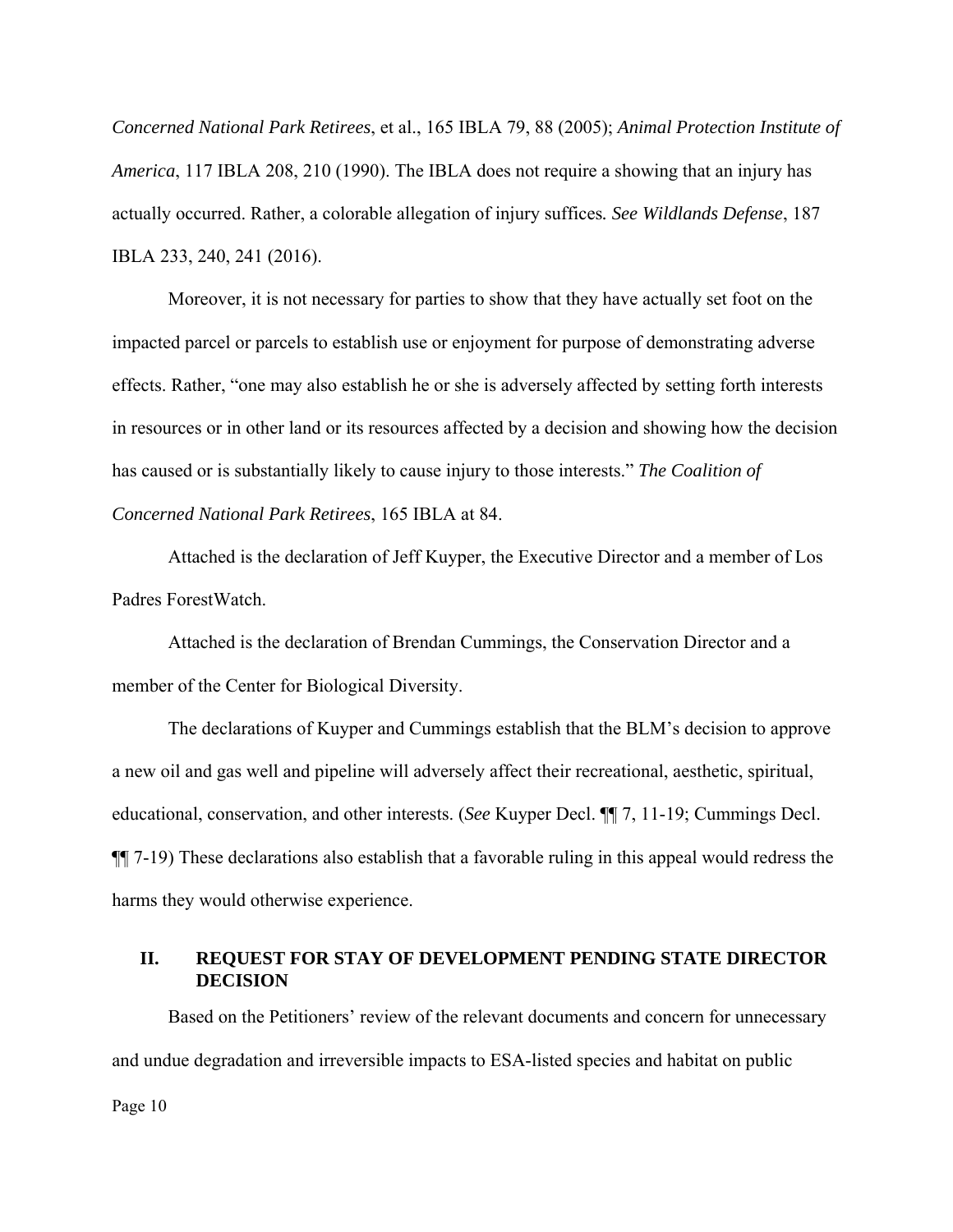*Concerned National Park Retirees*, et al., 165 IBLA 79, 88 (2005); *Animal Protection Institute of America*, 117 IBLA 208, 210 (1990). The IBLA does not require a showing that an injury has actually occurred. Rather, a colorable allegation of injury suffices. *See Wildlands Defense*, 187 IBLA 233, 240, 241 (2016).

Moreover, it is not necessary for parties to show that they have actually set foot on the impacted parcel or parcels to establish use or enjoyment for purpose of demonstrating adverse effects. Rather, "one may also establish he or she is adversely affected by setting forth interests in resources or in other land or its resources affected by a decision and showing how the decision has caused or is substantially likely to cause injury to those interests." *The Coalition of Concerned National Park Retirees*, 165 IBLA at 84.

Attached is the declaration of Jeff Kuyper, the Executive Director and a member of Los Padres ForestWatch.

Attached is the declaration of Brendan Cummings, the Conservation Director and a member of the Center for Biological Diversity.

The declarations of Kuyper and Cummings establish that the BLM's decision to approve a new oil and gas well and pipeline will adversely affect their recreational, aesthetic, spiritual, educational, conservation, and other interests. (*See* Kuyper Decl. ¶¶ 7, 11-19; Cummings Decl. ¶¶ 7-19) These declarations also establish that a favorable ruling in this appeal would redress the harms they would otherwise experience.

## II. REQUEST FOR STAY OF DEVELOPMENT PENDING STATE DIRECTOR DECISION

Based on the Petitioners' review of the relevant documents and concern for unnecessary and undue degradation and irreversible impacts to ESA-listed species and habitat on public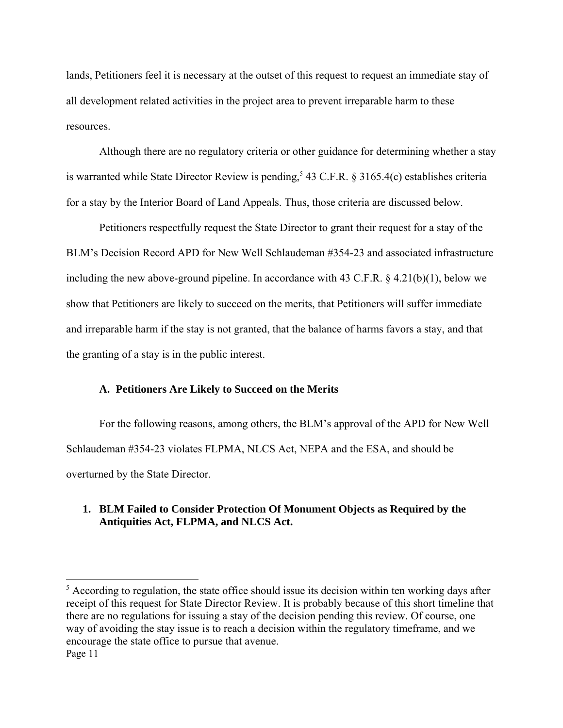lands, Petitioners feel it is necessary at the outset of this request to request an immediate stay of all development related activities in the project area to prevent irreparable harm to these resources.

Although there are no regulatory criteria or other guidance for determining whether a stay is warranted while State Director Review is pending,[5] 43 C.F.R. § 3165.4(c) establishes criteria for a stay by the Interior Board of Land Appeals. Thus, those criteria are discussed below.

Petitioners respectfully request the State Director to grant their request for a stay of the BLM's Decision Record APD for New Well Schlaudeman #354-23 and associated infrastructure including the new above-ground pipeline. In accordance with 43 C.F.R. § 4.21(b)(1), below we show that Petitioners are likely to succeed on the merits, that Petitioners will suffer immediate and irreparable harm if the stay is not granted, that the balance of harms favors a stay, and that the granting of a stay is in the public interest.

### A. Petitioners Are Likely to Succeed on the Merits

For the following reasons, among others, the BLM's approval of the APD for New Well Schlaudeman #354-23 violates FLPMA, NLCS Act, NEPA and the ESA, and should be overturned by the State Director.

#### 1. BLM Failed to Consider Protection Of Monument Objects as Required by the Antiquities Act, FLPMA, and NLCS Act.

---

[5] According to regulation, the state office should issue its decision within ten working days after receipt of this request for State Director Review. It is probably because of this short timeline that there are no regulations for issuing a stay of the decision pending this review. Of course, one way of avoiding the stay issue is to reach a decision within the regulatory timeframe, and we encourage the state office to pursue that avenue.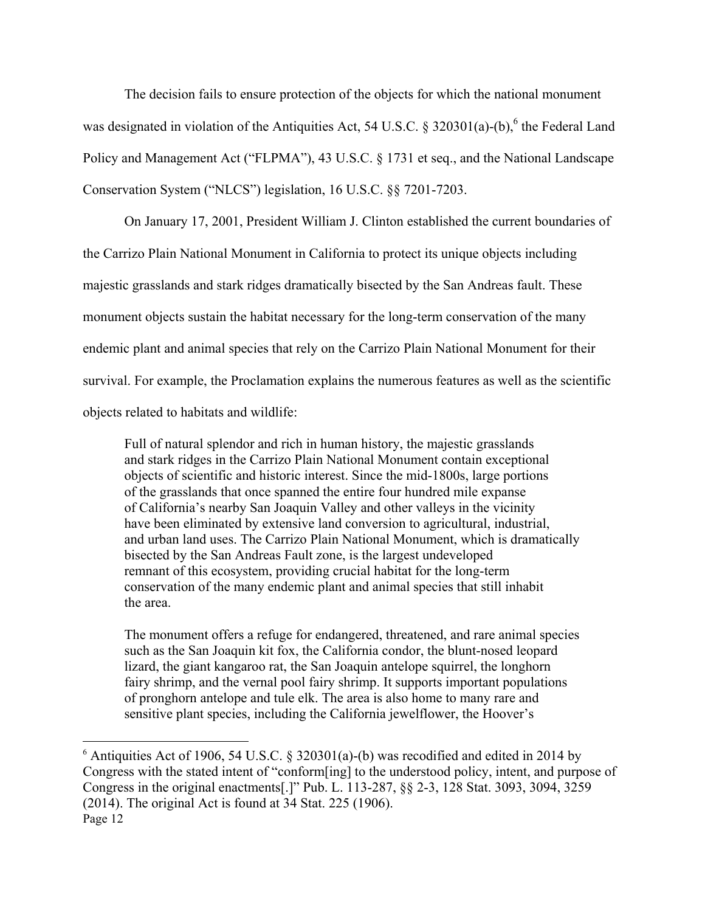The decision fails to ensure protection of the objects for which the national monument was designated in violation of the Antiquities Act, 54 U.S.C. § 320301(a)-(b),[6] the Federal Land Policy and Management Act ("FLPMA"), 43 U.S.C. § 1731 et seq., and the National Landscape Conservation System ("NLCS") legislation, 16 U.S.C. §§ 7201-7203.

On January 17, 2001, President William J. Clinton established the current boundaries of the Carrizo Plain National Monument in California to protect its unique objects including majestic grasslands and stark ridges dramatically bisected by the San Andreas fault. These monument objects sustain the habitat necessary for the long-term conservation of the many endemic plant and animal species that rely on the Carrizo Plain National Monument for their survival. For example, the Proclamation explains the numerous features as well as the scientific objects related to habitats and wildlife:

> Full of natural splendor and rich in human history, the majestic grasslands and stark ridges in the Carrizo Plain National Monument contain exceptional objects of scientific and historic interest. Since the mid-1800s, large portions of the grasslands that once spanned the entire four hundred mile expanse of California's nearby San Joaquin Valley and other valleys in the vicinity have been eliminated by extensive land conversion to agricultural, industrial, and urban land uses. The Carrizo Plain National Monument, which is dramatically bisected by the San Andreas Fault zone, is the largest undeveloped remnant of this ecosystem, providing crucial habitat for the long-term conservation of the many endemic plant and animal species that still inhabit the area.
>
> The monument offers a refuge for endangered, threatened, and rare animal species such as the San Joaquin kit fox, the California condor, the blunt-nosed leopard lizard, the giant kangaroo rat, the San Joaquin antelope squirrel, the longhorn fairy shrimp, and the vernal pool fairy shrimp. It supports important populations of pronghorn antelope and tule elk. The area is also home to many rare and sensitive plant species, including the California jewelflower, the Hoover's

---

[6] Antiquities Act of 1906, 54 U.S.C. § 320301(a)-(b) was recodified and edited in 2014 by Congress with the stated intent of "conform[ing] to the understood policy, intent, and purpose of Congress in the original enactments[.]" Pub. L. 113-287, §§ 2-3, 128 Stat. 3093, 3094, 3259 (2014). The original Act is found at 34 Stat. 225 (1906).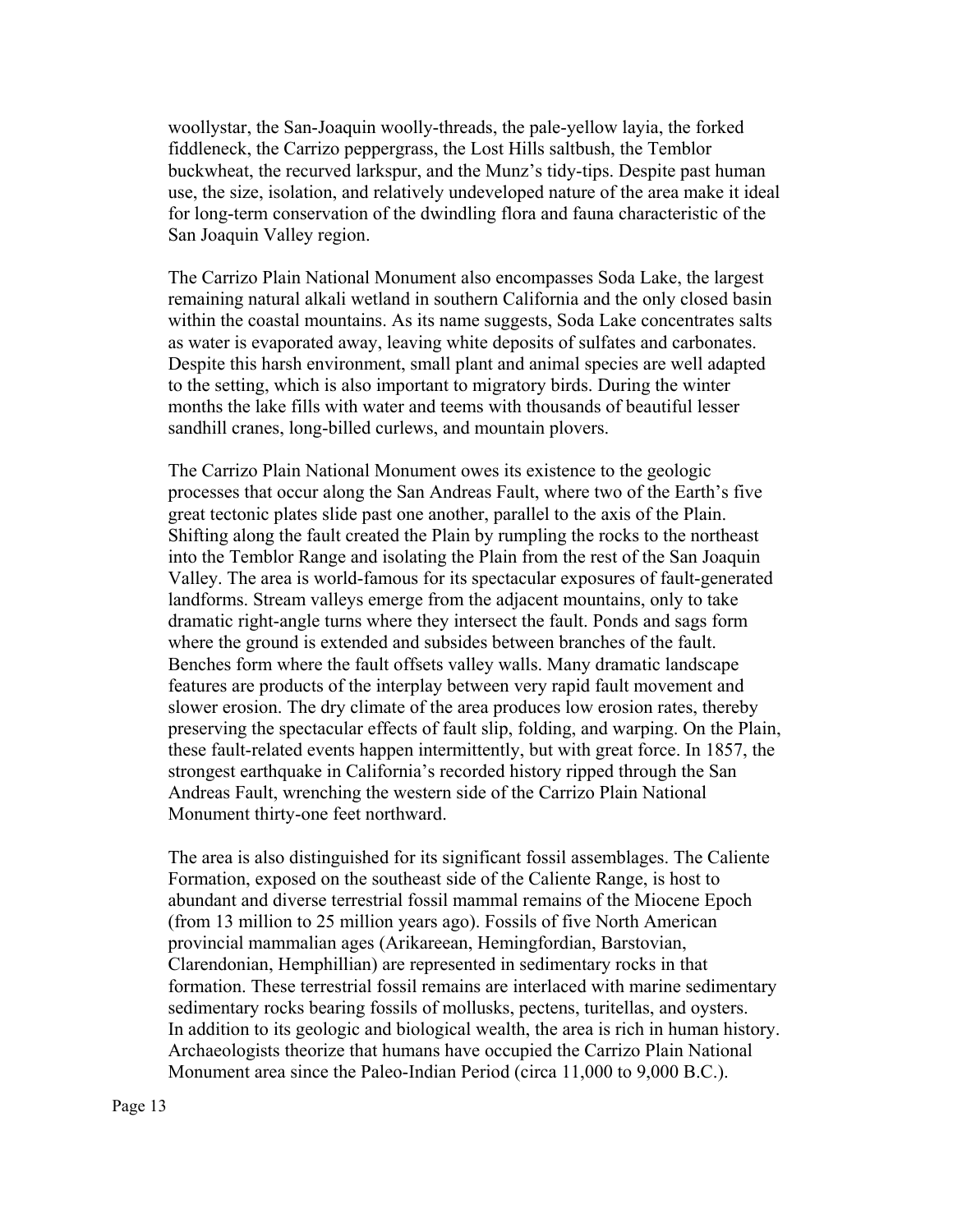woollystar, the San-Joaquin woolly-threads, the pale-yellow layia, the forked fiddleneck, the Carrizo peppergrass, the Lost Hills saltbush, the Temblor buckwheat, the recurved larkspur, and the Munz's tidy-tips. Despite past human use, the size, isolation, and relatively undeveloped nature of the area make it ideal for long-term conservation of the dwindling flora and fauna characteristic of the San Joaquin Valley region.

The Carrizo Plain National Monument also encompasses Soda Lake, the largest remaining natural alkali wetland in southern California and the only closed basin within the coastal mountains. As its name suggests, Soda Lake concentrates salts as water is evaporated away, leaving white deposits of sulfates and carbonates. Despite this harsh environment, small plant and animal species are well adapted to the setting, which is also important to migratory birds. During the winter months the lake fills with water and teems with thousands of beautiful lesser sandhill cranes, long-billed curlews, and mountain plovers.

The Carrizo Plain National Monument owes its existence to the geologic processes that occur along the San Andreas Fault, where two of the Earth's five great tectonic plates slide past one another, parallel to the axis of the Plain. Shifting along the fault created the Plain by rumpling the rocks to the northeast into the Temblor Range and isolating the Plain from the rest of the San Joaquin Valley. The area is world-famous for its spectacular exposures of fault-generated landforms. Stream valleys emerge from the adjacent mountains, only to take dramatic right-angle turns where they intersect the fault. Ponds and sags form where the ground is extended and subsides between branches of the fault. Benches form where the fault offsets valley walls. Many dramatic landscape features are products of the interplay between very rapid fault movement and slower erosion. The dry climate of the area produces low erosion rates, thereby preserving the spectacular effects of fault slip, folding, and warping. On the Plain, these fault-related events happen intermittently, but with great force. In 1857, the strongest earthquake in California's recorded history ripped through the San Andreas Fault, wrenching the western side of the Carrizo Plain National Monument thirty-one feet northward.

The area is also distinguished for its significant fossil assemblages. The Caliente Formation, exposed on the southeast side of the Caliente Range, is host to abundant and diverse terrestrial fossil mammal remains of the Miocene Epoch (from 13 million to 25 million years ago). Fossils of five North American provincial mammalian ages (Arikareean, Hemingfordian, Barstovian, Clarendonian, Hemphillian) are represented in sedimentary rocks in that formation. These terrestrial fossil remains are interlaced with marine sedimentary sedimentary rocks bearing fossils of mollusks, pectens, turitellas, and oysters. In addition to its geologic and biological wealth, the area is rich in human history. Archaeologists theorize that humans have occupied the Carrizo Plain National Monument area since the Paleo-Indian Period (circa 11,000 to 9,000 B.C.).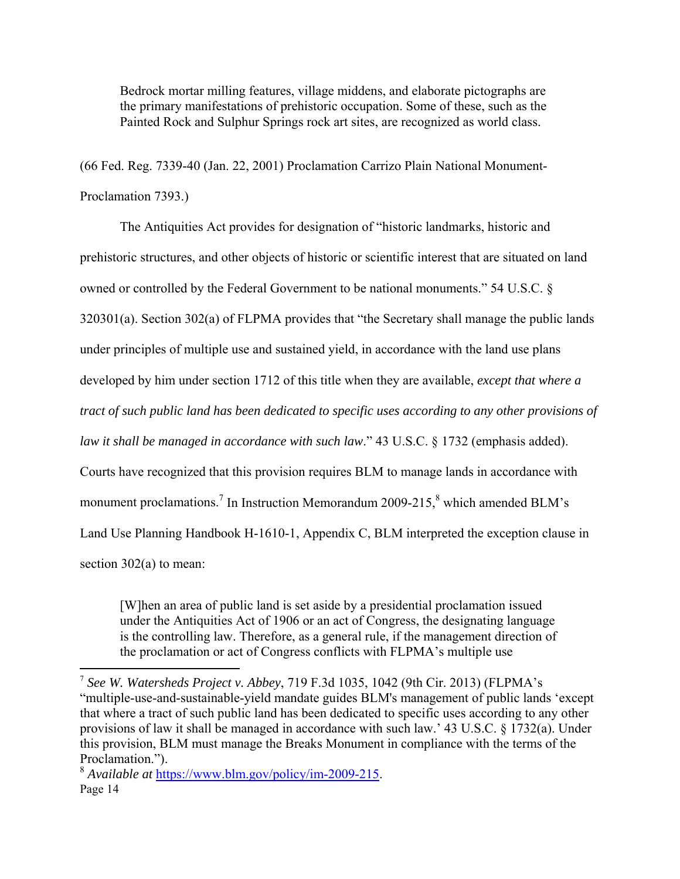> Bedrock mortar milling features, village middens, and elaborate pictographs are the primary manifestations of prehistoric occupation. Some of these, such as the Painted Rock and Sulphur Springs rock art sites, are recognized as world class.

(66 Fed. Reg. 7339-40 (Jan. 22, 2001) Proclamation Carrizo Plain National Monument-Proclamation 7393.)

The Antiquities Act provides for designation of "historic landmarks, historic and prehistoric structures, and other objects of historic or scientific interest that are situated on land owned or controlled by the Federal Government to be national monuments." 54 U.S.C. § 320301(a). Section 302(a) of FLPMA provides that "the Secretary shall manage the public lands under principles of multiple use and sustained yield, in accordance with the land use plans developed by him under section 1712 of this title when they are available, *except that where a tract of such public land has been dedicated to specific uses according to any other provisions of law it shall be managed in accordance with such law*." 43 U.S.C. § 1732 (emphasis added). Courts have recognized that this provision requires BLM to manage lands in accordance with monument proclamations.[7] In Instruction Memorandum 2009-215,[8] which amended BLM's Land Use Planning Handbook H-1610-1, Appendix C, BLM interpreted the exception clause in section 302(a) to mean:

> [W]hen an area of public land is set aside by a presidential proclamation issued under the Antiquities Act of 1906 or an act of Congress, the designating language is the controlling law. Therefore, as a general rule, if the management direction of the proclamation or act of Congress conflicts with FLPMA's multiple use

---

[7] *See W. Watersheds Project v. Abbey*, 719 F.3d 1035, 1042 (9th Cir. 2013) (FLPMA's "multiple-use-and-sustainable-yield mandate guides BLM's management of public lands 'except that where a tract of such public land has been dedicated to specific uses according to any other provisions of law it shall be managed in accordance with such law.' 43 U.S.C. § 1732(a). Under this provision, BLM must manage the Breaks Monument in compliance with the terms of the Proclamation.").

[8] *Available at* https://www.blm.gov/policy/im-2009-215.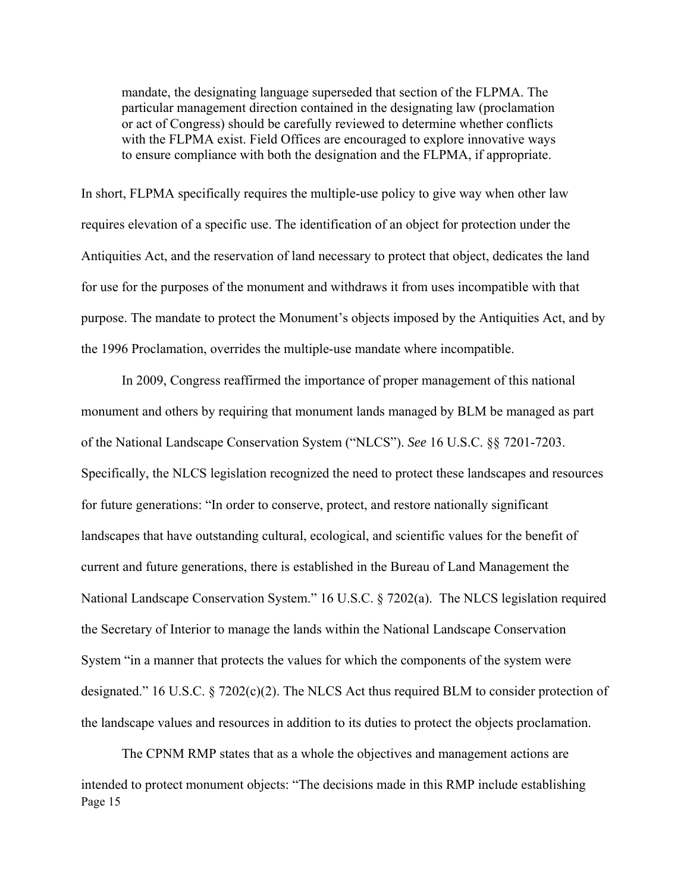> mandate, the designating language superseded that section of the FLPMA. The particular management direction contained in the designating law (proclamation or act of Congress) should be carefully reviewed to determine whether conflicts with the FLPMA exist. Field Offices are encouraged to explore innovative ways to ensure compliance with both the designation and the FLPMA, if appropriate.

In short, FLPMA specifically requires the multiple-use policy to give way when other law requires elevation of a specific use. The identification of an object for protection under the Antiquities Act, and the reservation of land necessary to protect that object, dedicates the land for use for the purposes of the monument and withdraws it from uses incompatible with that purpose. The mandate to protect the Monument's objects imposed by the Antiquities Act, and by the 1996 Proclamation, overrides the multiple-use mandate where incompatible.

In 2009, Congress reaffirmed the importance of proper management of this national monument and others by requiring that monument lands managed by BLM be managed as part of the National Landscape Conservation System ("NLCS"). *See* 16 U.S.C. §§ 7201-7203. Specifically, the NLCS legislation recognized the need to protect these landscapes and resources for future generations: "In order to conserve, protect, and restore nationally significant landscapes that have outstanding cultural, ecological, and scientific values for the benefit of current and future generations, there is established in the Bureau of Land Management the National Landscape Conservation System." 16 U.S.C. § 7202(a). The NLCS legislation required the Secretary of Interior to manage the lands within the National Landscape Conservation System "in a manner that protects the values for which the components of the system were designated." 16 U.S.C. § 7202(c)(2). The NLCS Act thus required BLM to consider protection of the landscape values and resources in addition to its duties to protect the objects proclamation.

The CPNM RMP states that as a whole the objectives and management actions are intended to protect monument objects: "The decisions made in this RMP include establishing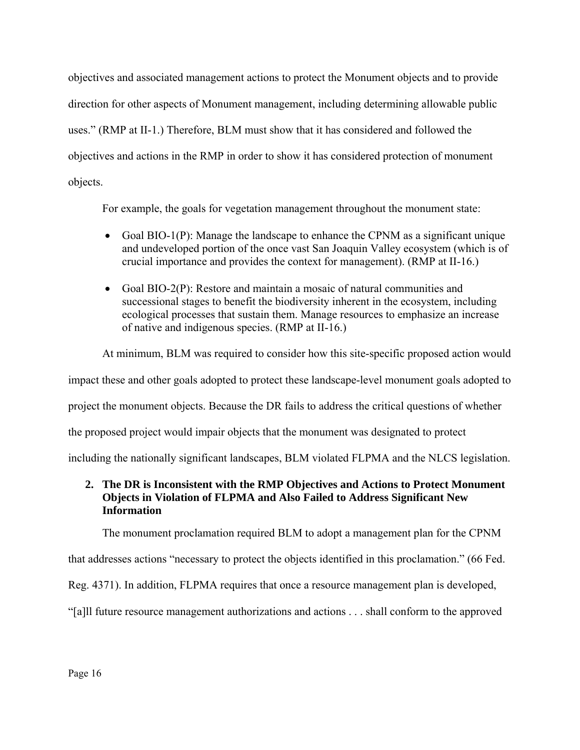objectives and associated management actions to protect the Monument objects and to provide direction for other aspects of Monument management, including determining allowable public uses." (RMP at II-1.) Therefore, BLM must show that it has considered and followed the objectives and actions in the RMP in order to show it has considered protection of monument objects.

For example, the goals for vegetation management throughout the monument state:

- Goal BIO-1(P): Manage the landscape to enhance the CPNM as a significant unique and undeveloped portion of the once vast San Joaquin Valley ecosystem (which is of crucial importance and provides the context for management). (RMP at II-16.)
- Goal BIO-2(P): Restore and maintain a mosaic of natural communities and successional stages to benefit the biodiversity inherent in the ecosystem, including ecological processes that sustain them. Manage resources to emphasize an increase of native and indigenous species. (RMP at II-16.)

At minimum, BLM was required to consider how this site-specific proposed action would impact these and other goals adopted to protect these landscape-level monument goals adopted to project the monument objects. Because the DR fails to address the critical questions of whether the proposed project would impair objects that the monument was designated to protect including the nationally significant landscapes, BLM violated FLPMA and the NLCS legislation.

**2. The DR is Inconsistent with the RMP Objectives and Actions to Protect Monument Objects in Violation of FLPMA and Also Failed to Address Significant New Information**

The monument proclamation required BLM to adopt a management plan for the CPNM that addresses actions "necessary to protect the objects identified in this proclamation." (66 Fed. Reg. 4371). In addition, FLPMA requires that once a resource management plan is developed, "[a]ll future resource management authorizations and actions . . . shall conform to the approved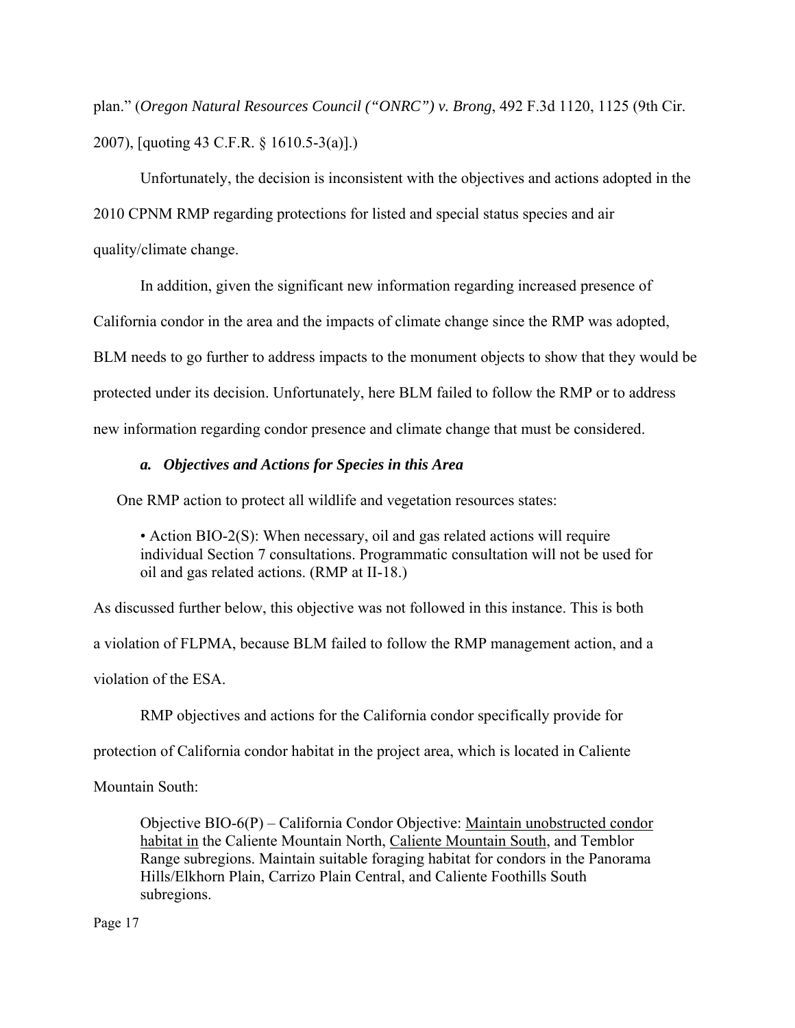plan." (*Oregon Natural Resources Council ("ONRC") v. Brong*, 492 F.3d 1120, 1125 (9th Cir. 2007), [quoting 43 C.F.R. § 1610.5-3(a)].)

Unfortunately, the decision is inconsistent with the objectives and actions adopted in the 2010 CPNM RMP regarding protections for listed and special status species and air quality/climate change.

In addition, given the significant new information regarding increased presence of California condor in the area and the impacts of climate change since the RMP was adopted, BLM needs to go further to address impacts to the monument objects to show that they would be protected under its decision. Unfortunately, here BLM failed to follow the RMP or to address new information regarding condor presence and climate change that must be considered.

***a. Objectives and Actions for Species in this Area***

One RMP action to protect all wildlife and vegetation resources states:

> • Action BIO-2(S): When necessary, oil and gas related actions will require individual Section 7 consultations. Programmatic consultation will not be used for oil and gas related actions. (RMP at II-18.)

As discussed further below, this objective was not followed in this instance. This is both a violation of FLPMA, because BLM failed to follow the RMP management action, and a violation of the ESA.

RMP objectives and actions for the California condor specifically provide for protection of California condor habitat in the project area, which is located in Caliente Mountain South:

> Objective BIO-6(P) – California Condor Objective: <u>Maintain unobstructed condor habitat in</u> the Caliente Mountain North, <u>Caliente Mountain South</u>, and Temblor Range subregions. Maintain suitable foraging habitat for condors in the Panorama Hills/Elkhorn Plain, Carrizo Plain Central, and Caliente Foothills South subregions.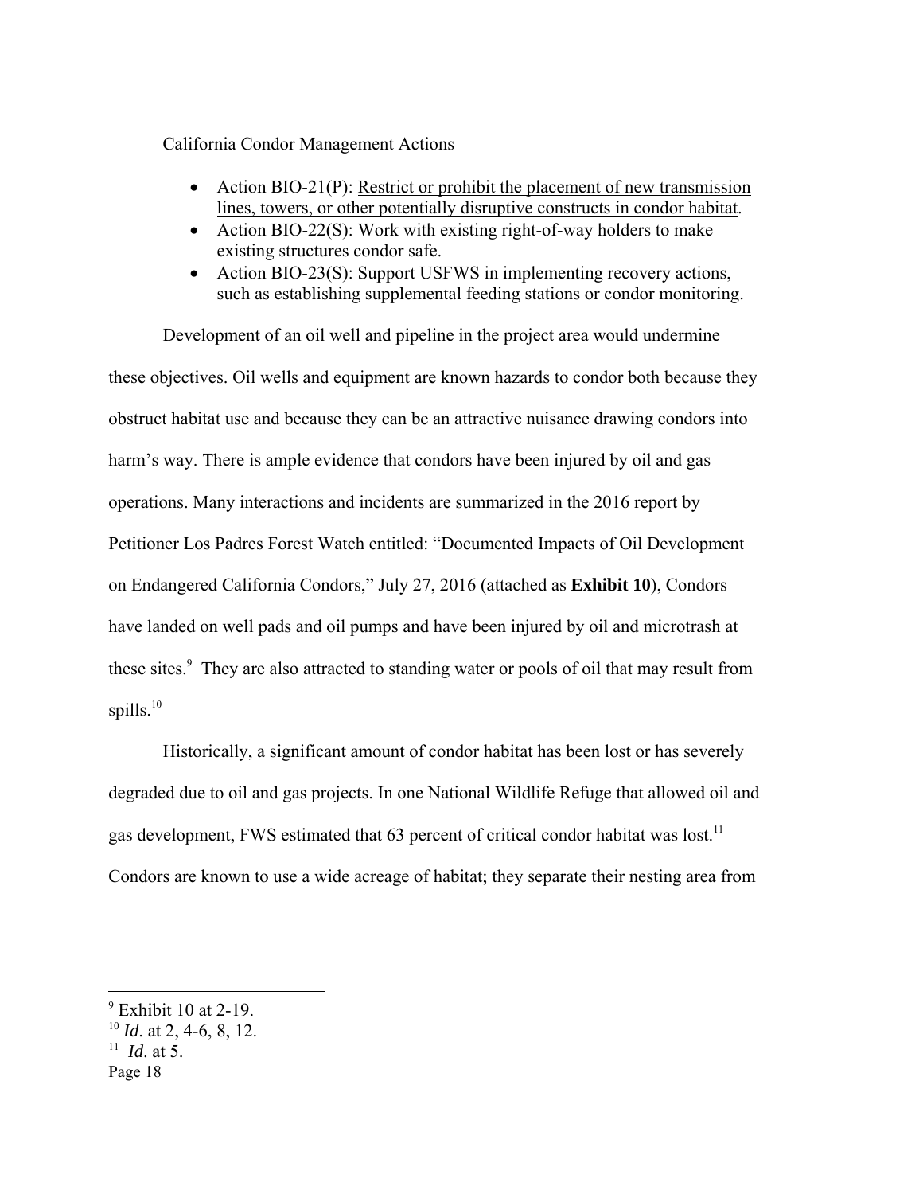California Condor Management Actions

- Action BIO-21(P): <u>Restrict or prohibit the placement of new transmission lines, towers, or other potentially disruptive constructs in condor habitat</u>.
- Action BIO-22(S): Work with existing right-of-way holders to make existing structures condor safe.
- Action BIO-23(S): Support USFWS in implementing recovery actions, such as establishing supplemental feeding stations or condor monitoring.

Development of an oil well and pipeline in the project area would undermine these objectives. Oil wells and equipment are known hazards to condor both because they obstruct habitat use and because they can be an attractive nuisance drawing condors into harm's way. There is ample evidence that condors have been injured by oil and gas operations. Many interactions and incidents are summarized in the 2016 report by Petitioner Los Padres Forest Watch entitled: "Documented Impacts of Oil Development on Endangered California Condors," July 27, 2016 (attached as **Exhibit 10**), Condors have landed on well pads and oil pumps and have been injured by oil and microtrash at these sites.[9] They are also attracted to standing water or pools of oil that may result from spills.[10]

Historically, a significant amount of condor habitat has been lost or has severely degraded due to oil and gas projects. In one National Wildlife Refuge that allowed oil and gas development, FWS estimated that 63 percent of critical condor habitat was lost.[11] Condors are known to use a wide acreage of habitat; they separate their nesting area from

---

[9] Exhibit 10 at 2-19.

[10] *Id*. at 2, 4-6, 8, 12.

[11] *Id*. at 5.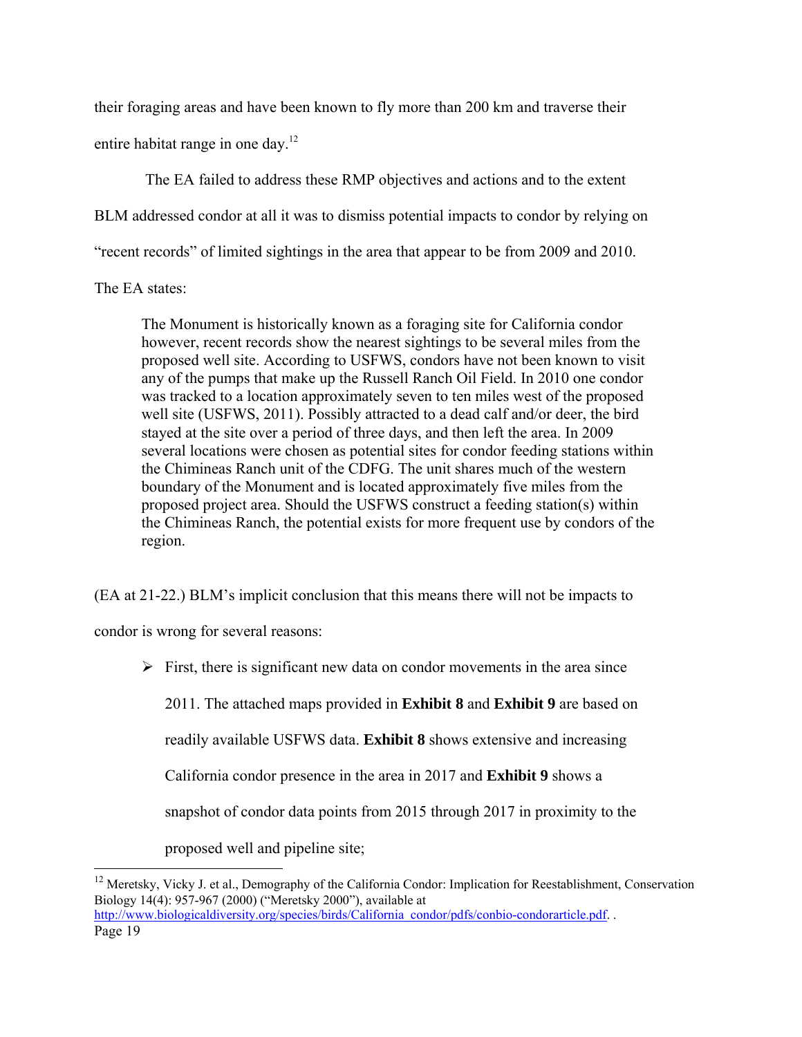their foraging areas and have been known to fly more than 200 km and traverse their entire habitat range in one day.[12]

The EA failed to address these RMP objectives and actions and to the extent BLM addressed condor at all it was to dismiss potential impacts to condor by relying on "recent records" of limited sightings in the area that appear to be from 2009 and 2010. The EA states:

> The Monument is historically known as a foraging site for California condor however, recent records show the nearest sightings to be several miles from the proposed well site. According to USFWS, condors have not been known to visit any of the pumps that make up the Russell Ranch Oil Field. In 2010 one condor was tracked to a location approximately seven to ten miles west of the proposed well site (USFWS, 2011). Possibly attracted to a dead calf and/or deer, the bird stayed at the site over a period of three days, and then left the area. In 2009 several locations were chosen as potential sites for condor feeding stations within the Chimineas Ranch unit of the CDFG. The unit shares much of the western boundary of the Monument and is located approximately five miles from the proposed project area. Should the USFWS construct a feeding station(s) within the Chimineas Ranch, the potential exists for more frequent use by condors of the region.

(EA at 21-22.) BLM's implicit conclusion that this means there will not be impacts to condor is wrong for several reasons:

- First, there is significant new data on condor movements in the area since 2011. The attached maps provided in **Exhibit 8** and **Exhibit 9** are based on readily available USFWS data. **Exhibit 8** shows extensive and increasing California condor presence in the area in 2017 and **Exhibit 9** shows a snapshot of condor data points from 2015 through 2017 in proximity to the proposed well and pipeline site;

---

[12] Meretsky, Vicky J. et al., Demography of the California Condor: Implication for Reestablishment, Conservation Biology 14(4): 957-967 (2000) ("Meretsky 2000"), available at http://www.biologicaldiversity.org/species/birds/California_condor/pdfs/conbio-condorarticle.pdf. .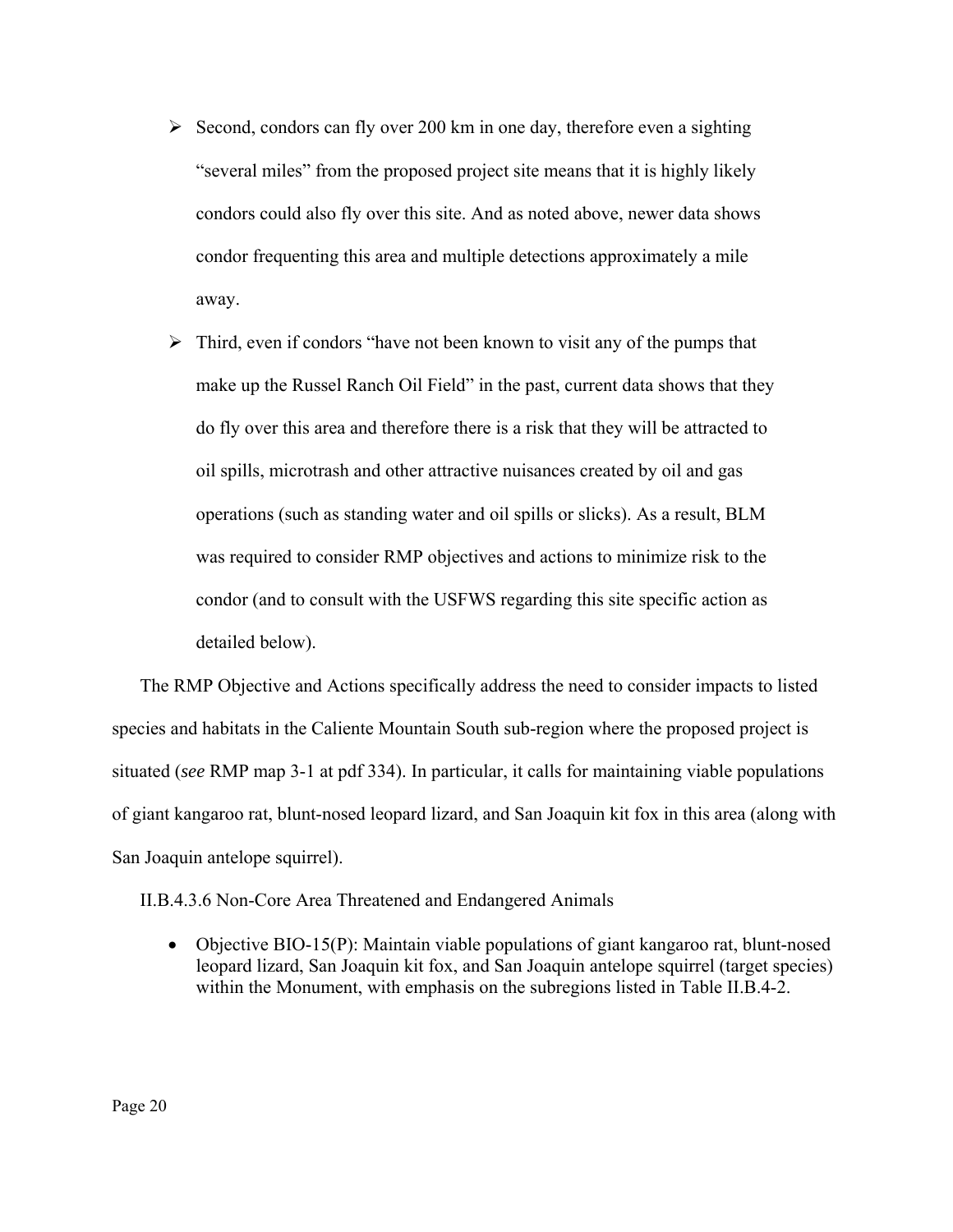- Second, condors can fly over 200 km in one day, therefore even a sighting "several miles" from the proposed project site means that it is highly likely condors could also fly over this site. And as noted above, newer data shows condor frequenting this area and multiple detections approximately a mile away.
- Third, even if condors "have not been known to visit any of the pumps that make up the Russel Ranch Oil Field" in the past, current data shows that they do fly over this area and therefore there is a risk that they will be attracted to oil spills, microtrash and other attractive nuisances created by oil and gas operations (such as standing water and oil spills or slicks). As a result, BLM was required to consider RMP objectives and actions to minimize risk to the condor (and to consult with the USFWS regarding this site specific action as detailed below).

The RMP Objective and Actions specifically address the need to consider impacts to listed species and habitats in the Caliente Mountain South sub-region where the proposed project is situated (*see* RMP map 3-1 at pdf 334). In particular, it calls for maintaining viable populations of giant kangaroo rat, blunt-nosed leopard lizard, and San Joaquin kit fox in this area (along with San Joaquin antelope squirrel).

II.B.4.3.6 Non-Core Area Threatened and Endangered Animals

- Objective BIO-15(P): Maintain viable populations of giant kangaroo rat, blunt-nosed leopard lizard, San Joaquin kit fox, and San Joaquin antelope squirrel (target species) within the Monument, with emphasis on the subregions listed in Table II.B.4-2.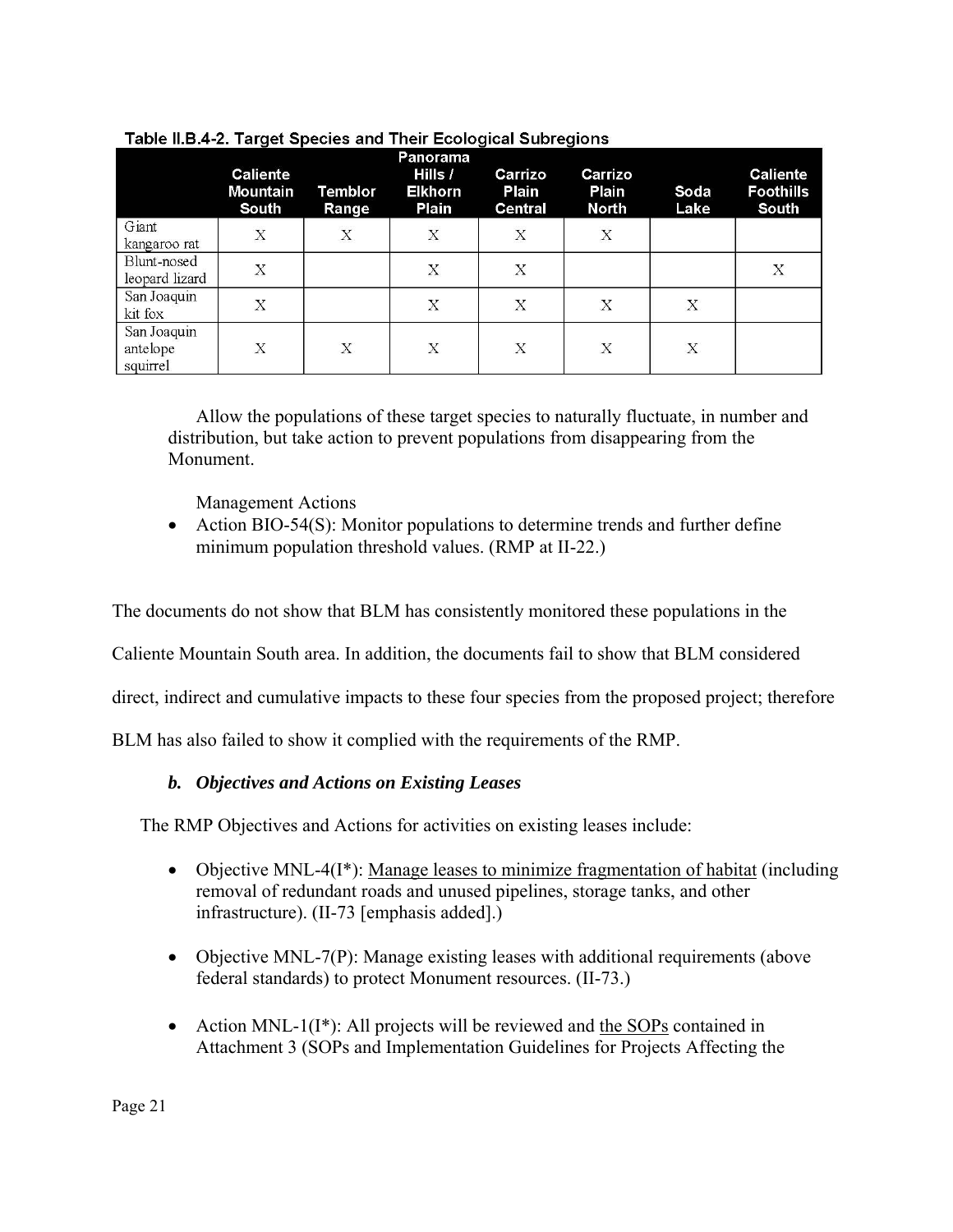Table II.B.4-2. Target Species and Their Ecological Subregions

| | Caliente Mountain South | Temblor Range | Panorama Hills / Elkhorn Plain | Carrizo Plain Central | Carrizo Plain North | Soda Lake | Caliente Foothills South |
|---|---|---|---|---|---|---|---|
| Giant kangaroo rat | X | X | X | X | X | | |
| Blunt-nosed leopard lizard | X | | X | X | | | X |
| San Joaquin kit fox | X | | X | X | X | X | |
| San Joaquin antelope squirrel | X | X | X | X | X | X | |

Allow the populations of these target species to naturally fluctuate, in number and distribution, but take action to prevent populations from disappearing from the Monument.

Management Actions

- Action BIO-54(S): Monitor populations to determine trends and further define minimum population threshold values. (RMP at II-22.)

The documents do not show that BLM has consistently monitored these populations in the Caliente Mountain South area. In addition, the documents fail to show that BLM considered direct, indirect and cumulative impacts to these four species from the proposed project; therefore BLM has also failed to show it complied with the requirements of the RMP.

### *b. Objectives and Actions on Existing Leases*

The RMP Objectives and Actions for activities on existing leases include:

- Objective MNL-4(I*): <u>Manage leases to minimize fragmentation of habitat</u> (including removal of redundant roads and unused pipelines, storage tanks, and other infrastructure). (II-73 [emphasis added].)

- Objective MNL-7(P): Manage existing leases with additional requirements (above federal standards) to protect Monument resources. (II-73.)

- Action MNL-1(I*): All projects will be reviewed and <u>the SOPs</u> contained in Attachment 3 (SOPs and Implementation Guidelines for Projects Affecting the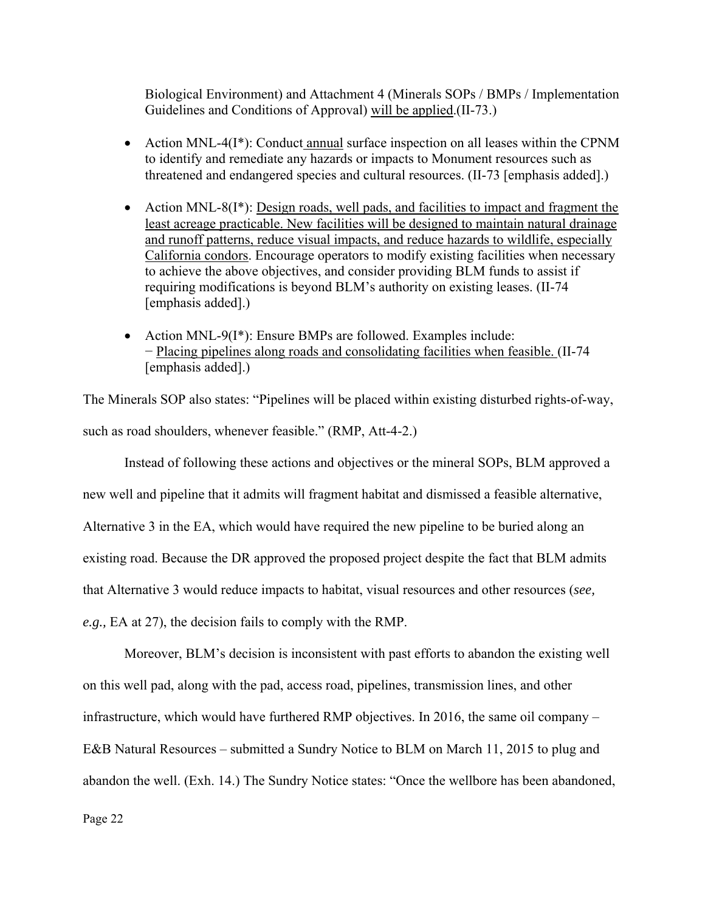Biological Environment) and Attachment 4 (Minerals SOPs / BMPs / Implementation Guidelines and Conditions of Approval) <u>will be applied</u>.(II-73.)

- Action MNL-4(I*): Conduct <u>annual</u> surface inspection on all leases within the CPNM to identify and remediate any hazards or impacts to Monument resources such as threatened and endangered species and cultural resources. (II-73 [emphasis added].)

- Action MNL-8(I*): <u>Design roads, well pads, and facilities to impact and fragment the least acreage practicable. New facilities will be designed to maintain natural drainage and runoff patterns, reduce visual impacts, and reduce hazards to wildlife, especially California condors</u>. Encourage operators to modify existing facilities when necessary to achieve the above objectives, and consider providing BLM funds to assist if requiring modifications is beyond BLM's authority on existing leases. (II-74 [emphasis added].)

- Action MNL-9(I*): Ensure BMPs are followed. Examples include:
  − <u>Placing pipelines along roads and consolidating facilities when feasible.</u> (II-74 [emphasis added].)

The Minerals SOP also states: "Pipelines will be placed within existing disturbed rights-of-way, such as road shoulders, whenever feasible." (RMP, Att-4-2.)

Instead of following these actions and objectives or the mineral SOPs, BLM approved a new well and pipeline that it admits will fragment habitat and dismissed a feasible alternative, Alternative 3 in the EA, which would have required the new pipeline to be buried along an existing road. Because the DR approved the proposed project despite the fact that BLM admits that Alternative 3 would reduce impacts to habitat, visual resources and other resources (*see, e.g.,* EA at 27), the decision fails to comply with the RMP.

Moreover, BLM's decision is inconsistent with past efforts to abandon the existing well on this well pad, along with the pad, access road, pipelines, transmission lines, and other infrastructure, which would have furthered RMP objectives. In 2016, the same oil company – E&B Natural Resources – submitted a Sundry Notice to BLM on March 11, 2015 to plug and abandon the well. (Exh. 14.) The Sundry Notice states: "Once the wellbore has been abandoned,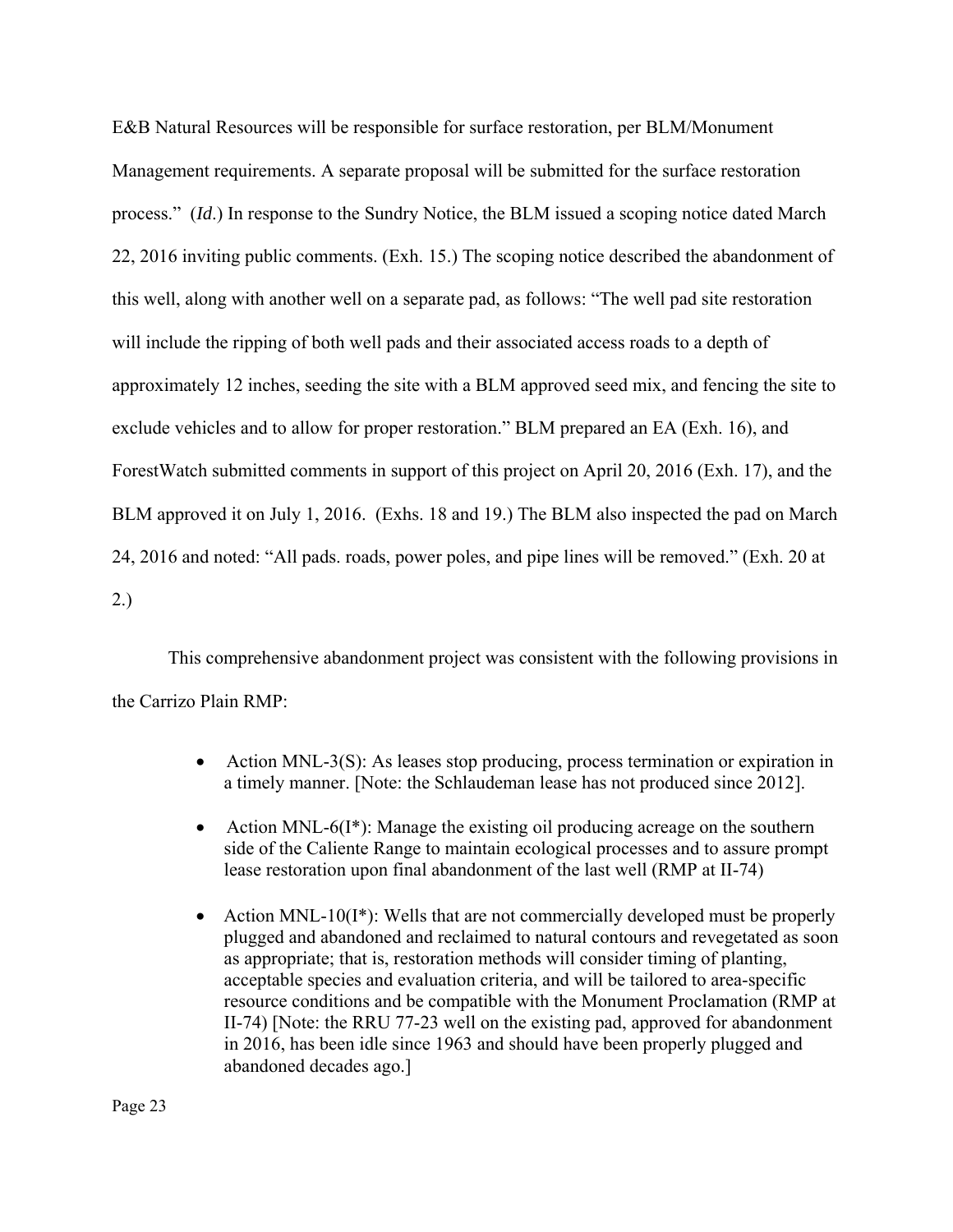E&B Natural Resources will be responsible for surface restoration, per BLM/Monument Management requirements. A separate proposal will be submitted for the surface restoration process." (*Id*.) In response to the Sundry Notice, the BLM issued a scoping notice dated March 22, 2016 inviting public comments. (Exh. 15.) The scoping notice described the abandonment of this well, along with another well on a separate pad, as follows: "The well pad site restoration will include the ripping of both well pads and their associated access roads to a depth of approximately 12 inches, seeding the site with a BLM approved seed mix, and fencing the site to exclude vehicles and to allow for proper restoration." BLM prepared an EA (Exh. 16), and ForestWatch submitted comments in support of this project on April 20, 2016 (Exh. 17), and the BLM approved it on July 1, 2016. (Exhs. 18 and 19.) The BLM also inspected the pad on March 24, 2016 and noted: "All pads. roads, power poles, and pipe lines will be removed." (Exh. 20 at 2.)

This comprehensive abandonment project was consistent with the following provisions in the Carrizo Plain RMP:

- Action MNL-3(S): As leases stop producing, process termination or expiration in a timely manner. [Note: the Schlaudeman lease has not produced since 2012].
- Action MNL-6(I*): Manage the existing oil producing acreage on the southern side of the Caliente Range to maintain ecological processes and to assure prompt lease restoration upon final abandonment of the last well (RMP at II-74)
- Action MNL-10(I*): Wells that are not commercially developed must be properly plugged and abandoned and reclaimed to natural contours and revegetated as soon as appropriate; that is, restoration methods will consider timing of planting, acceptable species and evaluation criteria, and will be tailored to area-specific resource conditions and be compatible with the Monument Proclamation (RMP at II-74) [Note: the RRU 77-23 well on the existing pad, approved for abandonment in 2016, has been idle since 1963 and should have been properly plugged and abandoned decades ago.]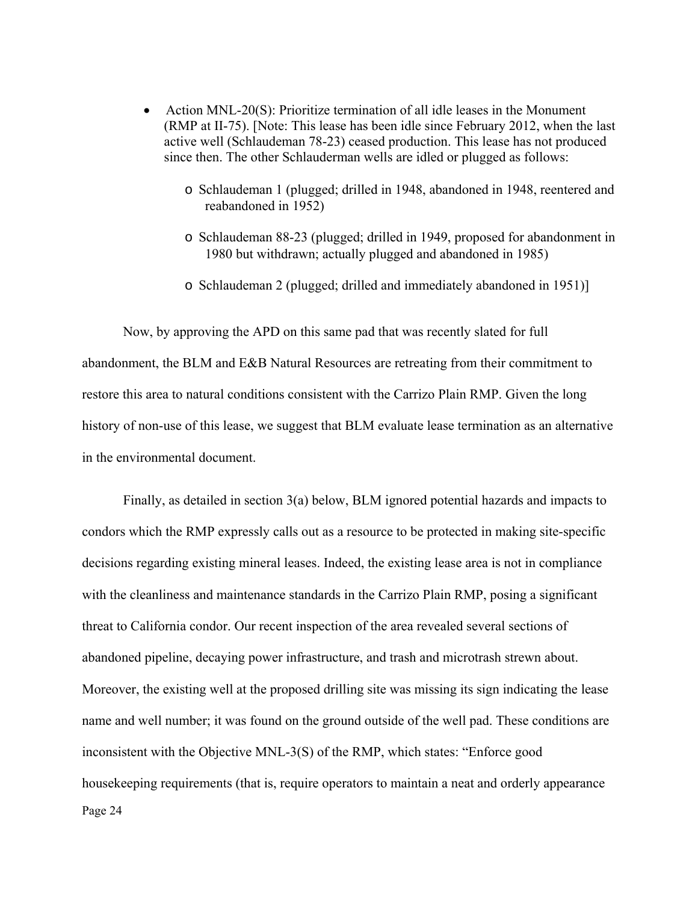- Action MNL-20(S): Prioritize termination of all idle leases in the Monument (RMP at II-75). [Note: This lease has been idle since February 2012, when the last active well (Schlaudeman 78-23) ceased production. This lease has not produced since then. The other Schlauderman wells are idled or plugged as follows:
  - Schlaudeman 1 (plugged; drilled in 1948, abandoned in 1948, reentered and reabandoned in 1952)
  - Schlaudeman 88-23 (plugged; drilled in 1949, proposed for abandonment in 1980 but withdrawn; actually plugged and abandoned in 1985)
  - Schlaudeman 2 (plugged; drilled and immediately abandoned in 1951)]

Now, by approving the APD on this same pad that was recently slated for full abandonment, the BLM and E&B Natural Resources are retreating from their commitment to restore this area to natural conditions consistent with the Carrizo Plain RMP. Given the long history of non-use of this lease, we suggest that BLM evaluate lease termination as an alternative in the environmental document.

Finally, as detailed in section 3(a) below, BLM ignored potential hazards and impacts to condors which the RMP expressly calls out as a resource to be protected in making site-specific decisions regarding existing mineral leases. Indeed, the existing lease area is not in compliance with the cleanliness and maintenance standards in the Carrizo Plain RMP, posing a significant threat to California condor. Our recent inspection of the area revealed several sections of abandoned pipeline, decaying power infrastructure, and trash and microtrash strewn about. Moreover, the existing well at the proposed drilling site was missing its sign indicating the lease name and well number; it was found on the ground outside of the well pad. These conditions are inconsistent with the Objective MNL-3(S) of the RMP, which states: "Enforce good housekeeping requirements (that is, require operators to maintain a neat and orderly appearance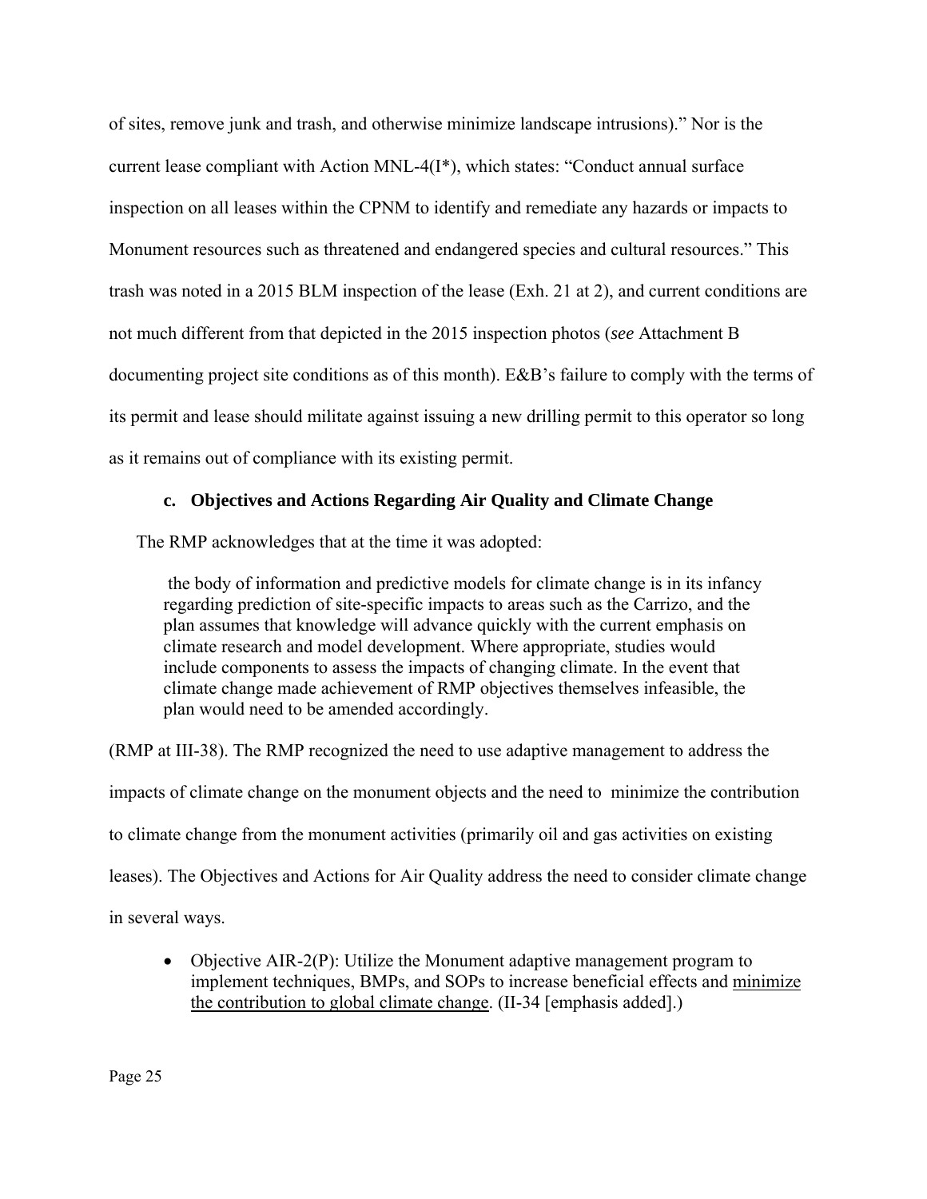of sites, remove junk and trash, and otherwise minimize landscape intrusions)." Nor is the current lease compliant with Action MNL-4(I*), which states: "Conduct annual surface inspection on all leases within the CPNM to identify and remediate any hazards or impacts to Monument resources such as threatened and endangered species and cultural resources." This trash was noted in a 2015 BLM inspection of the lease (Exh. 21 at 2), and current conditions are not much different from that depicted in the 2015 inspection photos (*see* Attachment B documenting project site conditions as of this month). E&B's failure to comply with the terms of its permit and lease should militate against issuing a new drilling permit to this operator so long as it remains out of compliance with its existing permit.

#### c. Objectives and Actions Regarding Air Quality and Climate Change

The RMP acknowledges that at the time it was adopted:

> the body of information and predictive models for climate change is in its infancy regarding prediction of site-specific impacts to areas such as the Carrizo, and the plan assumes that knowledge will advance quickly with the current emphasis on climate research and model development. Where appropriate, studies would include components to assess the impacts of changing climate. In the event that climate change made achievement of RMP objectives themselves infeasible, the plan would need to be amended accordingly.

(RMP at III-38). The RMP recognized the need to use adaptive management to address the impacts of climate change on the monument objects and the need to minimize the contribution to climate change from the monument activities (primarily oil and gas activities on existing leases). The Objectives and Actions for Air Quality address the need to consider climate change in several ways.

- Objective AIR-2(P): Utilize the Monument adaptive management program to implement techniques, BMPs, and SOPs to increase beneficial effects and <u>minimize the contribution to global climate change</u>. (II-34 [emphasis added].)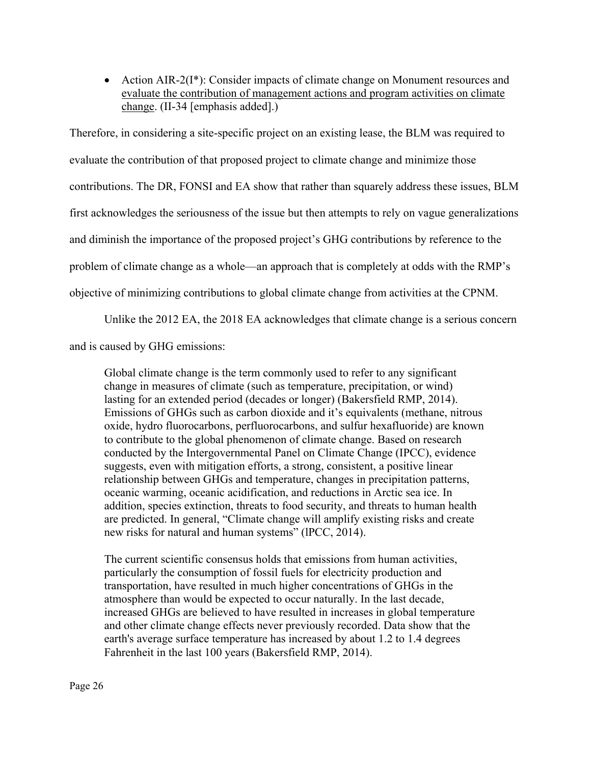- Action AIR-2(I*): Consider impacts of climate change on Monument resources and <u>evaluate the contribution of management actions and program activities on climate change</u>. (II-34 [emphasis added].)

Therefore, in considering a site-specific project on an existing lease, the BLM was required to evaluate the contribution of that proposed project to climate change and minimize those contributions. The DR, FONSI and EA show that rather than squarely address these issues, BLM first acknowledges the seriousness of the issue but then attempts to rely on vague generalizations and diminish the importance of the proposed project's GHG contributions by reference to the problem of climate change as a whole—an approach that is completely at odds with the RMP's objective of minimizing contributions to global climate change from activities at the CPNM.

Unlike the 2012 EA, the 2018 EA acknowledges that climate change is a serious concern and is caused by GHG emissions:

> Global climate change is the term commonly used to refer to any significant change in measures of climate (such as temperature, precipitation, or wind) lasting for an extended period (decades or longer) (Bakersfield RMP, 2014). Emissions of GHGs such as carbon dioxide and it's equivalents (methane, nitrous oxide, hydro fluorocarbons, perfluorocarbons, and sulfur hexafluoride) are known to contribute to the global phenomenon of climate change. Based on research conducted by the Intergovernmental Panel on Climate Change (IPCC), evidence suggests, even with mitigation efforts, a strong, consistent, a positive linear relationship between GHGs and temperature, changes in precipitation patterns, oceanic warming, oceanic acidification, and reductions in Arctic sea ice. In addition, species extinction, threats to food security, and threats to human health are predicted. In general, "Climate change will amplify existing risks and create new risks for natural and human systems" (lPCC, 2014).
>
> The current scientific consensus holds that emissions from human activities, particularly the consumption of fossil fuels for electricity production and transportation, have resulted in much higher concentrations of GHGs in the atmosphere than would be expected to occur naturally. In the last decade, increased GHGs are believed to have resulted in increases in global temperature and other climate change effects never previously recorded. Data show that the earth's average surface temperature has increased by about 1.2 to 1.4 degrees Fahrenheit in the last 100 years (Bakersfield RMP, 2014).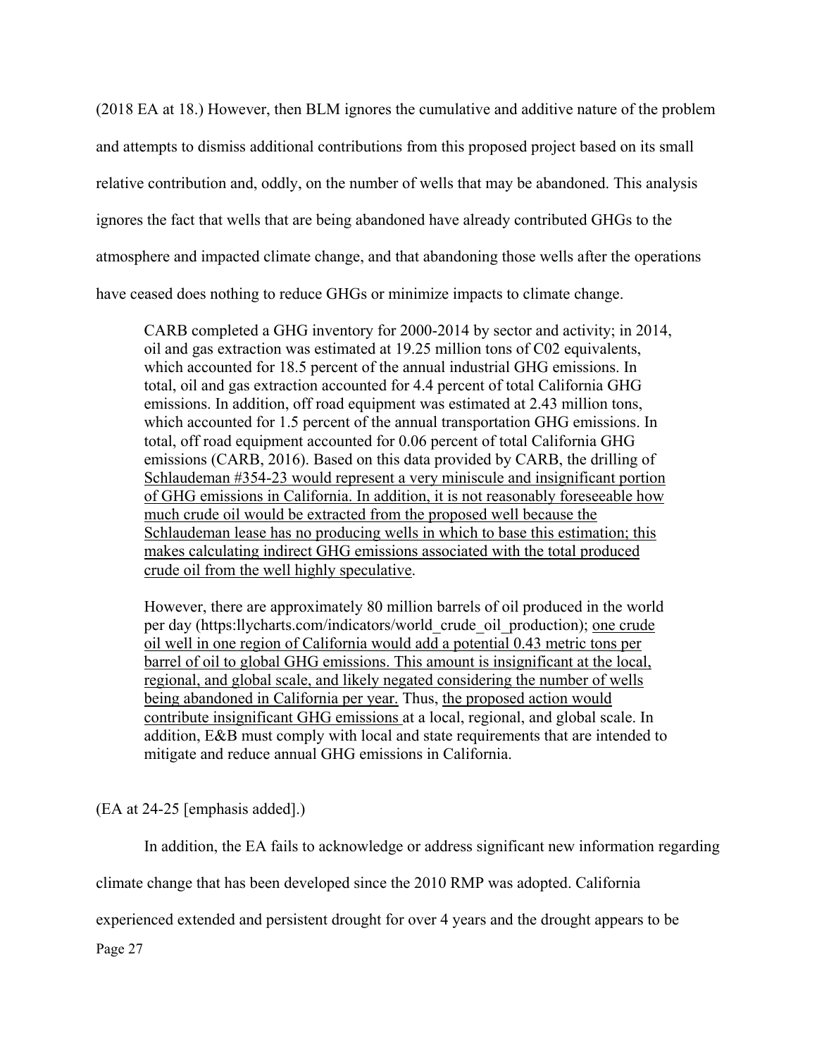(2018 EA at 18.) However, then BLM ignores the cumulative and additive nature of the problem and attempts to dismiss additional contributions from this proposed project based on its small relative contribution and, oddly, on the number of wells that may be abandoned. This analysis ignores the fact that wells that are being abandoned have already contributed GHGs to the atmosphere and impacted climate change, and that abandoning those wells after the operations have ceased does nothing to reduce GHGs or minimize impacts to climate change.

> CARB completed a GHG inventory for 2000-2014 by sector and activity; in 2014, oil and gas extraction was estimated at 19.25 million tons of C02 equivalents, which accounted for 18.5 percent of the annual industrial GHG emissions. In total, oil and gas extraction accounted for 4.4 percent of total California GHG emissions. In addition, off road equipment was estimated at 2.43 million tons, which accounted for 1.5 percent of the annual transportation GHG emissions. In total, off road equipment accounted for 0.06 percent of total California GHG emissions (CARB, 2016). Based on this data provided by CARB, the drilling of <u>Schlaudeman #354-23 would represent a very miniscule and insignificant portion of GHG emissions in California. In addition, it is not reasonably foreseeable how much crude oil would be extracted from the proposed well because the Schlaudeman lease has no producing wells in which to base this estimation; this makes calculating indirect GHG emissions associated with the total produced crude oil from the well highly speculative</u>.
>
> However, there are approximately 80 million barrels of oil produced in the world per day (https:llycharts.com/indicators/world_crude_oil_production); <u>one crude oil well in one region of California would add a potential 0.43 metric tons per barrel of oil to global GHG emissions. This amount is insignificant at the local, regional, and global scale, and likely negated considering the number of wells being abandoned in California per year.</u> Thus, <u>the proposed action would contribute insignificant GHG emissions</u> at a local, regional, and global scale. In addition, E&B must comply with local and state requirements that are intended to mitigate and reduce annual GHG emissions in California.

(EA at 24-25 [emphasis added].)

In addition, the EA fails to acknowledge or address significant new information regarding climate change that has been developed since the 2010 RMP was adopted. California experienced extended and persistent drought for over 4 years and the drought appears to be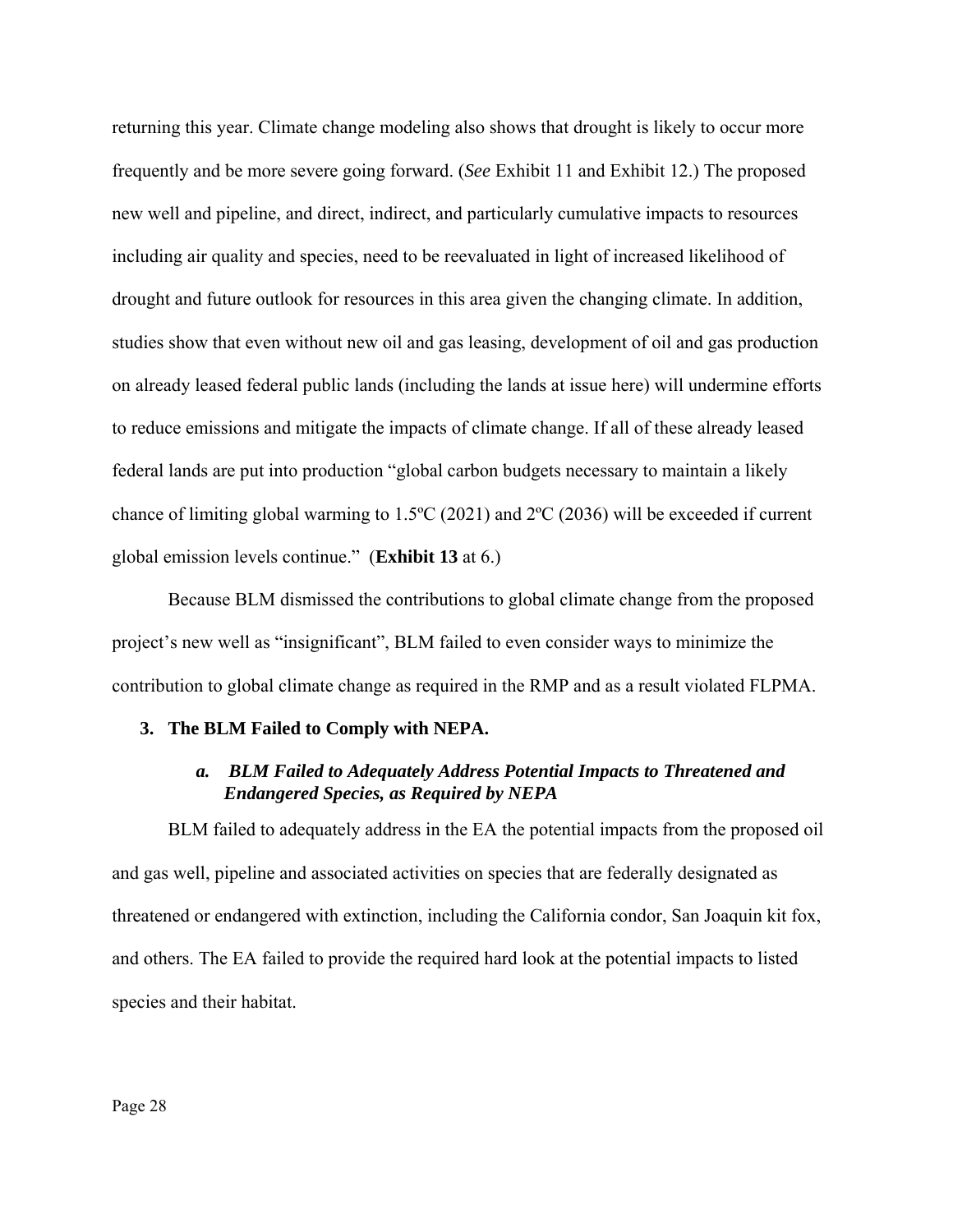returning this year. Climate change modeling also shows that drought is likely to occur more frequently and be more severe going forward. (*See* Exhibit 11 and Exhibit 12.) The proposed new well and pipeline, and direct, indirect, and particularly cumulative impacts to resources including air quality and species, need to be reevaluated in light of increased likelihood of drought and future outlook for resources in this area given the changing climate. In addition, studies show that even without new oil and gas leasing, development of oil and gas production on already leased federal public lands (including the lands at issue here) will undermine efforts to reduce emissions and mitigate the impacts of climate change. If all of these already leased federal lands are put into production "global carbon budgets necessary to maintain a likely chance of limiting global warming to 1.5ºC (2021) and 2ºC (2036) will be exceeded if current global emission levels continue." (**Exhibit 13** at 6.)

Because BLM dismissed the contributions to global climate change from the proposed project's new well as "insignificant", BLM failed to even consider ways to minimize the contribution to global climate change as required in the RMP and as a result violated FLPMA.

## 3. The BLM Failed to Comply with NEPA.

### *a. BLM Failed to Adequately Address Potential Impacts to Threatened and Endangered Species, as Required by NEPA*

BLM failed to adequately address in the EA the potential impacts from the proposed oil and gas well, pipeline and associated activities on species that are federally designated as threatened or endangered with extinction, including the California condor, San Joaquin kit fox, and others. The EA failed to provide the required hard look at the potential impacts to listed species and their habitat.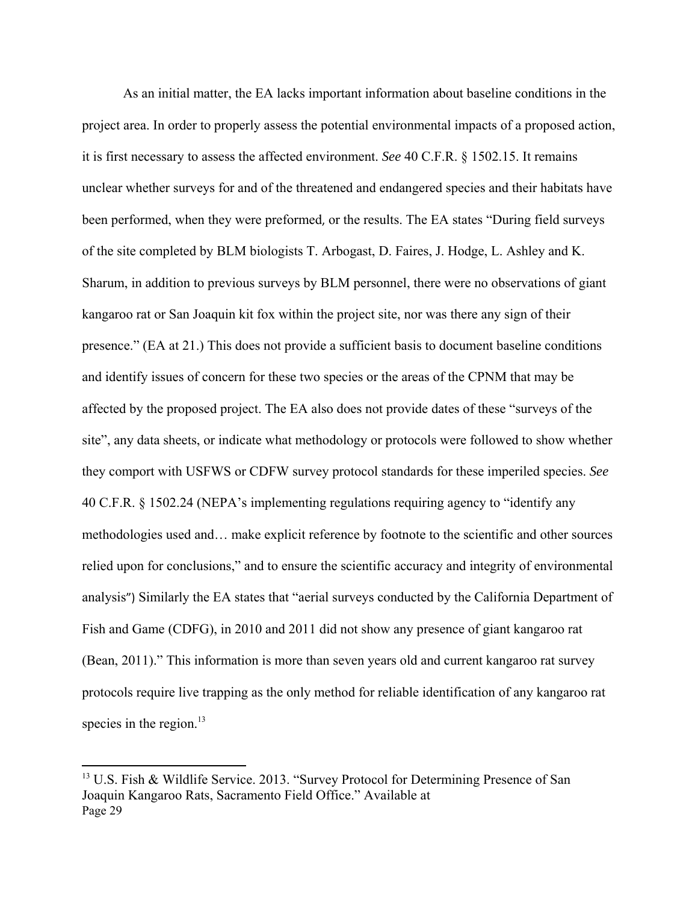As an initial matter, the EA lacks important information about baseline conditions in the project area. In order to properly assess the potential environmental impacts of a proposed action, it is first necessary to assess the affected environment. *See* 40 C.F.R. § 1502.15. It remains unclear whether surveys for and of the threatened and endangered species and their habitats have been performed, when they were preformed, or the results. The EA states "During field surveys of the site completed by BLM biologists T. Arbogast, D. Faires, J. Hodge, L. Ashley and K. Sharum, in addition to previous surveys by BLM personnel, there were no observations of giant kangaroo rat or San Joaquin kit fox within the project site, nor was there any sign of their presence." (EA at 21.) This does not provide a sufficient basis to document baseline conditions and identify issues of concern for these two species or the areas of the CPNM that may be affected by the proposed project. The EA also does not provide dates of these "surveys of the site", any data sheets, or indicate what methodology or protocols were followed to show whether they comport with USFWS or CDFW survey protocol standards for these imperiled species. *See* 40 C.F.R. § 1502.24 (NEPA's implementing regulations requiring agency to "identify any methodologies used and… make explicit reference by footnote to the scientific and other sources relied upon for conclusions," and to ensure the scientific accuracy and integrity of environmental analysis") Similarly the EA states that "aerial surveys conducted by the California Department of Fish and Game (CDFG), in 2010 and 2011 did not show any presence of giant kangaroo rat (Bean, 2011)." This information is more than seven years old and current kangaroo rat survey protocols require live trapping as the only method for reliable identification of any kangaroo rat species in the region.[13]

[13] U.S. Fish & Wildlife Service. 2013. "Survey Protocol for Determining Presence of San Joaquin Kangaroo Rats, Sacramento Field Office." Available at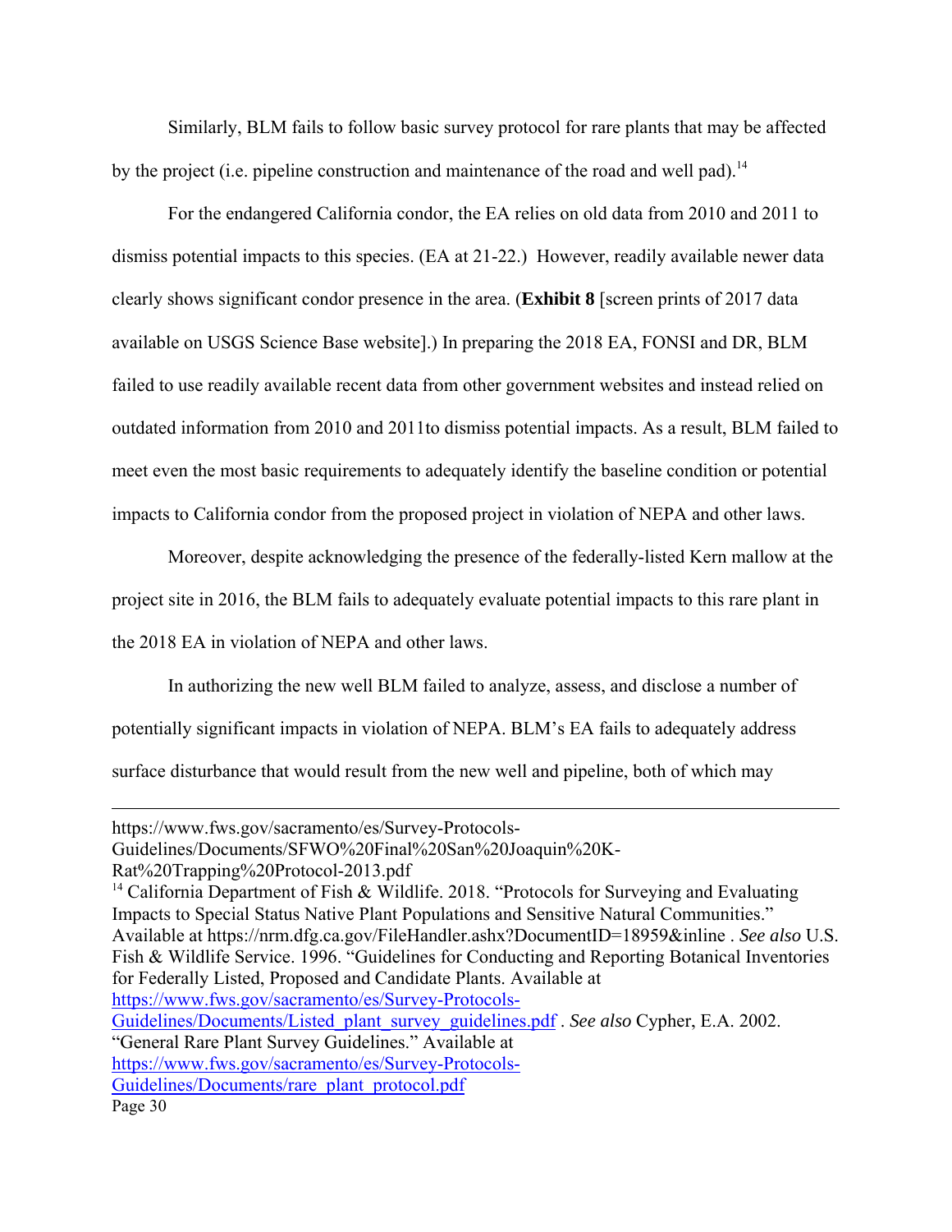Similarly, BLM fails to follow basic survey protocol for rare plants that may be affected by the project (i.e. pipeline construction and maintenance of the road and well pad).[14]

For the endangered California condor, the EA relies on old data from 2010 and 2011 to dismiss potential impacts to this species. (EA at 21-22.) However, readily available newer data clearly shows significant condor presence in the area. (**Exhibit 8** [screen prints of 2017 data available on USGS Science Base website].) In preparing the 2018 EA, FONSI and DR, BLM failed to use readily available recent data from other government websites and instead relied on outdated information from 2010 and 2011to dismiss potential impacts. As a result, BLM failed to meet even the most basic requirements to adequately identify the baseline condition or potential impacts to California condor from the proposed project in violation of NEPA and other laws.

Moreover, despite acknowledging the presence of the federally-listed Kern mallow at the project site in 2016, the BLM fails to adequately evaluate potential impacts to this rare plant in the 2018 EA in violation of NEPA and other laws.

In authorizing the new well BLM failed to analyze, assess, and disclose a number of potentially significant impacts in violation of NEPA. BLM's EA fails to adequately address surface disturbance that would result from the new well and pipeline, both of which may

---

https://www.fws.gov/sacramento/es/Survey-Protocols-Guidelines/Documents/SFWO%20Final%20San%20Joaquin%20K-Rat%20Trapping%20Protocol-2013.pdf

[14] California Department of Fish & Wildlife. 2018. "Protocols for Surveying and Evaluating Impacts to Special Status Native Plant Populations and Sensitive Natural Communities." Available at https://nrm.dfg.ca.gov/FileHandler.ashx?DocumentID=18959&inline . *See also* U.S. Fish & Wildlife Service. 1996. "Guidelines for Conducting and Reporting Botanical Inventories for Federally Listed, Proposed and Candidate Plants. Available at https://www.fws.gov/sacramento/es/Survey-Protocols-Guidelines/Documents/Listed_plant_survey_guidelines.pdf . *See also* Cypher, E.A. 2002. "General Rare Plant Survey Guidelines." Available at https://www.fws.gov/sacramento/es/Survey-Protocols-Guidelines/Documents/rare_plant_protocol.pdf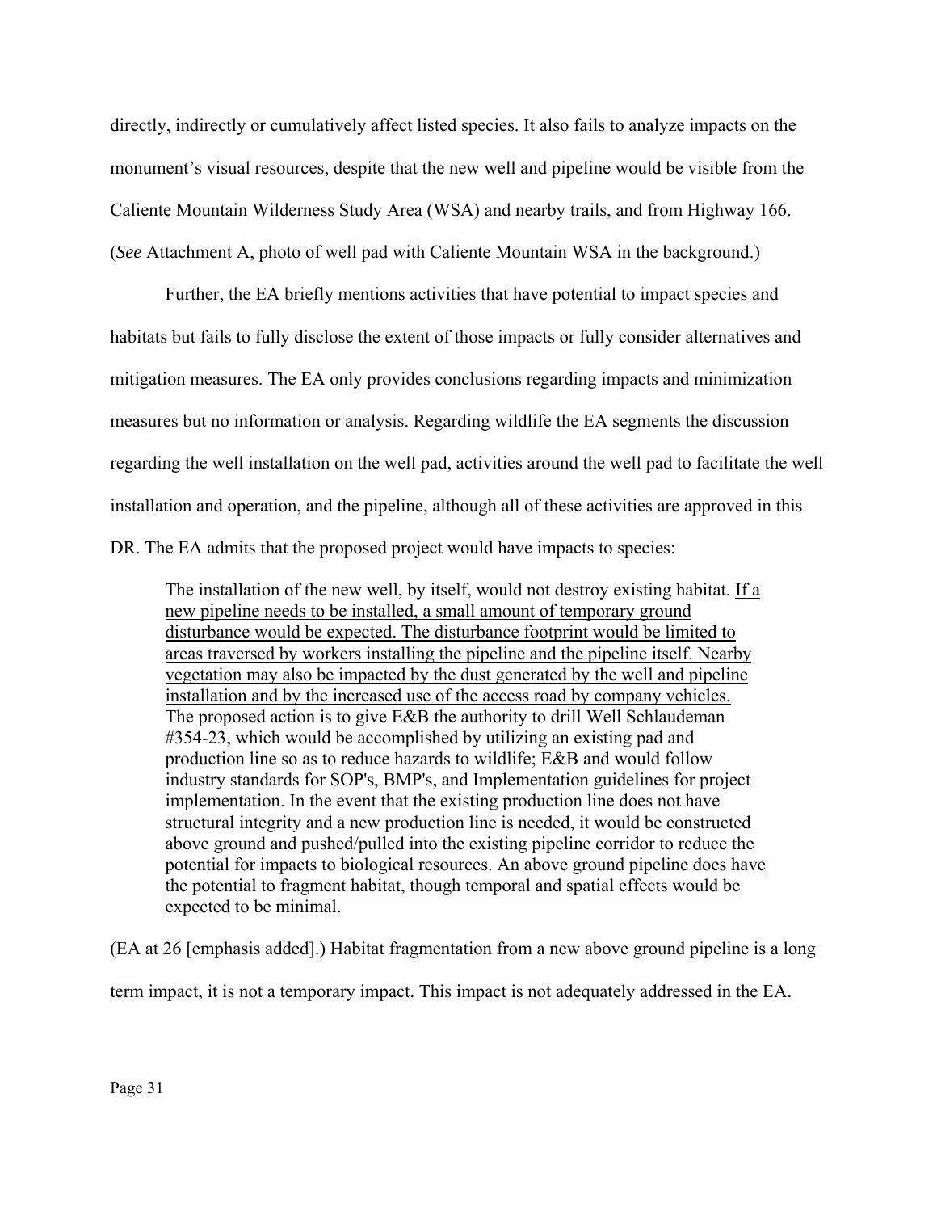directly, indirectly or cumulatively affect listed species. It also fails to analyze impacts on the monument's visual resources, despite that the new well and pipeline would be visible from the Caliente Mountain Wilderness Study Area (WSA) and nearby trails, and from Highway 166. (*See* Attachment A, photo of well pad with Caliente Mountain WSA in the background.)

Further, the EA briefly mentions activities that have potential to impact species and habitats but fails to fully disclose the extent of those impacts or fully consider alternatives and mitigation measures. The EA only provides conclusions regarding impacts and minimization measures but no information or analysis. Regarding wildlife the EA segments the discussion regarding the well installation on the well pad, activities around the well pad to facilitate the well installation and operation, and the pipeline, although all of these activities are approved in this DR. The EA admits that the proposed project would have impacts to species:

> The installation of the new well, by itself, would not destroy existing habitat. <u>If a new pipeline needs to be installed, a small amount of temporary ground disturbance would be expected. The disturbance footprint would be limited to areas traversed by workers installing the pipeline and the pipeline itself. Nearby vegetation may also be impacted by the dust generated by the well and pipeline installation and by the increased use of the access road by company vehicles.</u> The proposed action is to give E&B the authority to drill Well Schlaudeman #354-23, which would be accomplished by utilizing an existing pad and production line so as to reduce hazards to wildlife; E&B and would follow industry standards for SOP's, BMP's, and Implementation guidelines for project implementation. In the event that the existing production line does not have structural integrity and a new production line is needed, it would be constructed above ground and pushed/pulled into the existing pipeline corridor to reduce the potential for impacts to biological resources. <u>An above ground pipeline does have the potential to fragment habitat, though temporal and spatial effects would be expected to be minimal.</u>

(EA at 26 [emphasis added].) Habitat fragmentation from a new above ground pipeline is a long term impact, it is not a temporary impact. This impact is not adequately addressed in the EA.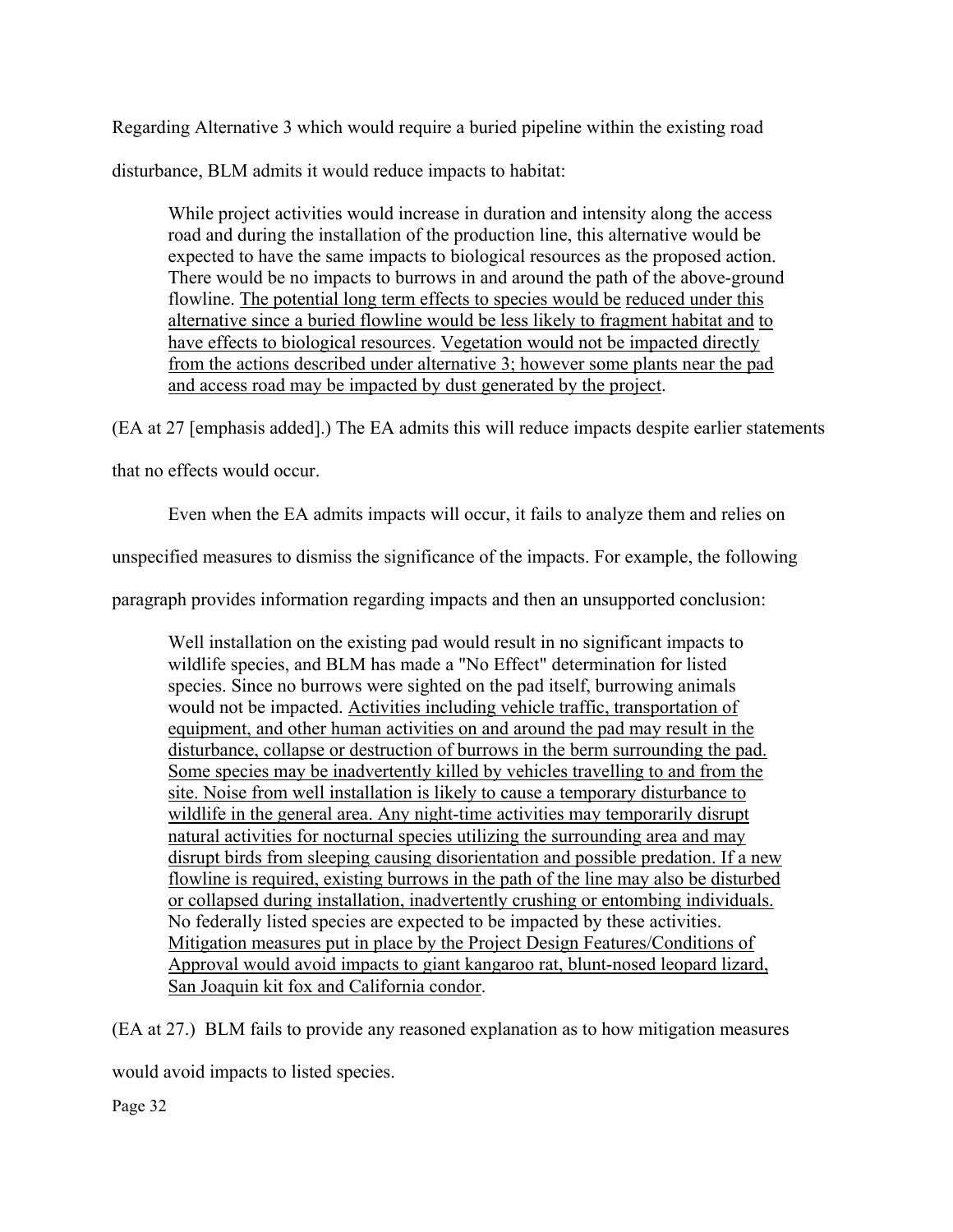Regarding Alternative 3 which would require a buried pipeline within the existing road disturbance, BLM admits it would reduce impacts to habitat:

> While project activities would increase in duration and intensity along the access road and during the installation of the production line, this alternative would be expected to have the same impacts to biological resources as the proposed action. There would be no impacts to burrows in and around the path of the above-ground flowline. <u>The potential long term effects to species would be reduced under this alternative since a buried flowline would be less likely to fragment habitat and to have effects to biological resources</u>. <u>Vegetation would not be impacted directly from the actions described under alternative 3; however some plants near the pad and access road may be impacted by dust generated by the project</u>.

(EA at 27 [emphasis added].) The EA admits this will reduce impacts despite earlier statements that no effects would occur.

Even when the EA admits impacts will occur, it fails to analyze them and relies on unspecified measures to dismiss the significance of the impacts. For example, the following paragraph provides information regarding impacts and then an unsupported conclusion:

> Well installation on the existing pad would result in no significant impacts to wildlife species, and BLM has made a "No Effect" determination for listed species. Since no burrows were sighted on the pad itself, burrowing animals would not be impacted. <u>Activities including vehicle traffic, transportation of equipment, and other human activities on and around the pad may result in the disturbance, collapse or destruction of burrows in the berm surrounding the pad. Some species may be inadvertently killed by vehicles travelling to and from the site. Noise from well installation is likely to cause a temporary disturbance to wildlife in the general area. Any night-time activities may temporarily disrupt natural activities for nocturnal species utilizing the surrounding area and may disrupt birds from sleeping causing disorientation and possible predation. If a new flowline is required, existing burrows in the path of the line may also be disturbed or collapsed during installation, inadvertently crushing or entombing individuals.</u> No federally listed species are expected to be impacted by these activities. <u>Mitigation measures put in place by the Project Design Features/Conditions of Approval would avoid impacts to giant kangaroo rat, blunt-nosed leopard lizard, San Joaquin kit fox and California condor</u>.

(EA at 27.) BLM fails to provide any reasoned explanation as to how mitigation measures would avoid impacts to listed species.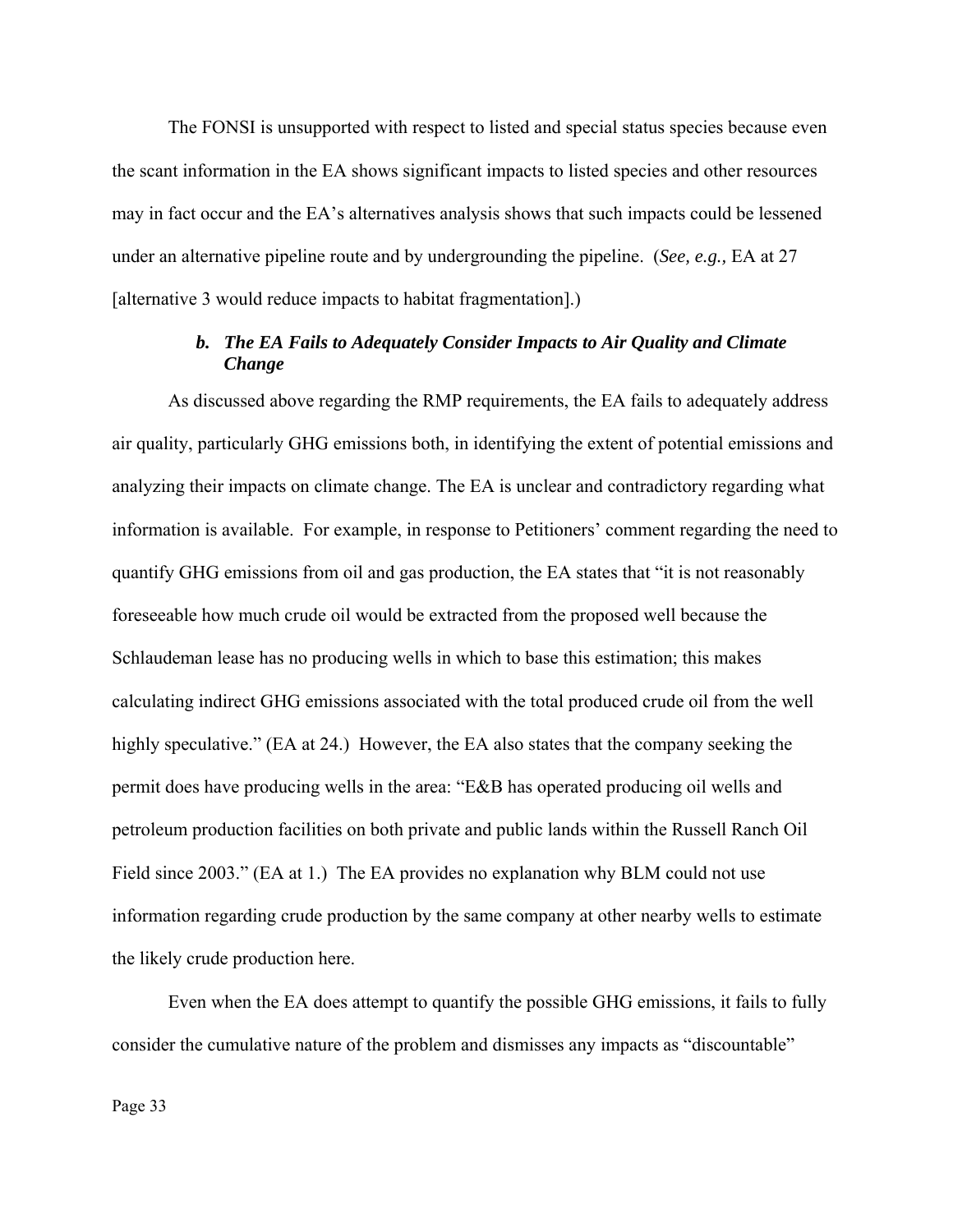The FONSI is unsupported with respect to listed and special status species because even the scant information in the EA shows significant impacts to listed species and other resources may in fact occur and the EA's alternatives analysis shows that such impacts could be lessened under an alternative pipeline route and by undergrounding the pipeline. (*See, e.g.,* EA at 27 [alternative 3 would reduce impacts to habitat fragmentation].)

#### *b. The EA Fails to Adequately Consider Impacts to Air Quality and Climate Change*

As discussed above regarding the RMP requirements, the EA fails to adequately address air quality, particularly GHG emissions both, in identifying the extent of potential emissions and analyzing their impacts on climate change. The EA is unclear and contradictory regarding what information is available. For example, in response to Petitioners' comment regarding the need to quantify GHG emissions from oil and gas production, the EA states that "it is not reasonably foreseeable how much crude oil would be extracted from the proposed well because the Schlaudeman lease has no producing wells in which to base this estimation; this makes calculating indirect GHG emissions associated with the total produced crude oil from the well highly speculative." (EA at 24.) However, the EA also states that the company seeking the permit does have producing wells in the area: "E&B has operated producing oil wells and petroleum production facilities on both private and public lands within the Russell Ranch Oil Field since 2003." (EA at 1.) The EA provides no explanation why BLM could not use information regarding crude production by the same company at other nearby wells to estimate the likely crude production here.

Even when the EA does attempt to quantify the possible GHG emissions, it fails to fully consider the cumulative nature of the problem and dismisses any impacts as "discountable"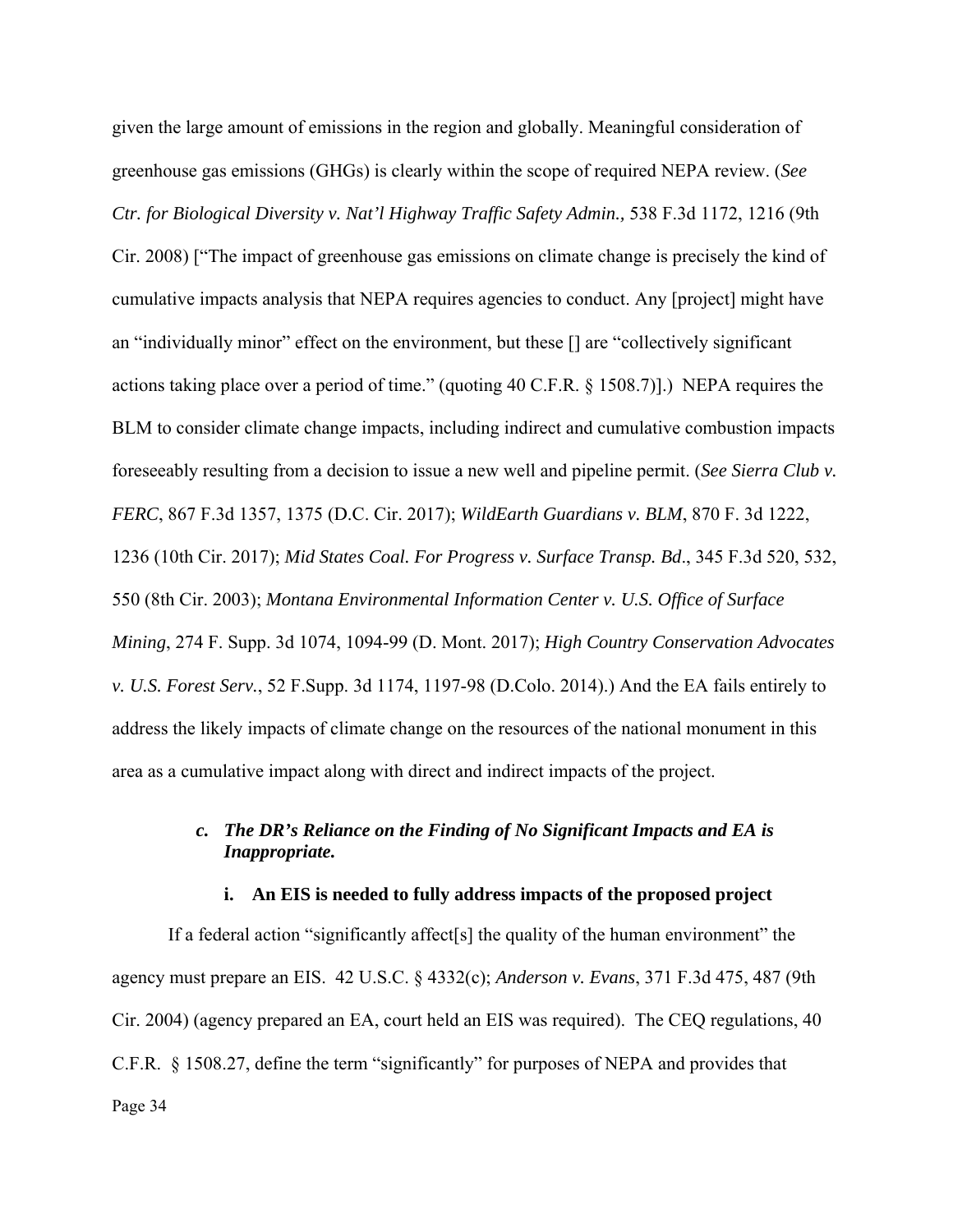given the large amount of emissions in the region and globally. Meaningful consideration of greenhouse gas emissions (GHGs) is clearly within the scope of required NEPA review. (*See Ctr. for Biological Diversity v. Nat'l Highway Traffic Safety Admin.,* 538 F.3d 1172, 1216 (9th Cir. 2008) ["The impact of greenhouse gas emissions on climate change is precisely the kind of cumulative impacts analysis that NEPA requires agencies to conduct. Any [project] might have an "individually minor" effect on the environment, but these [] are "collectively significant actions taking place over a period of time." (quoting 40 C.F.R. § 1508.7)].) NEPA requires the BLM to consider climate change impacts, including indirect and cumulative combustion impacts foreseeably resulting from a decision to issue a new well and pipeline permit. (*See Sierra Club v. FERC*, 867 F.3d 1357, 1375 (D.C. Cir. 2017); *WildEarth Guardians v. BLM*, 870 F. 3d 1222, 1236 (10th Cir. 2017); *Mid States Coal. For Progress v. Surface Transp. Bd*., 345 F.3d 520, 532, 550 (8th Cir. 2003); *Montana Environmental Information Center v. U.S. Office of Surface Mining*, 274 F. Supp. 3d 1074, 1094-99 (D. Mont. 2017); *High Country Conservation Advocates v. U.S. Forest Serv.*, 52 F.Supp. 3d 1174, 1197-98 (D.Colo. 2014).) And the EA fails entirely to address the likely impacts of climate change on the resources of the national monument in this area as a cumulative impact along with direct and indirect impacts of the project.

#### *c. The DR's Reliance on the Finding of No Significant Impacts and EA is Inappropriate.*

##### i. An EIS is needed to fully address impacts of the proposed project

If a federal action "significantly affect[s] the quality of the human environment" the agency must prepare an EIS. 42 U.S.C. § 4332(c); *Anderson v. Evans*, 371 F.3d 475, 487 (9th Cir. 2004) (agency prepared an EA, court held an EIS was required). The CEQ regulations, 40 C.F.R. § 1508.27, define the term "significantly" for purposes of NEPA and provides that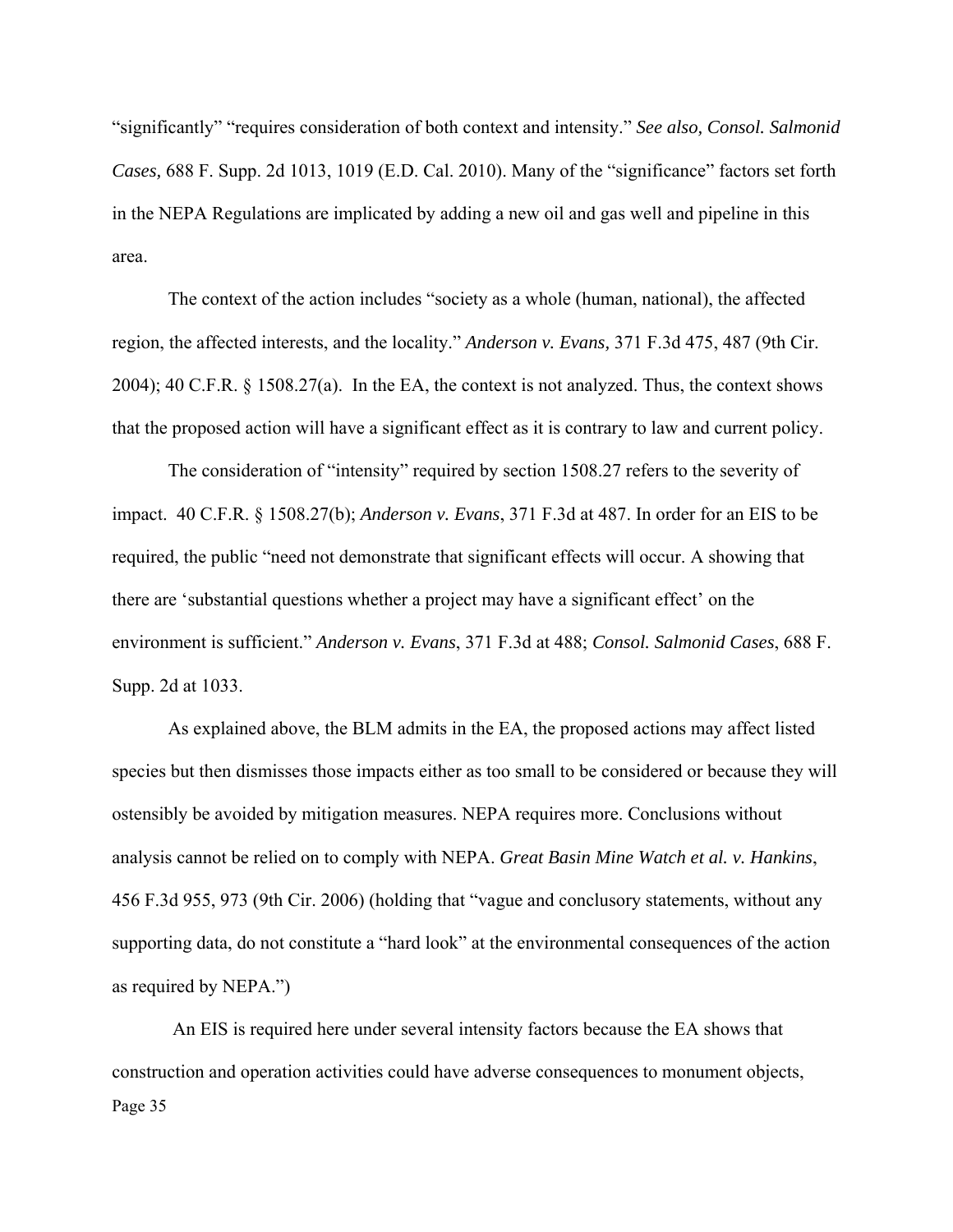"significantly" "requires consideration of both context and intensity." *See also, Consol. Salmonid Cases,* 688 F. Supp. 2d 1013, 1019 (E.D. Cal. 2010). Many of the "significance" factors set forth in the NEPA Regulations are implicated by adding a new oil and gas well and pipeline in this area.

The context of the action includes "society as a whole (human, national), the affected region, the affected interests, and the locality." *Anderson v. Evans,* 371 F.3d 475, 487 (9th Cir. 2004); 40 C.F.R. § 1508.27(a). In the EA, the context is not analyzed. Thus, the context shows that the proposed action will have a significant effect as it is contrary to law and current policy.

The consideration of "intensity" required by section 1508.27 refers to the severity of impact. 40 C.F.R. § 1508.27(b); *Anderson v. Evans*, 371 F.3d at 487. In order for an EIS to be required, the public "need not demonstrate that significant effects will occur. A showing that there are 'substantial questions whether a project may have a significant effect' on the environment is sufficient." *Anderson v. Evans*, 371 F.3d at 488; *Consol. Salmonid Cases*, 688 F. Supp. 2d at 1033.

As explained above, the BLM admits in the EA, the proposed actions may affect listed species but then dismisses those impacts either as too small to be considered or because they will ostensibly be avoided by mitigation measures. NEPA requires more. Conclusions without analysis cannot be relied on to comply with NEPA. *Great Basin Mine Watch et al. v. Hankins*, 456 F.3d 955, 973 (9th Cir. 2006) (holding that "vague and conclusory statements, without any supporting data, do not constitute a "hard look" at the environmental consequences of the action as required by NEPA.")

An EIS is required here under several intensity factors because the EA shows that construction and operation activities could have adverse consequences to monument objects,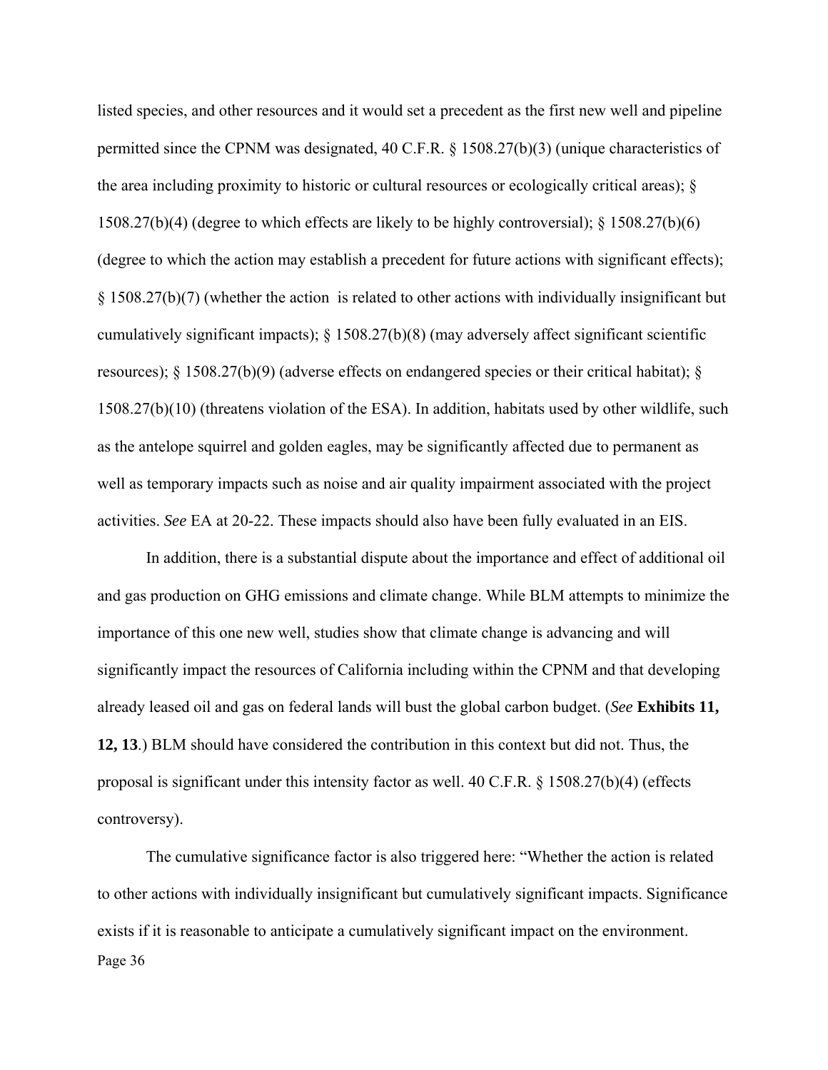listed species, and other resources and it would set a precedent as the first new well and pipeline permitted since the CPNM was designated, 40 C.F.R. § 1508.27(b)(3) (unique characteristics of the area including proximity to historic or cultural resources or ecologically critical areas); § 1508.27(b)(4) (degree to which effects are likely to be highly controversial); § 1508.27(b)(6) (degree to which the action may establish a precedent for future actions with significant effects); § 1508.27(b)(7) (whether the action is related to other actions with individually insignificant but cumulatively significant impacts); § 1508.27(b)(8) (may adversely affect significant scientific resources); § 1508.27(b)(9) (adverse effects on endangered species or their critical habitat); § 1508.27(b)(10) (threatens violation of the ESA). In addition, habitats used by other wildlife, such as the antelope squirrel and golden eagles, may be significantly affected due to permanent as well as temporary impacts such as noise and air quality impairment associated with the project activities. *See* EA at 20-22. These impacts should also have been fully evaluated in an EIS.

In addition, there is a substantial dispute about the importance and effect of additional oil and gas production on GHG emissions and climate change. While BLM attempts to minimize the importance of this one new well, studies show that climate change is advancing and will significantly impact the resources of California including within the CPNM and that developing already leased oil and gas on federal lands will bust the global carbon budget. (*See* **Exhibits 11, 12, 13**.) BLM should have considered the contribution in this context but did not. Thus, the proposal is significant under this intensity factor as well. 40 C.F.R. § 1508.27(b)(4) (effects controversy).

The cumulative significance factor is also triggered here: "Whether the action is related to other actions with individually insignificant but cumulatively significant impacts. Significance exists if it is reasonable to anticipate a cumulatively significant impact on the environment.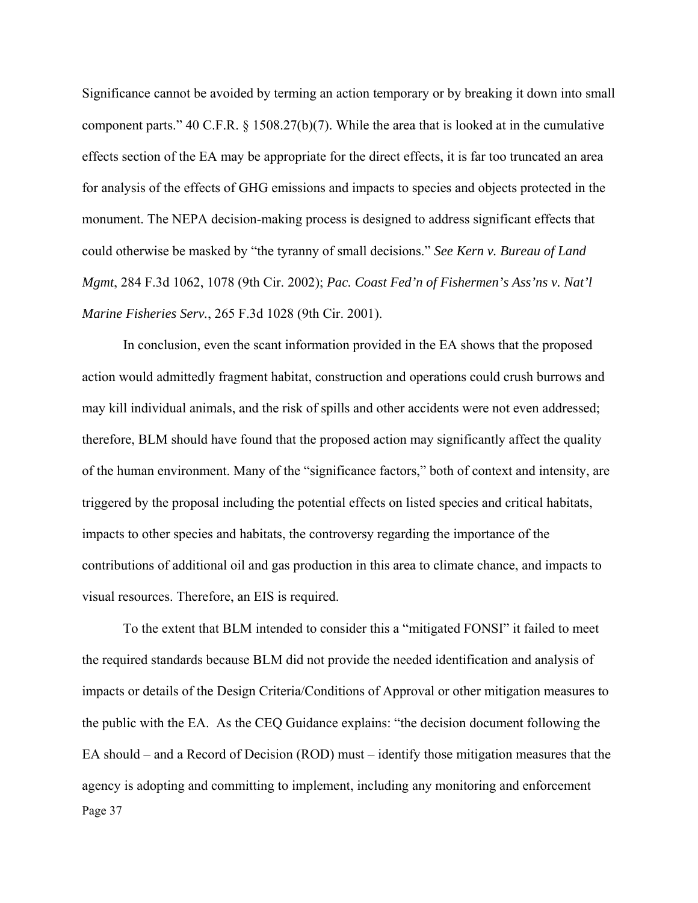Significance cannot be avoided by terming an action temporary or by breaking it down into small component parts." 40 C.F.R. § 1508.27(b)(7). While the area that is looked at in the cumulative effects section of the EA may be appropriate for the direct effects, it is far too truncated an area for analysis of the effects of GHG emissions and impacts to species and objects protected in the monument. The NEPA decision-making process is designed to address significant effects that could otherwise be masked by "the tyranny of small decisions." *See Kern v. Bureau of Land Mgmt*, 284 F.3d 1062, 1078 (9th Cir. 2002); *Pac. Coast Fed'n of Fishermen's Ass'ns v. Nat'l Marine Fisheries Serv.*, 265 F.3d 1028 (9th Cir. 2001).

In conclusion, even the scant information provided in the EA shows that the proposed action would admittedly fragment habitat, construction and operations could crush burrows and may kill individual animals, and the risk of spills and other accidents were not even addressed; therefore, BLM should have found that the proposed action may significantly affect the quality of the human environment. Many of the "significance factors," both of context and intensity, are triggered by the proposal including the potential effects on listed species and critical habitats, impacts to other species and habitats, the controversy regarding the importance of the contributions of additional oil and gas production in this area to climate chance, and impacts to visual resources. Therefore, an EIS is required.

To the extent that BLM intended to consider this a "mitigated FONSI" it failed to meet the required standards because BLM did not provide the needed identification and analysis of impacts or details of the Design Criteria/Conditions of Approval or other mitigation measures to the public with the EA. As the CEQ Guidance explains: "the decision document following the EA should – and a Record of Decision (ROD) must – identify those mitigation measures that the agency is adopting and committing to implement, including any monitoring and enforcement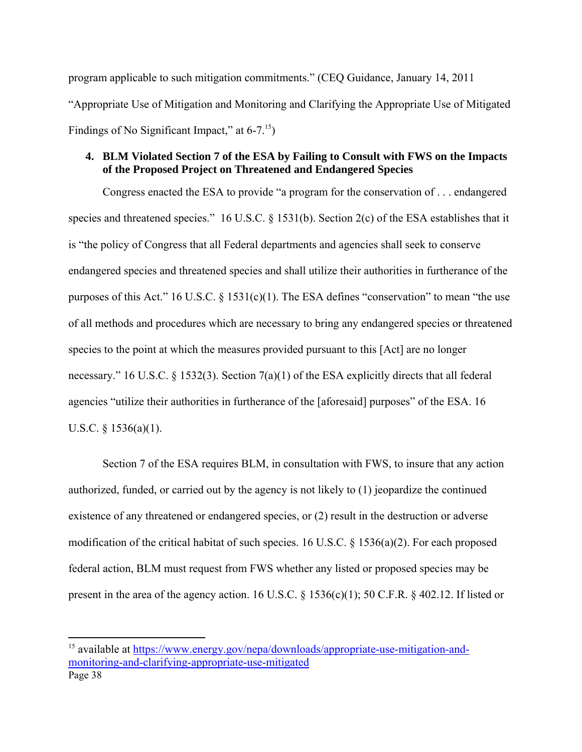program applicable to such mitigation commitments." (CEQ Guidance, January 14, 2011 "Appropriate Use of Mitigation and Monitoring and Clarifying the Appropriate Use of Mitigated Findings of No Significant Impact," at 6-7.[15])

### 4. BLM Violated Section 7 of the ESA by Failing to Consult with FWS on the Impacts of the Proposed Project on Threatened and Endangered Species

Congress enacted the ESA to provide "a program for the conservation of . . . endangered species and threatened species." 16 U.S.C. § 1531(b). Section 2(c) of the ESA establishes that it is "the policy of Congress that all Federal departments and agencies shall seek to conserve endangered species and threatened species and shall utilize their authorities in furtherance of the purposes of this Act." 16 U.S.C. § 1531(c)(1). The ESA defines "conservation" to mean "the use of all methods and procedures which are necessary to bring any endangered species or threatened species to the point at which the measures provided pursuant to this [Act] are no longer necessary." 16 U.S.C. § 1532(3). Section 7(a)(1) of the ESA explicitly directs that all federal agencies "utilize their authorities in furtherance of the [aforesaid] purposes" of the ESA. 16 U.S.C. § 1536(a)(1).

Section 7 of the ESA requires BLM, in consultation with FWS, to insure that any action authorized, funded, or carried out by the agency is not likely to (1) jeopardize the continued existence of any threatened or endangered species, or (2) result in the destruction or adverse modification of the critical habitat of such species. 16 U.S.C. § 1536(a)(2). For each proposed federal action, BLM must request from FWS whether any listed or proposed species may be present in the area of the agency action. 16 U.S.C. § 1536(c)(1); 50 C.F.R. § 402.12. If listed or

[15] available at https://www.energy.gov/nepa/downloads/appropriate-use-mitigation-and-monitoring-and-clarifying-appropriate-use-mitigated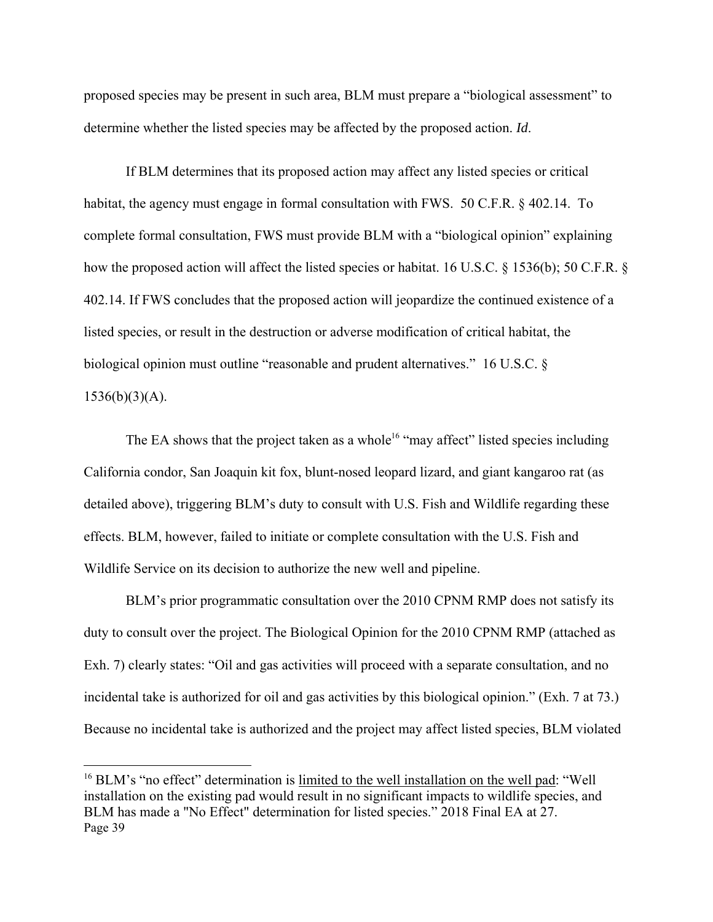proposed species may be present in such area, BLM must prepare a "biological assessment" to determine whether the listed species may be affected by the proposed action. *Id*.

If BLM determines that its proposed action may affect any listed species or critical habitat, the agency must engage in formal consultation with FWS. 50 C.F.R. § 402.14. To complete formal consultation, FWS must provide BLM with a "biological opinion" explaining how the proposed action will affect the listed species or habitat. 16 U.S.C. § 1536(b); 50 C.F.R. § 402.14. If FWS concludes that the proposed action will jeopardize the continued existence of a listed species, or result in the destruction or adverse modification of critical habitat, the biological opinion must outline "reasonable and prudent alternatives." 16 U.S.C. § 1536(b)(3)(A).

The EA shows that the project taken as a whole[16] "may affect" listed species including California condor, San Joaquin kit fox, blunt-nosed leopard lizard, and giant kangaroo rat (as detailed above), triggering BLM's duty to consult with U.S. Fish and Wildlife regarding these effects. BLM, however, failed to initiate or complete consultation with the U.S. Fish and Wildlife Service on its decision to authorize the new well and pipeline.

BLM's prior programmatic consultation over the 2010 CPNM RMP does not satisfy its duty to consult over the project. The Biological Opinion for the 2010 CPNM RMP (attached as Exh. 7) clearly states: "Oil and gas activities will proceed with a separate consultation, and no incidental take is authorized for oil and gas activities by this biological opinion." (Exh. 7 at 73.) Because no incidental take is authorized and the project may affect listed species, BLM violated

---

[16] BLM's "no effect" determination is <u>limited to the well installation on the well pad</u>: "Well installation on the existing pad would result in no significant impacts to wildlife species, and BLM has made a "No Effect" determination for listed species." 2018 Final EA at 27.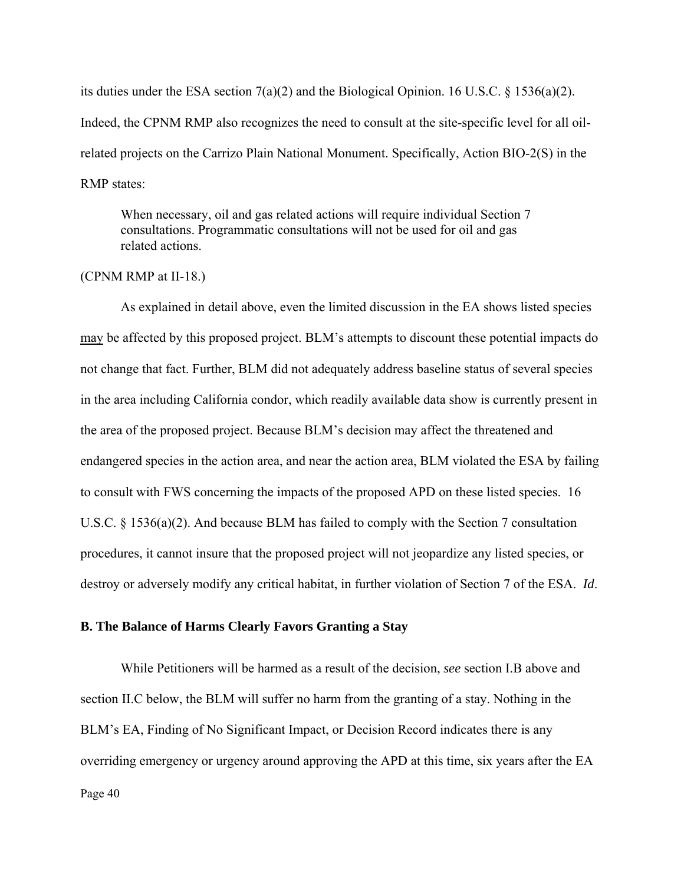its duties under the ESA section 7(a)(2) and the Biological Opinion. 16 U.S.C. § 1536(a)(2). Indeed, the CPNM RMP also recognizes the need to consult at the site-specific level for all oil-related projects on the Carrizo Plain National Monument. Specifically, Action BIO-2(S) in the RMP states:

> When necessary, oil and gas related actions will require individual Section 7 consultations. Programmatic consultations will not be used for oil and gas related actions.

(CPNM RMP at II-18.)

As explained in detail above, even the limited discussion in the EA shows listed species may be affected by this proposed project. BLM's attempts to discount these potential impacts do not change that fact. Further, BLM did not adequately address baseline status of several species in the area including California condor, which readily available data show is currently present in the area of the proposed project. Because BLM's decision may affect the threatened and endangered species in the action area, and near the action area, BLM violated the ESA by failing to consult with FWS concerning the impacts of the proposed APD on these listed species. 16 U.S.C. § 1536(a)(2). And because BLM has failed to comply with the Section 7 consultation procedures, it cannot insure that the proposed project will not jeopardize any listed species, or destroy or adversely modify any critical habitat, in further violation of Section 7 of the ESA. *Id*.

**B. The Balance of Harms Clearly Favors Granting a Stay**

While Petitioners will be harmed as a result of the decision, *see* section I.B above and section II.C below, the BLM will suffer no harm from the granting of a stay. Nothing in the BLM's EA, Finding of No Significant Impact, or Decision Record indicates there is any overriding emergency or urgency around approving the APD at this time, six years after the EA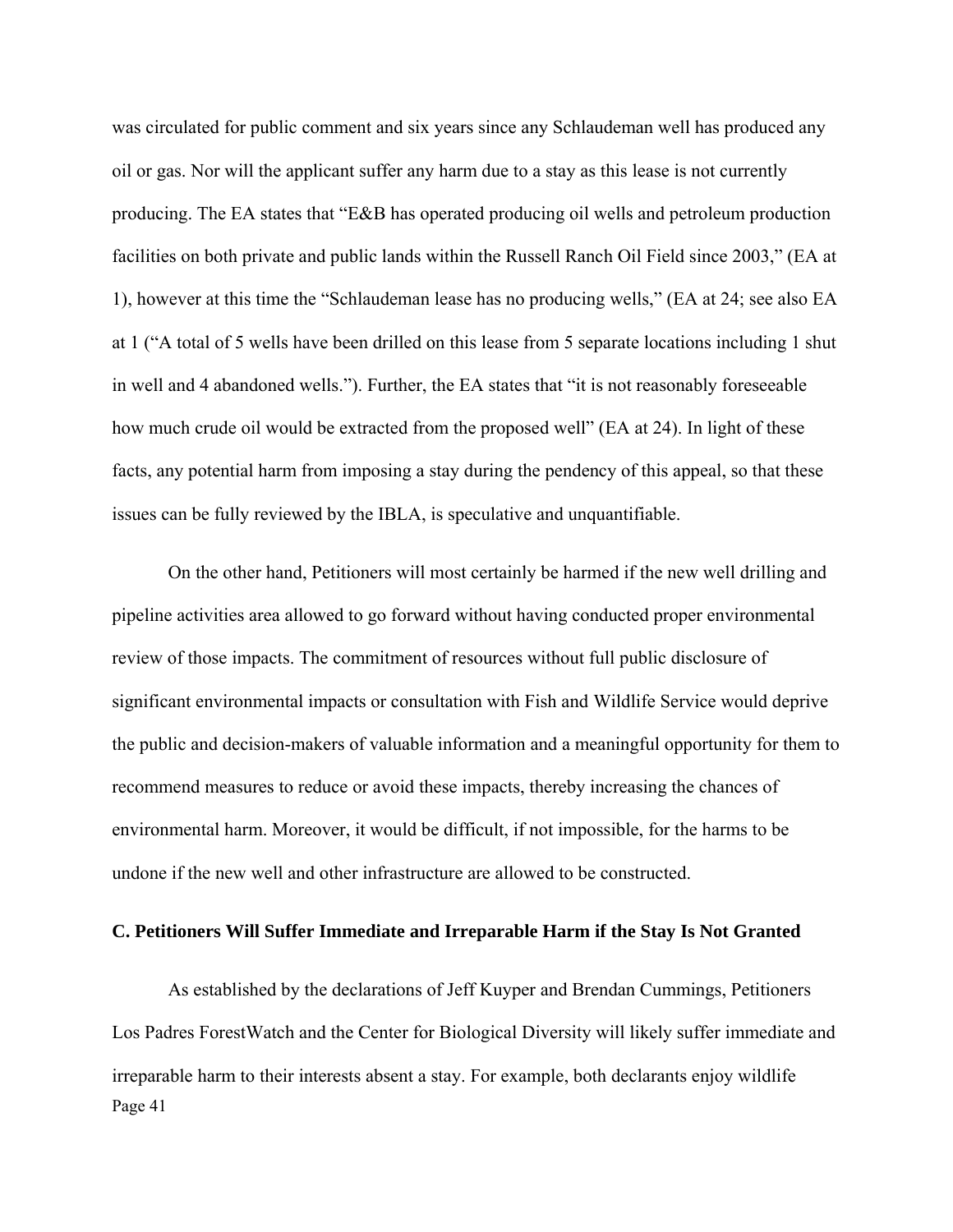was circulated for public comment and six years since any Schlaudeman well has produced any oil or gas. Nor will the applicant suffer any harm due to a stay as this lease is not currently producing. The EA states that "E&B has operated producing oil wells and petroleum production facilities on both private and public lands within the Russell Ranch Oil Field since 2003," (EA at 1), however at this time the "Schlaudeman lease has no producing wells," (EA at 24; see also EA at 1 ("A total of 5 wells have been drilled on this lease from 5 separate locations including 1 shut in well and 4 abandoned wells."). Further, the EA states that "it is not reasonably foreseeable how much crude oil would be extracted from the proposed well" (EA at 24). In light of these facts, any potential harm from imposing a stay during the pendency of this appeal, so that these issues can be fully reviewed by the IBLA, is speculative and unquantifiable.

On the other hand, Petitioners will most certainly be harmed if the new well drilling and pipeline activities area allowed to go forward without having conducted proper environmental review of those impacts. The commitment of resources without full public disclosure of significant environmental impacts or consultation with Fish and Wildlife Service would deprive the public and decision-makers of valuable information and a meaningful opportunity for them to recommend measures to reduce or avoid these impacts, thereby increasing the chances of environmental harm. Moreover, it would be difficult, if not impossible, for the harms to be undone if the new well and other infrastructure are allowed to be constructed.

### C. Petitioners Will Suffer Immediate and Irreparable Harm if the Stay Is Not Granted

As established by the declarations of Jeff Kuyper and Brendan Cummings, Petitioners Los Padres ForestWatch and the Center for Biological Diversity will likely suffer immediate and irreparable harm to their interests absent a stay. For example, both declarants enjoy wildlife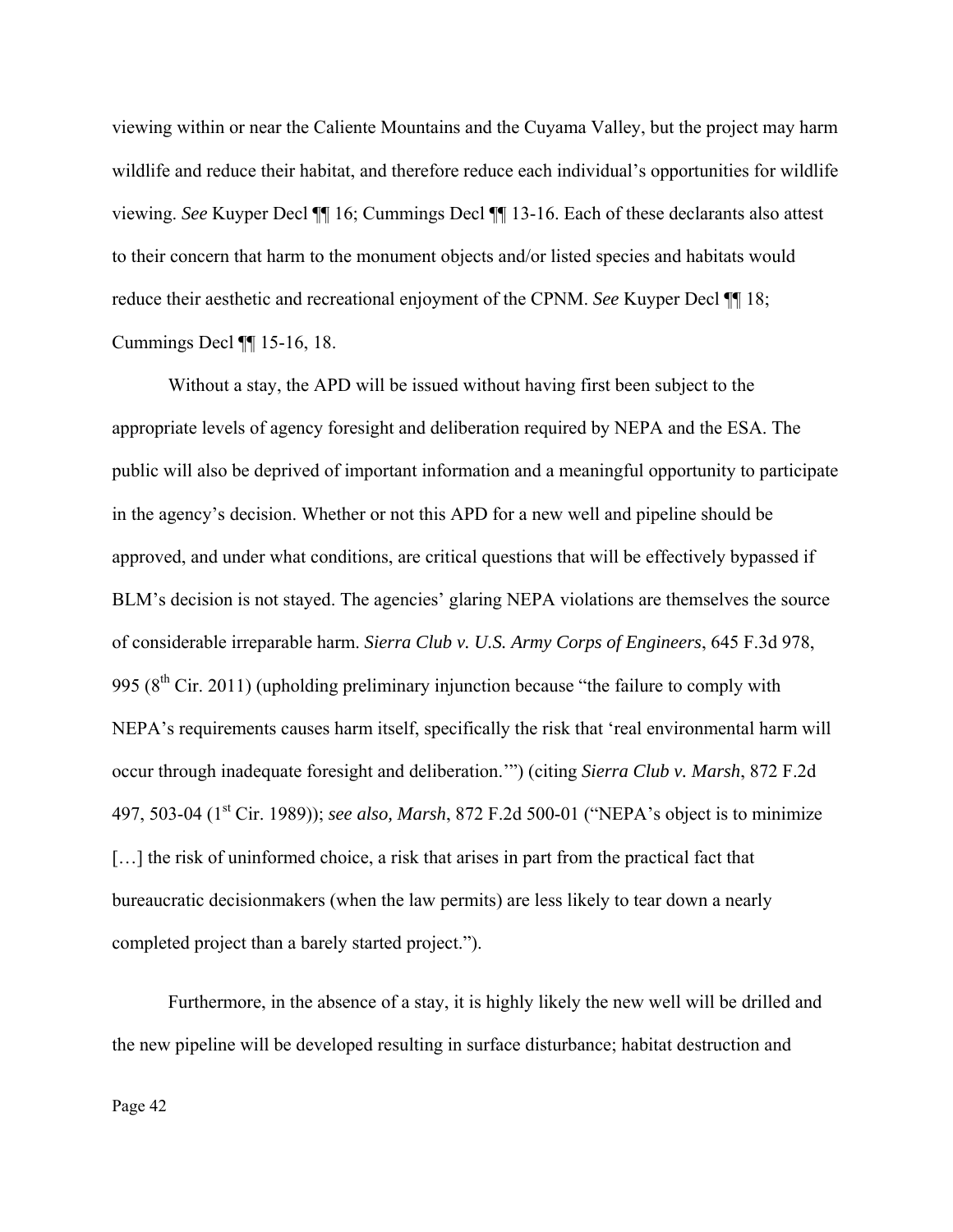viewing within or near the Caliente Mountains and the Cuyama Valley, but the project may harm wildlife and reduce their habitat, and therefore reduce each individual's opportunities for wildlife viewing. *See* Kuyper Decl ¶¶ 16; Cummings Decl ¶¶ 13-16. Each of these declarants also attest to their concern that harm to the monument objects and/or listed species and habitats would reduce their aesthetic and recreational enjoyment of the CPNM. *See* Kuyper Decl ¶¶ 18; Cummings Decl ¶¶ 15-16, 18.

Without a stay, the APD will be issued without having first been subject to the appropriate levels of agency foresight and deliberation required by NEPA and the ESA. The public will also be deprived of important information and a meaningful opportunity to participate in the agency's decision. Whether or not this APD for a new well and pipeline should be approved, and under what conditions, are critical questions that will be effectively bypassed if BLM's decision is not stayed. The agencies' glaring NEPA violations are themselves the source of considerable irreparable harm. *Sierra Club v. U.S. Army Corps of Engineers*, 645 F.3d 978, 995 (8th Cir. 2011) (upholding preliminary injunction because "the failure to comply with NEPA's requirements causes harm itself, specifically the risk that 'real environmental harm will occur through inadequate foresight and deliberation.'") (citing *Sierra Club v. Marsh*, 872 F.2d 497, 503-04 (1st Cir. 1989)); *see also, Marsh*, 872 F.2d 500-01 ("NEPA's object is to minimize [...] the risk of uninformed choice, a risk that arises in part from the practical fact that bureaucratic decisionmakers (when the law permits) are less likely to tear down a nearly completed project than a barely started project.").

Furthermore, in the absence of a stay, it is highly likely the new well will be drilled and the new pipeline will be developed resulting in surface disturbance; habitat destruction and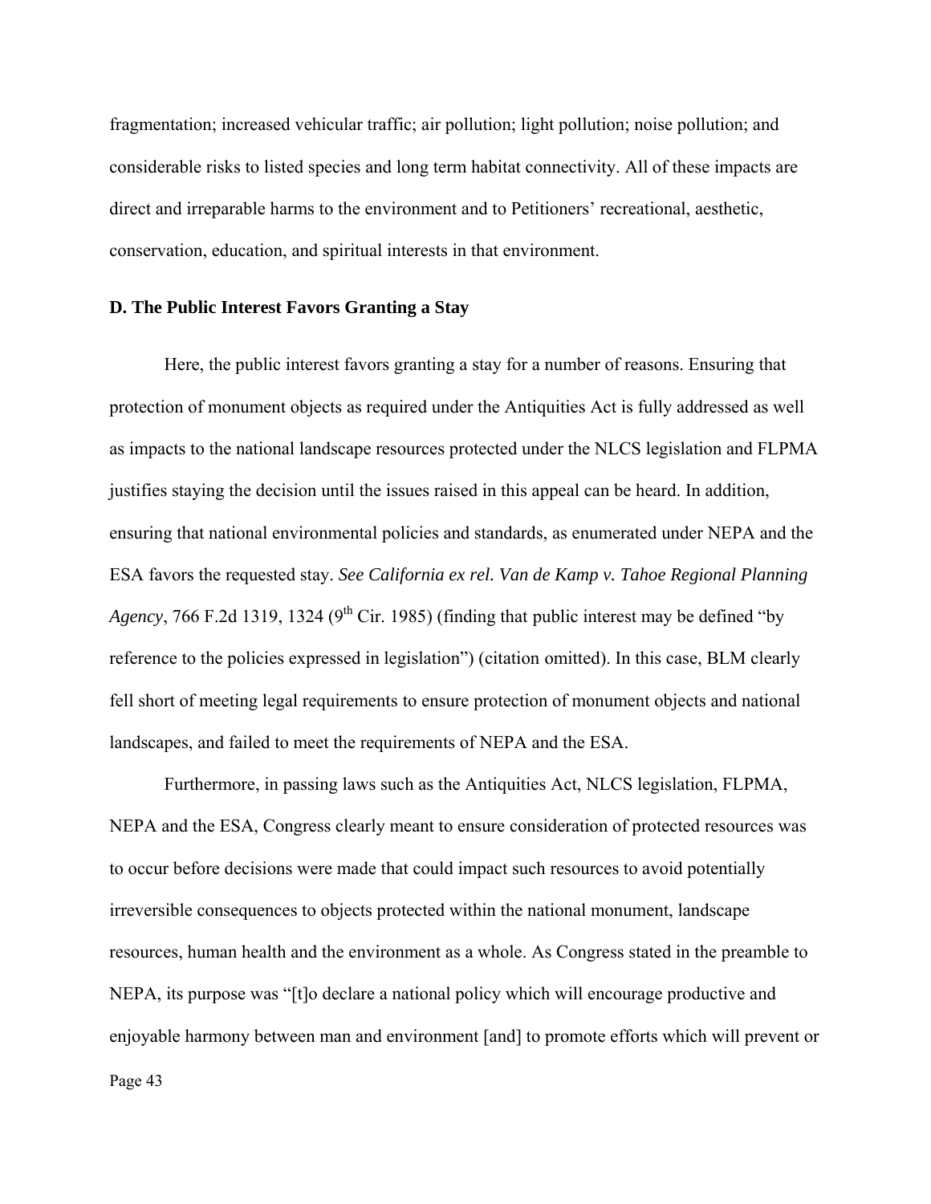fragmentation; increased vehicular traffic; air pollution; light pollution; noise pollution; and considerable risks to listed species and long term habitat connectivity. All of these impacts are direct and irreparable harms to the environment and to Petitioners' recreational, aesthetic, conservation, education, and spiritual interests in that environment.

**D. The Public Interest Favors Granting a Stay**

Here, the public interest favors granting a stay for a number of reasons. Ensuring that protection of monument objects as required under the Antiquities Act is fully addressed as well as impacts to the national landscape resources protected under the NLCS legislation and FLPMA justifies staying the decision until the issues raised in this appeal can be heard. In addition, ensuring that national environmental policies and standards, as enumerated under NEPA and the ESA favors the requested stay. *See California ex rel. Van de Kamp v. Tahoe Regional Planning Agency*, 766 F.2d 1319, 1324 (9th Cir. 1985) (finding that public interest may be defined "by reference to the policies expressed in legislation") (citation omitted). In this case, BLM clearly fell short of meeting legal requirements to ensure protection of monument objects and national landscapes, and failed to meet the requirements of NEPA and the ESA.

Furthermore, in passing laws such as the Antiquities Act, NLCS legislation, FLPMA, NEPA and the ESA, Congress clearly meant to ensure consideration of protected resources was to occur before decisions were made that could impact such resources to avoid potentially irreversible consequences to objects protected within the national monument, landscape resources, human health and the environment as a whole. As Congress stated in the preamble to NEPA, its purpose was "[t]o declare a national policy which will encourage productive and enjoyable harmony between man and environment [and] to promote efforts which will prevent or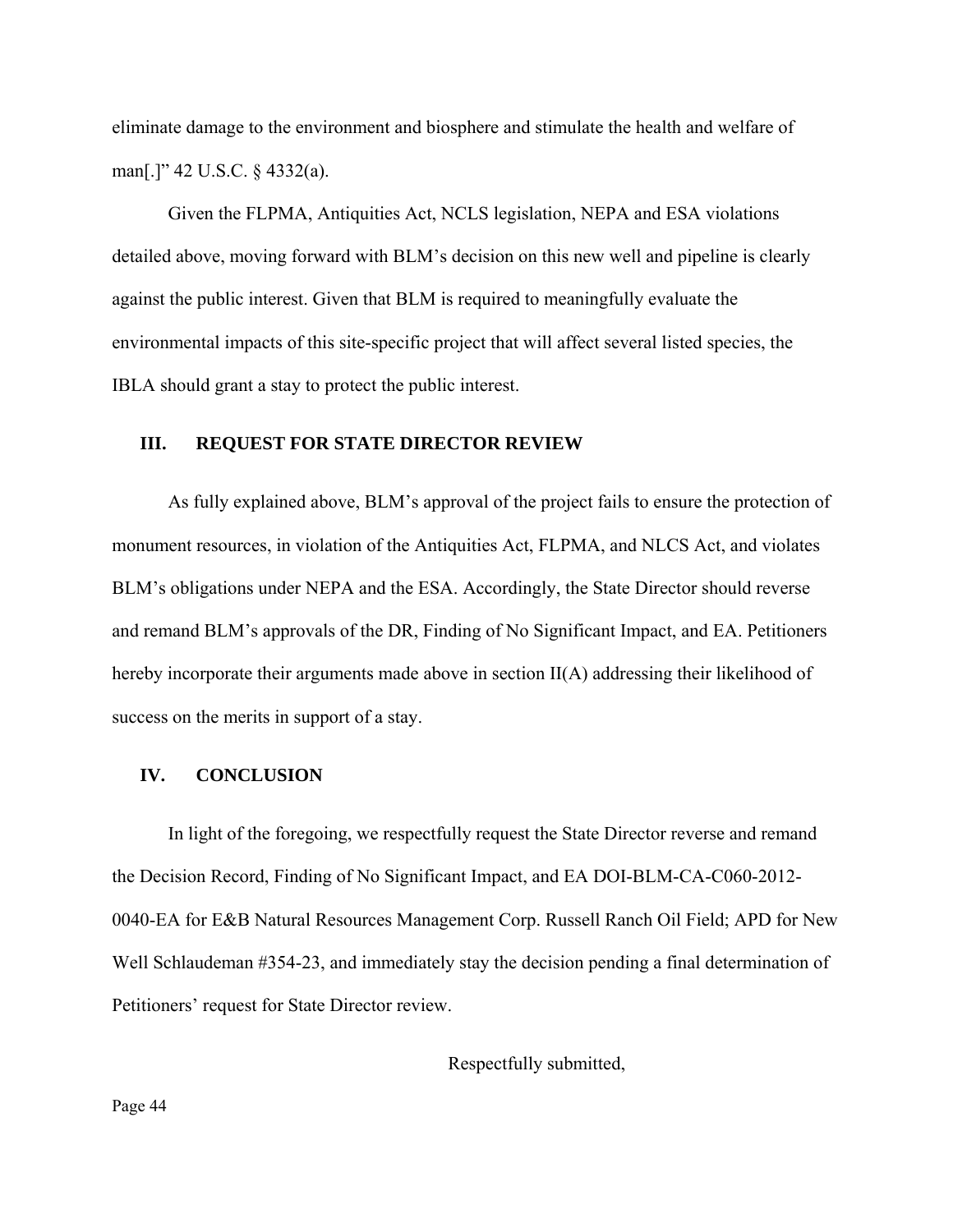eliminate damage to the environment and biosphere and stimulate the health and welfare of man[.]" 42 U.S.C. § 4332(a).

Given the FLPMA, Antiquities Act, NCLS legislation, NEPA and ESA violations detailed above, moving forward with BLM's decision on this new well and pipeline is clearly against the public interest. Given that BLM is required to meaningfully evaluate the environmental impacts of this site-specific project that will affect several listed species, the IBLA should grant a stay to protect the public interest.

## III. REQUEST FOR STATE DIRECTOR REVIEW

As fully explained above, BLM's approval of the project fails to ensure the protection of monument resources, in violation of the Antiquities Act, FLPMA, and NLCS Act, and violates BLM's obligations under NEPA and the ESA. Accordingly, the State Director should reverse and remand BLM's approvals of the DR, Finding of No Significant Impact, and EA. Petitioners hereby incorporate their arguments made above in section II(A) addressing their likelihood of success on the merits in support of a stay.

## IV. CONCLUSION

In light of the foregoing, we respectfully request the State Director reverse and remand the Decision Record, Finding of No Significant Impact, and EA DOI-BLM-CA-C060-2012-0040-EA for E&B Natural Resources Management Corp. Russell Ranch Oil Field; APD for New Well Schlaudeman #354-23, and immediately stay the decision pending a final determination of Petitioners' request for State Director review.

Respectfully submitted,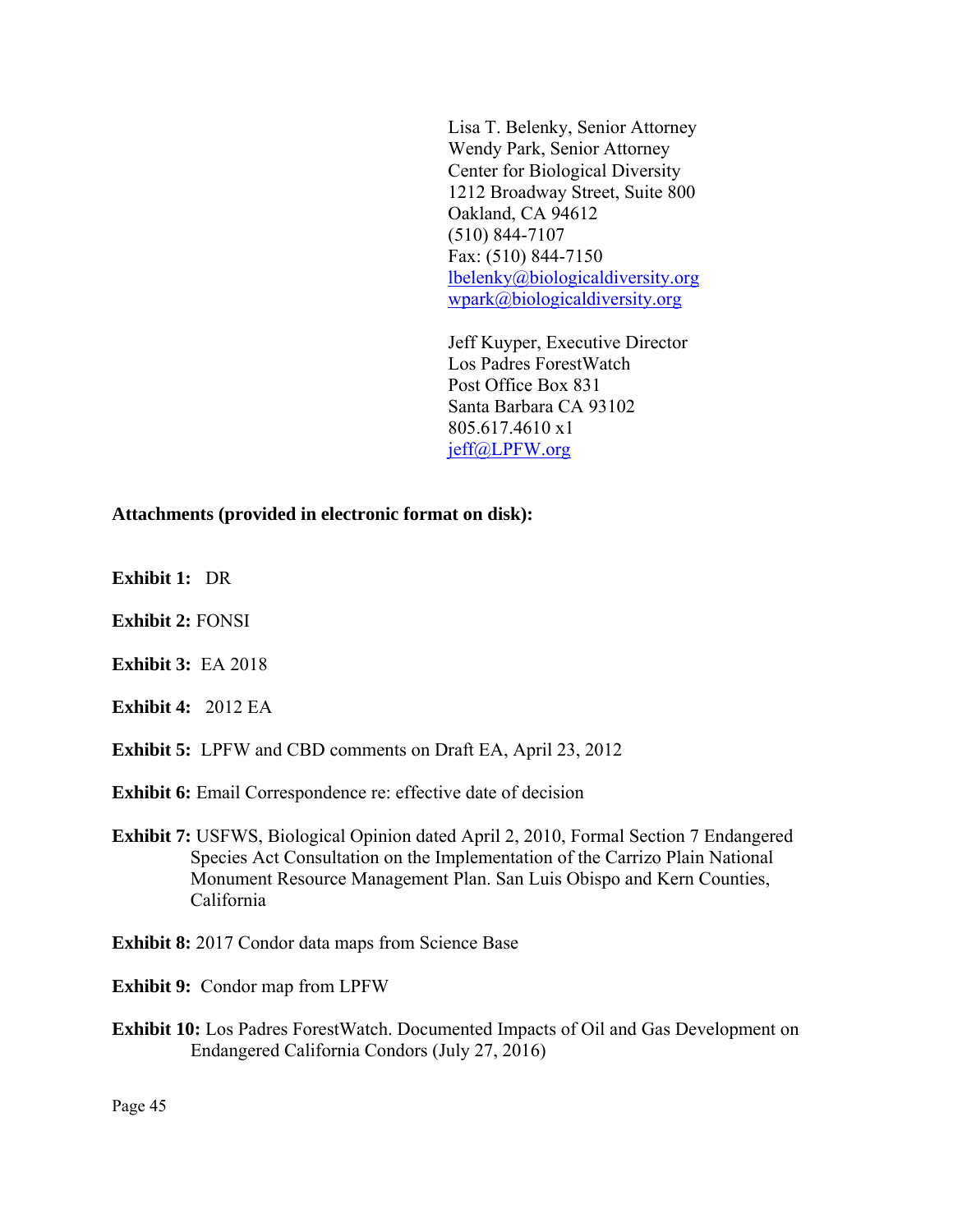Lisa T. Belenky, Senior Attorney
Wendy Park, Senior Attorney
Center for Biological Diversity
1212 Broadway Street, Suite 800
Oakland, CA 94612
(510) 844-7107
Fax: (510) 844-7150
lbelenky@biologicaldiversity.org
wpark@biologicaldiversity.org

Jeff Kuyper, Executive Director
Los Padres ForestWatch
Post Office Box 831
Santa Barbara CA 93102
805.617.4610 x1
jeff@LPFW.org

**Attachments (provided in electronic format on disk):**

**Exhibit 1:** DR

**Exhibit 2:** FONSI

**Exhibit 3:** EA 2018

**Exhibit 4:** 2012 EA

**Exhibit 5:** LPFW and CBD comments on Draft EA, April 23, 2012

**Exhibit 6:** Email Correspondence re: effective date of decision

**Exhibit 7:** USFWS, Biological Opinion dated April 2, 2010, Formal Section 7 Endangered Species Act Consultation on the Implementation of the Carrizo Plain National Monument Resource Management Plan. San Luis Obispo and Kern Counties, California

**Exhibit 8:** 2017 Condor data maps from Science Base

**Exhibit 9:** Condor map from LPFW

**Exhibit 10:** Los Padres ForestWatch. Documented Impacts of Oil and Gas Development on Endangered California Condors (July 27, 2016)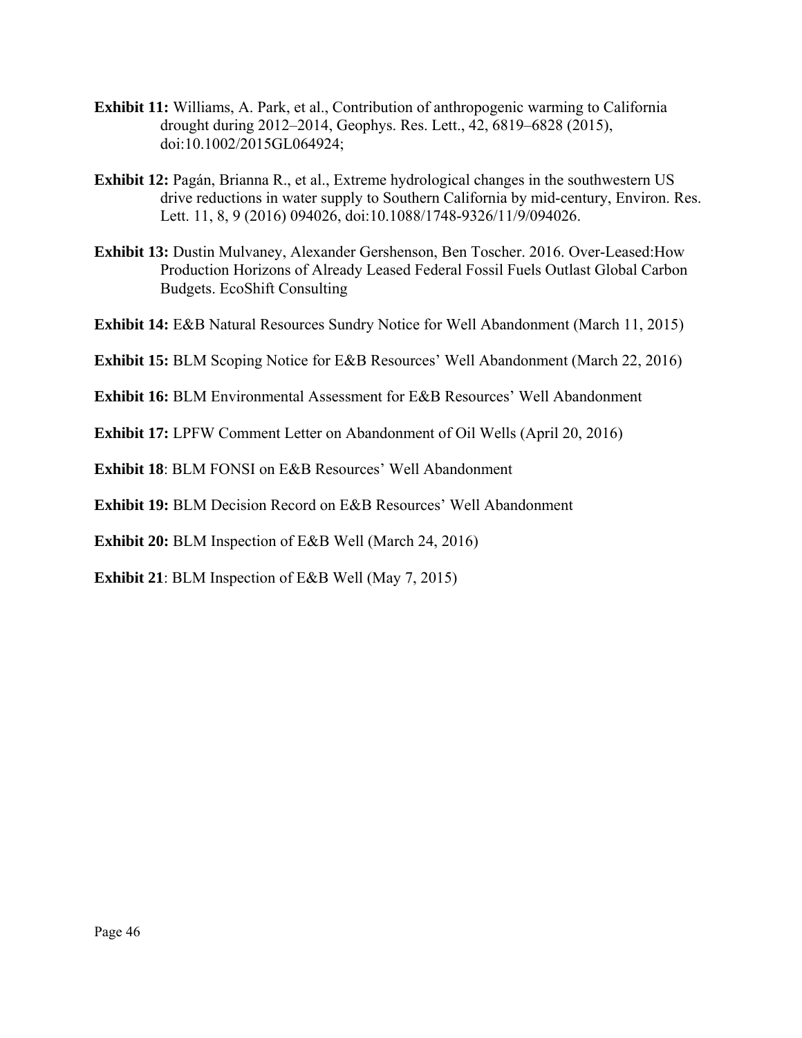**Exhibit 11:** Williams, A. Park, et al., Contribution of anthropogenic warming to California drought during 2012–2014, Geophys. Res. Lett., 42, 6819–6828 (2015), doi:10.1002/2015GL064924;

**Exhibit 12:** Pagán, Brianna R., et al., Extreme hydrological changes in the southwestern US drive reductions in water supply to Southern California by mid-century, Environ. Res. Lett. 11, 8, 9 (2016) 094026, doi:10.1088/1748-9326/11/9/094026.

**Exhibit 13:** Dustin Mulvaney, Alexander Gershenson, Ben Toscher. 2016. Over-Leased:How Production Horizons of Already Leased Federal Fossil Fuels Outlast Global Carbon Budgets. EcoShift Consulting

**Exhibit 14:** E&B Natural Resources Sundry Notice for Well Abandonment (March 11, 2015)

**Exhibit 15:** BLM Scoping Notice for E&B Resources' Well Abandonment (March 22, 2016)

**Exhibit 16:** BLM Environmental Assessment for E&B Resources' Well Abandonment

**Exhibit 17:** LPFW Comment Letter on Abandonment of Oil Wells (April 20, 2016)

**Exhibit 18**: BLM FONSI on E&B Resources' Well Abandonment

**Exhibit 19:** BLM Decision Record on E&B Resources' Well Abandonment

**Exhibit 20:** BLM Inspection of E&B Well (March 24, 2016)

**Exhibit 21**: BLM Inspection of E&B Well (May 7, 2015)